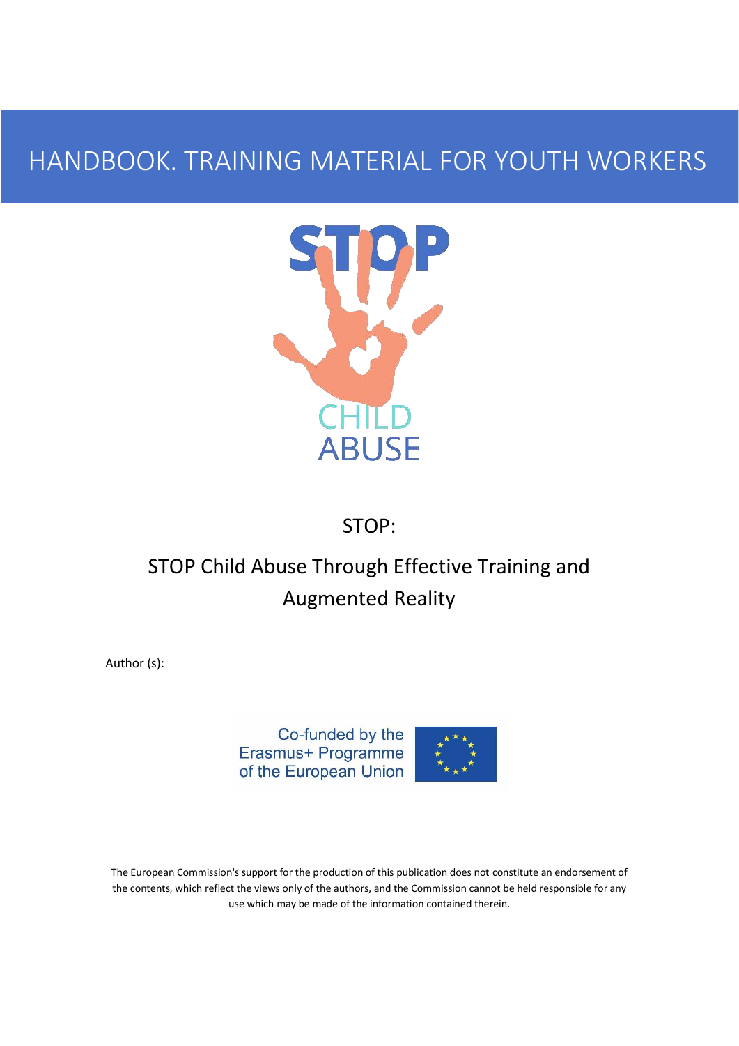# HANDBOOK. TRAINING MATERIAL FOR YOUTH WORKERS

STOP CHILD ABUSE

## STOP:

## STOP Child Abuse Through Effective Training and Augmented Reality

Author (s):

Co-funded by the Erasmus+ Programme of the European Union

The European Commission's support for the production of this publication does not constitute an endorsement of the contents, which reflect the views only of the authors, and the Commission cannot be held responsible for any use which may be made of the information contained therein.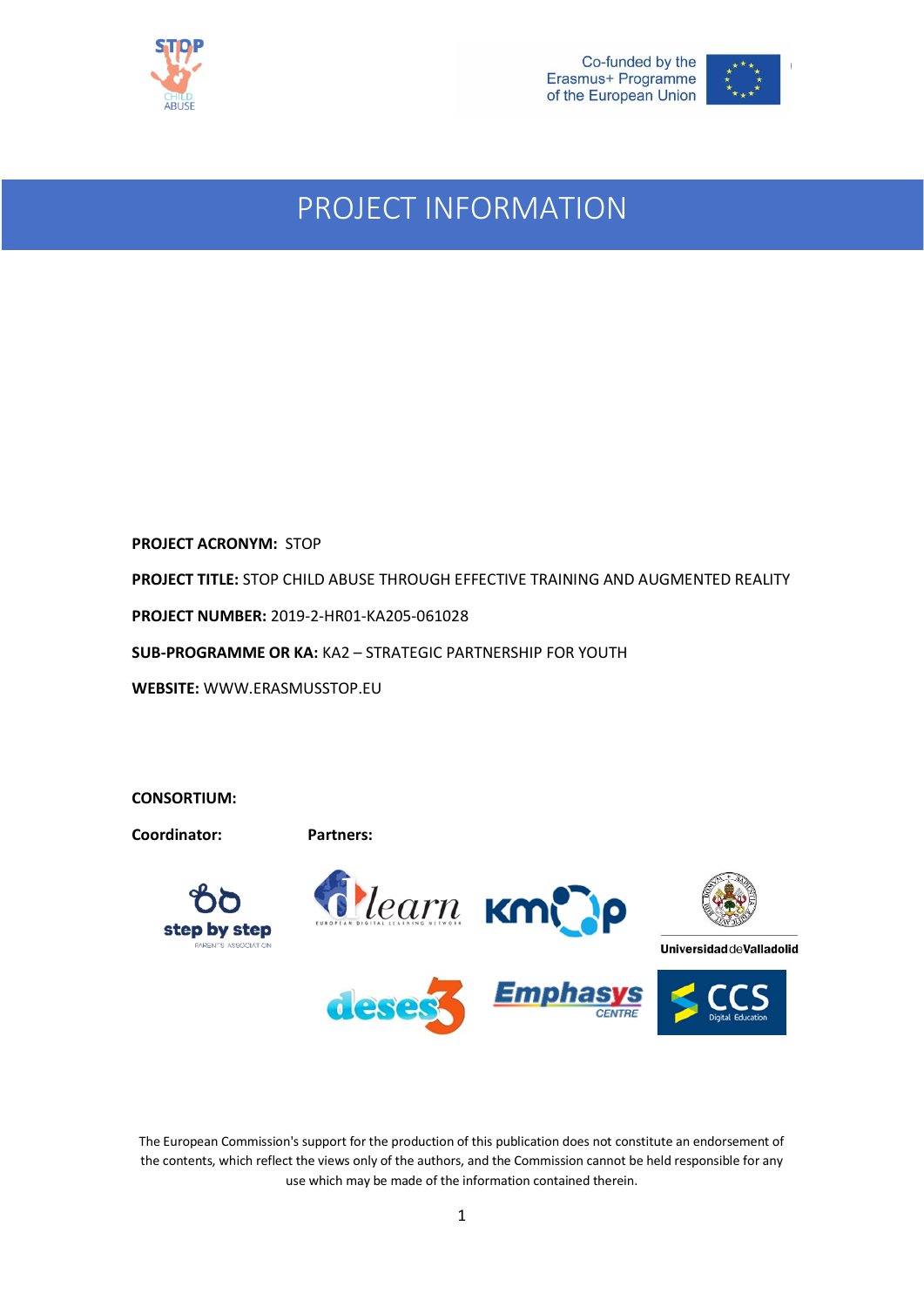# PROJECT INFORMATION

**PROJECT ACRONYM:** STOP

**PROJECT TITLE:** STOP CHILD ABUSE THROUGH EFFECTIVE TRAINING AND AUGMENTED REALITY

**PROJECT NUMBER:** 2019-2-HR01-KA205-061028

**SUB-PROGRAMME OR KA:** KA2 – STRATEGIC PARTNERSHIP FOR YOUTH

**WEBSITE:** WWW.ERASMUSSTOP.EU

**CONSORTIUM:**

**Coordinator:**

**Partners:**

The European Commission's support for the production of this publication does not constitute an endorsement of the contents, which reflect the views only of the authors, and the Commission cannot be held responsible for any use which may be made of the information contained therein.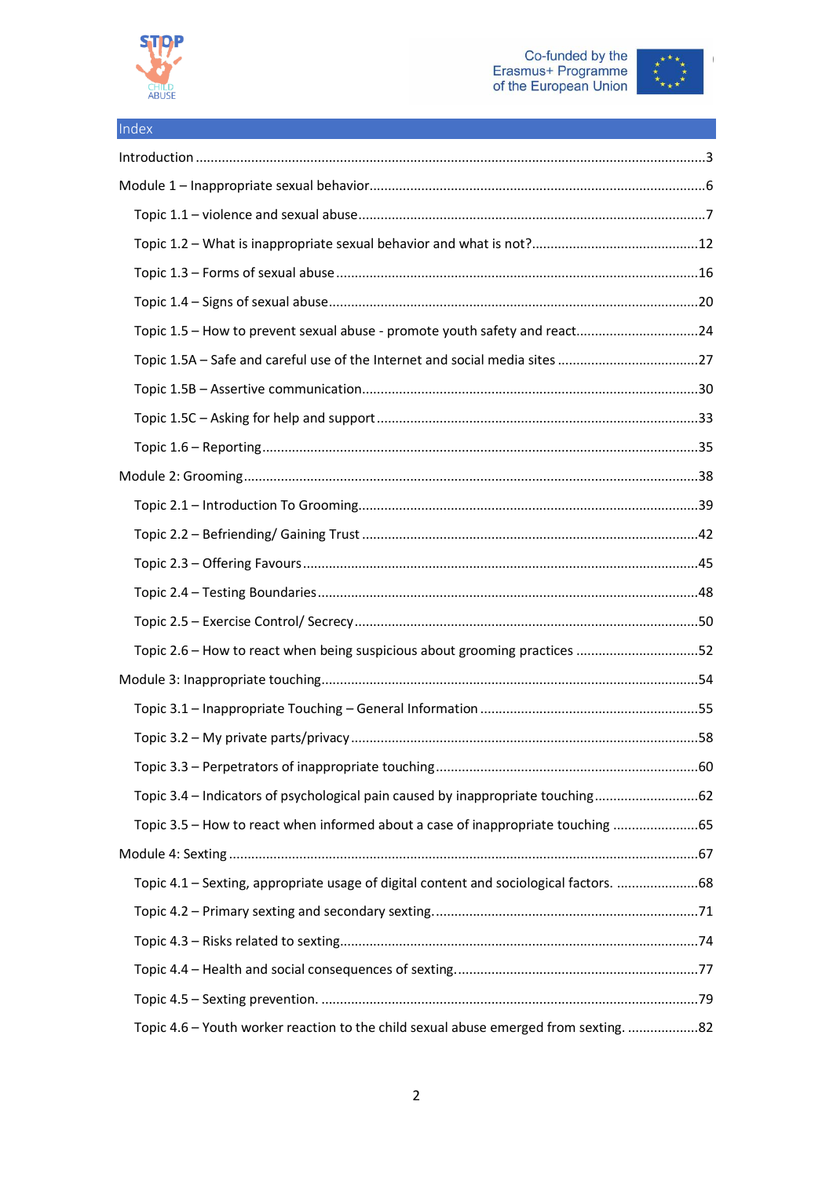## Index

Introduction ..... 3

Module 1 – Inappropriate sexual behavior ..... 6

- Topic 1.1 – violence and sexual abuse ..... 7
- Topic 1.2 – What is inappropriate sexual behavior and what is not? ..... 12
- Topic 1.3 – Forms of sexual abuse ..... 16
- Topic 1.4 – Signs of sexual abuse ..... 20
- Topic 1.5 – How to prevent sexual abuse - promote youth safety and react ..... 24
- Topic 1.5A – Safe and careful use of the Internet and social media sites ..... 27
- Topic 1.5B – Assertive communication ..... 30
- Topic 1.5C – Asking for help and support ..... 33
- Topic 1.6 – Reporting ..... 35

Module 2: Grooming ..... 38

- Topic 2.1 – Introduction To Grooming ..... 39
- Topic 2.2 – Befriending/ Gaining Trust ..... 42
- Topic 2.3 – Offering Favours ..... 45
- Topic 2.4 – Testing Boundaries ..... 48
- Topic 2.5 – Exercise Control/ Secrecy ..... 50
- Topic 2.6 – How to react when being suspicious about grooming practices ..... 52

Module 3: Inappropriate touching ..... 54

- Topic 3.1 – Inappropriate Touching – General Information ..... 55
- Topic 3.2 – My private parts/privacy ..... 58
- Topic 3.3 – Perpetrators of inappropriate touching ..... 60
- Topic 3.4 – Indicators of psychological pain caused by inappropriate touching ..... 62
- Topic 3.5 – How to react when informed about a case of inappropriate touching ..... 65

Module 4: Sexting ..... 67

- Topic 4.1 – Sexting, appropriate usage of digital content and sociological factors. ..... 68
- Topic 4.2 – Primary sexting and secondary sexting. ..... 71
- Topic 4.3 – Risks related to sexting ..... 74
- Topic 4.4 – Health and social consequences of sexting. ..... 77
- Topic 4.5 – Sexting prevention. ..... 79
- Topic 4.6 – Youth worker reaction to the child sexual abuse emerged from sexting. ..... 82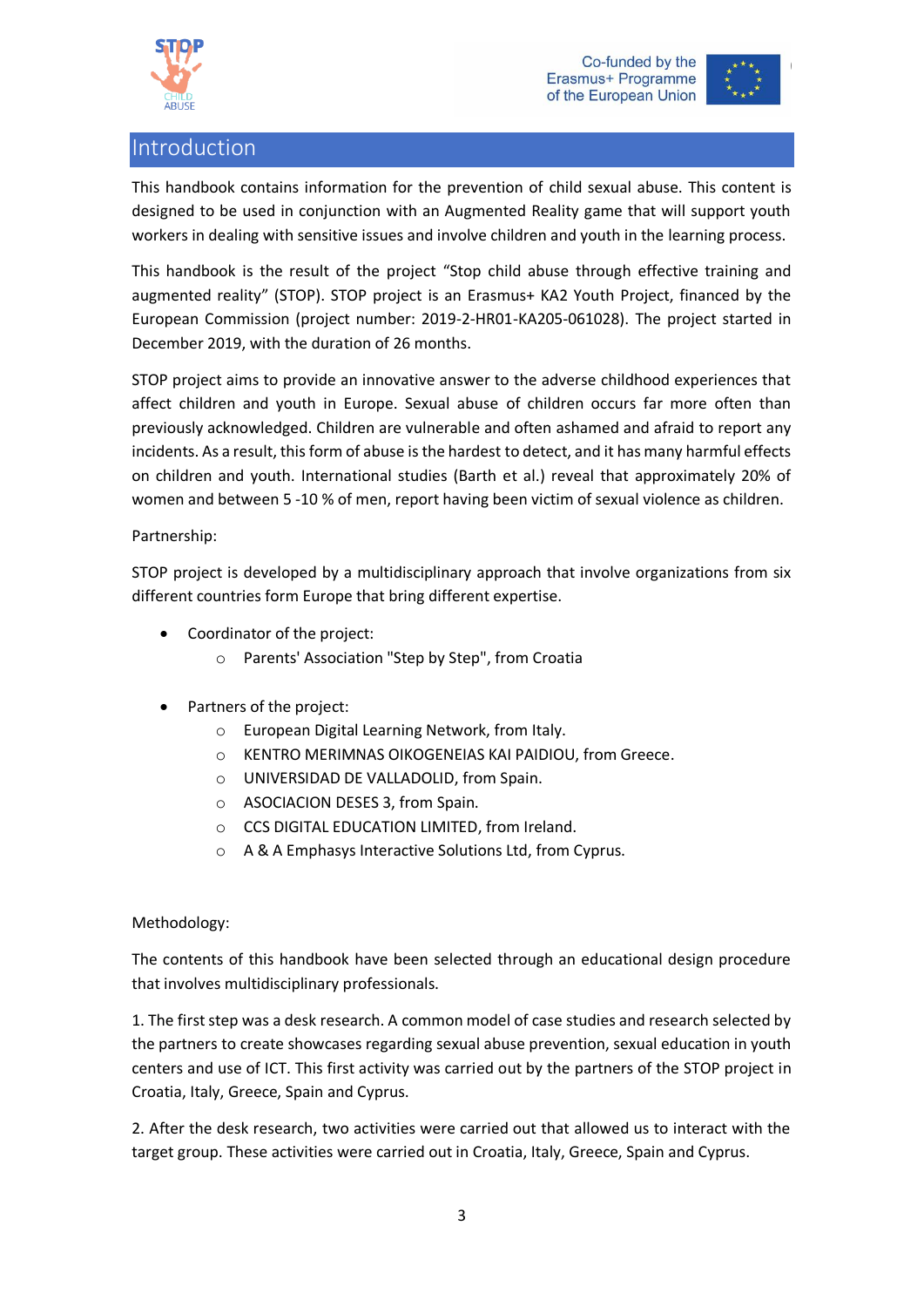# Introduction

This handbook contains information for the prevention of child sexual abuse. This content is designed to be used in conjunction with an Augmented Reality game that will support youth workers in dealing with sensitive issues and involve children and youth in the learning process.

This handbook is the result of the project "Stop child abuse through effective training and augmented reality" (STOP). STOP project is an Erasmus+ KA2 Youth Project, financed by the European Commission (project number: 2019-2-HR01-KA205-061028). The project started in December 2019, with the duration of 26 months.

STOP project aims to provide an innovative answer to the adverse childhood experiences that affect children and youth in Europe. Sexual abuse of children occurs far more often than previously acknowledged. Children are vulnerable and often ashamed and afraid to report any incidents. As a result, this form of abuse is the hardest to detect, and it has many harmful effects on children and youth. International studies (Barth et al.) reveal that approximately 20% of women and between 5 -10 % of men, report having been victim of sexual violence as children.

Partnership:

STOP project is developed by a multidisciplinary approach that involve organizations from six different countries form Europe that bring different expertise.

- Coordinator of the project:
  - Parents' Association "Step by Step", from Croatia

- Partners of the project:
  - European Digital Learning Network, from Italy.
  - KENTRO MERIMNAS OIKOGENEIAS KAI PAIDIOU, from Greece.
  - UNIVERSIDAD DE VALLADOLID, from Spain.
  - ASOCIACION DESES 3, from Spain.
  - CCS DIGITAL EDUCATION LIMITED, from Ireland.
  - A & A Emphasys Interactive Solutions Ltd, from Cyprus.

Methodology:

The contents of this handbook have been selected through an educational design procedure that involves multidisciplinary professionals.

1. The first step was a desk research. A common model of case studies and research selected by the partners to create showcases regarding sexual abuse prevention, sexual education in youth centers and use of ICT. This first activity was carried out by the partners of the STOP project in Croatia, Italy, Greece, Spain and Cyprus.

2. After the desk research, two activities were carried out that allowed us to interact with the target group. These activities were carried out in Croatia, Italy, Greece, Spain and Cyprus.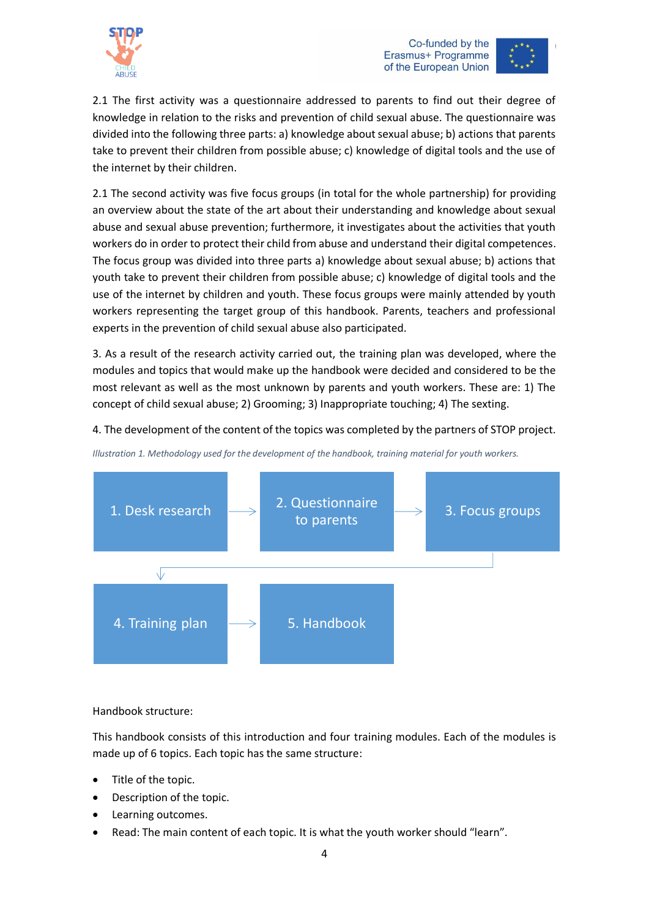2.1 The first activity was a questionnaire addressed to parents to find out their degree of knowledge in relation to the risks and prevention of child sexual abuse. The questionnaire was divided into the following three parts: a) knowledge about sexual abuse; b) actions that parents take to prevent their children from possible abuse; c) knowledge of digital tools and the use of the internet by their children.

2.1 The second activity was five focus groups (in total for the whole partnership) for providing an overview about the state of the art about their understanding and knowledge about sexual abuse and sexual abuse prevention; furthermore, it investigates about the activities that youth workers do in order to protect their child from abuse and understand their digital competences. The focus group was divided into three parts a) knowledge about sexual abuse; b) actions that youth take to prevent their children from possible abuse; c) knowledge of digital tools and the use of the internet by children and youth. These focus groups were mainly attended by youth workers representing the target group of this handbook. Parents, teachers and professional experts in the prevention of child sexual abuse also participated.

3. As a result of the research activity carried out, the training plan was developed, where the modules and topics that would make up the handbook were decided and considered to be the most relevant as well as the most unknown by parents and youth workers. These are: 1) The concept of child sexual abuse; 2) Grooming; 3) Inappropriate touching; 4) The sexting.

4. The development of the content of the topics was completed by the partners of STOP project.

*Illustration 1. Methodology used for the development of the handbook, training material for youth workers.*

1. Desk research → 2. Questionnaire to parents → 3. Focus groups → 4. Training plan → 5. Handbook

Handbook structure:

This handbook consists of this introduction and four training modules. Each of the modules is made up of 6 topics. Each topic has the same structure:

- Title of the topic.
- Description of the topic.
- Learning outcomes.
- Read: The main content of each topic. It is what the youth worker should "learn".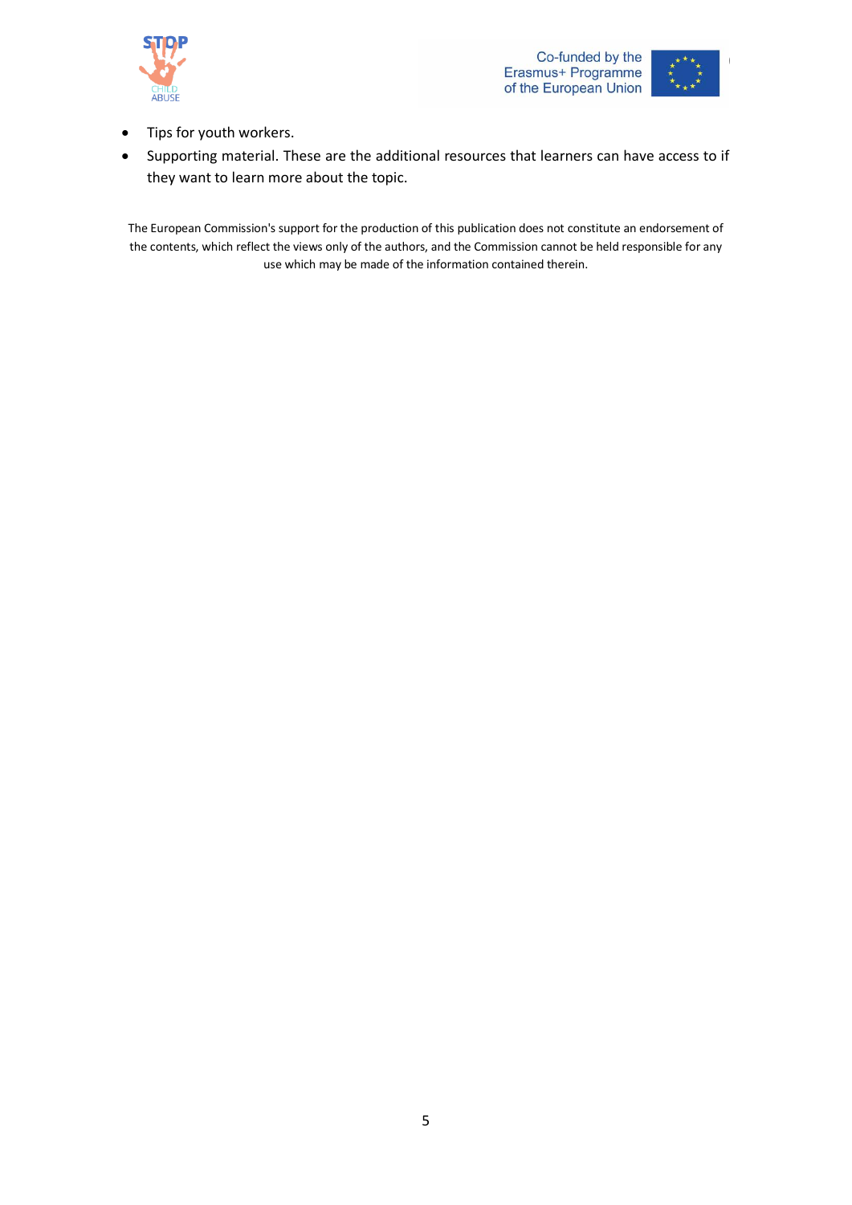- Tips for youth workers.
- Supporting material. These are the additional resources that learners can have access to if they want to learn more about the topic.

The European Commission's support for the production of this publication does not constitute an endorsement of the contents, which reflect the views only of the authors, and the Commission cannot be held responsible for any use which may be made of the information contained therein.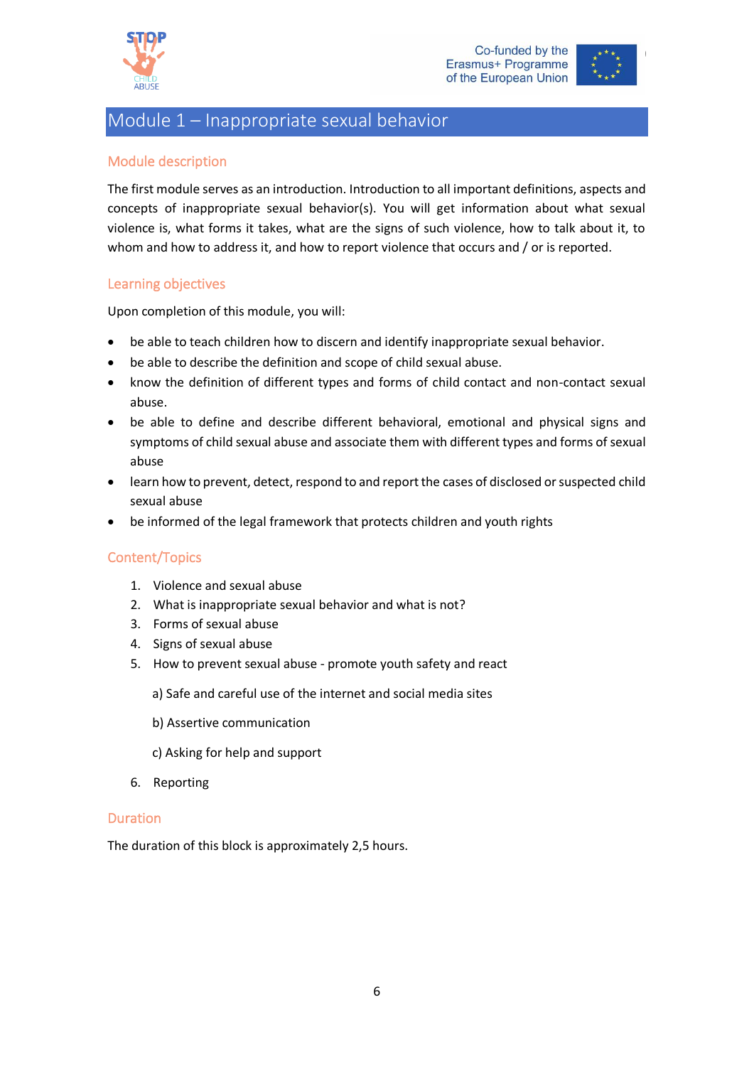# Module 1 – Inappropriate sexual behavior

## Module description

The first module serves as an introduction. Introduction to all important definitions, aspects and concepts of inappropriate sexual behavior(s). You will get information about what sexual violence is, what forms it takes, what are the signs of such violence, how to talk about it, to whom and how to address it, and how to report violence that occurs and / or is reported.

## Learning objectives

Upon completion of this module, you will:

- be able to teach children how to discern and identify inappropriate sexual behavior.
- be able to describe the definition and scope of child sexual abuse.
- know the definition of different types and forms of child contact and non-contact sexual abuse.
- be able to define and describe different behavioral, emotional and physical signs and symptoms of child sexual abuse and associate them with different types and forms of sexual abuse
- learn how to prevent, detect, respond to and report the cases of disclosed or suspected child sexual abuse
- be informed of the legal framework that protects children and youth rights

## Content/Topics

1. Violence and sexual abuse
2. What is inappropriate sexual behavior and what is not?
3. Forms of sexual abuse
4. Signs of sexual abuse
5. How to prevent sexual abuse - promote youth safety and react

   a) Safe and careful use of the internet and social media sites

   b) Assertive communication

   c) Asking for help and support

6. Reporting

## Duration

The duration of this block is approximately 2,5 hours.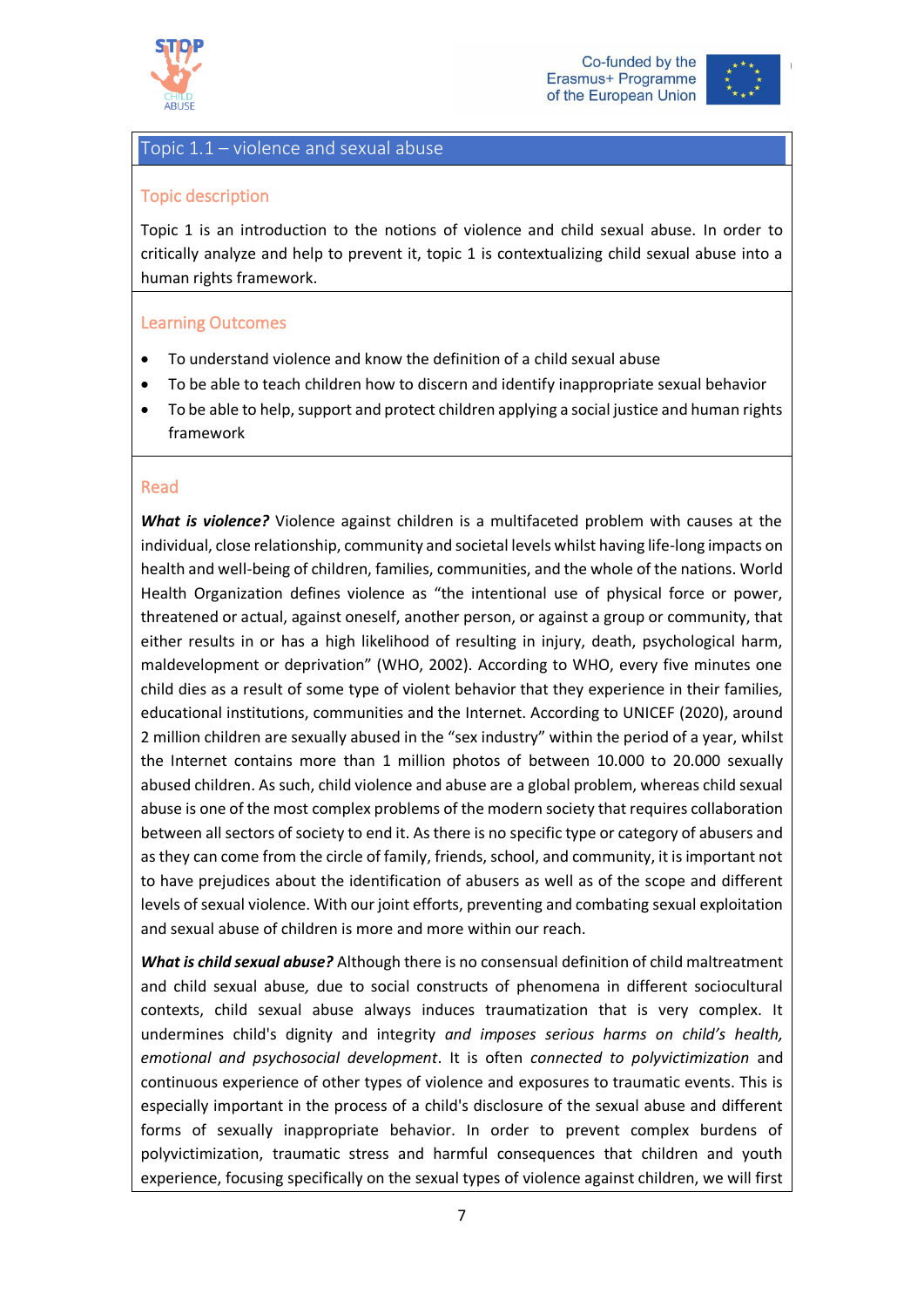## Topic 1.1 – violence and sexual abuse

### Topic description

Topic 1 is an introduction to the notions of violence and child sexual abuse. In order to critically analyze and help to prevent it, topic 1 is contextualizing child sexual abuse into a human rights framework.

### Learning Outcomes

- To understand violence and know the definition of a child sexual abuse
- To be able to teach children how to discern and identify inappropriate sexual behavior
- To be able to help, support and protect children applying a social justice and human rights framework

### Read

***What is violence?*** Violence against children is a multifaceted problem with causes at the individual, close relationship, community and societal levels whilst having life-long impacts on health and well-being of children, families, communities, and the whole of the nations. World Health Organization defines violence as "the intentional use of physical force or power, threatened or actual, against oneself, another person, or against a group or community, that either results in or has a high likelihood of resulting in injury, death, psychological harm, maldevelopment or deprivation" (WHO, 2002). According to WHO, every five minutes one child dies as a result of some type of violent behavior that they experience in their families, educational institutions, communities and the Internet. According to UNICEF (2020), around 2 million children are sexually abused in the "sex industry" within the period of a year, whilst the Internet contains more than 1 million photos of between 10.000 to 20.000 sexually abused children. As such, child violence and abuse are a global problem, whereas child sexual abuse is one of the most complex problems of the modern society that requires collaboration between all sectors of society to end it. As there is no specific type or category of abusers and as they can come from the circle of family, friends, school, and community, it is important not to have prejudices about the identification of abusers as well as of the scope and different levels of sexual violence. With our joint efforts, preventing and combating sexual exploitation and sexual abuse of children is more and more within our reach.

***What is child sexual abuse?*** Although there is no consensual definition of child maltreatment and child sexual abuse*,* due to social constructs of phenomena in different sociocultural contexts, child sexual abuse always induces traumatization that is very complex. It undermines child's dignity and integrity *and imposes serious harms on child's health, emotional and psychosocial development*. It is often *connected to polyvictimization* and continuous experience of other types of violence and exposures to traumatic events. This is especially important in the process of a child's disclosure of the sexual abuse and different forms of sexually inappropriate behavior. In order to prevent complex burdens of polyvictimization, traumatic stress and harmful consequences that children and youth experience, focusing specifically on the sexual types of violence against children, we will first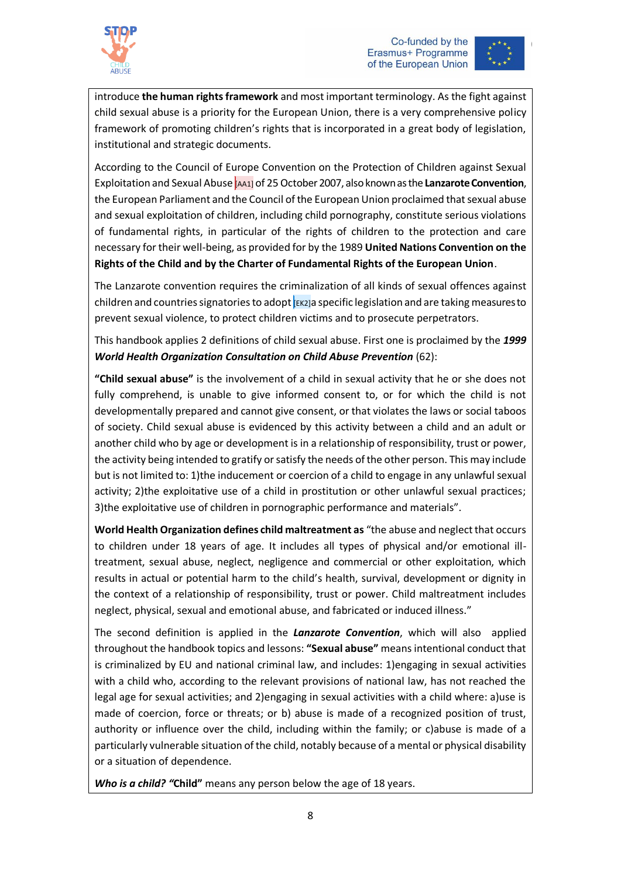introduce **the human rights framework** and most important terminology. As the fight against child sexual abuse is a priority for the European Union, there is a very comprehensive policy framework of promoting children's rights that is incorporated in a great body of legislation, institutional and strategic documents.

According to the Council of Europe Convention on the Protection of Children against Sexual Exploitation and Sexual Abuse [AA1] of 25 October 2007, also known as the **Lanzarote Convention**, the European Parliament and the Council of the European Union proclaimed that sexual abuse and sexual exploitation of children, including child pornography, constitute serious violations of fundamental rights, in particular of the rights of children to the protection and care necessary for their well-being, as provided for by the 1989 **United Nations Convention on the Rights of the Child and by the Charter of Fundamental Rights of the European Union**.

The Lanzarote convention requires the criminalization of all kinds of sexual offences against children and countries signatories to adopt [EK2] a specific legislation and are taking measures to prevent sexual violence, to protect children victims and to prosecute perpetrators.

This handbook applies 2 definitions of child sexual abuse. First one is proclaimed by the ***1999 World Health Organization Consultation on Child Abuse Prevention*** (62):

**"Child sexual abuse"** is the involvement of a child in sexual activity that he or she does not fully comprehend, is unable to give informed consent to, or for which the child is not developmentally prepared and cannot give consent, or that violates the laws or social taboos of society. Child sexual abuse is evidenced by this activity between a child and an adult or another child who by age or development is in a relationship of responsibility, trust or power, the activity being intended to gratify or satisfy the needs of the other person. This may include but is not limited to: 1)the inducement or coercion of a child to engage in any unlawful sexual activity; 2)the exploitative use of a child in prostitution or other unlawful sexual practices; 3)the exploitative use of children in pornographic performance and materials".

**World Health Organization defines child maltreatment as** "the abuse and neglect that occurs to children under 18 years of age. It includes all types of physical and/or emotional ill-treatment, sexual abuse, neglect, negligence and commercial or other exploitation, which results in actual or potential harm to the child's health, survival, development or dignity in the context of a relationship of responsibility, trust or power. Child maltreatment includes neglect, physical, sexual and emotional abuse, and fabricated or induced illness."

The second definition is applied in the ***Lanzarote Convention***, which will also applied throughout the handbook topics and lessons: **"Sexual abuse"** means intentional conduct that is criminalized by EU and national criminal law, and includes: 1)engaging in sexual activities with a child who, according to the relevant provisions of national law, has not reached the legal age for sexual activities; and 2)engaging in sexual activities with a child where: a)use is made of coercion, force or threats; or b) abuse is made of a recognized position of trust, authority or influence over the child, including within the family; or c)abuse is made of a particularly vulnerable situation of the child, notably because of a mental or physical disability or a situation of dependence.

***Who is a child? "*****Child"** means any person below the age of 18 years.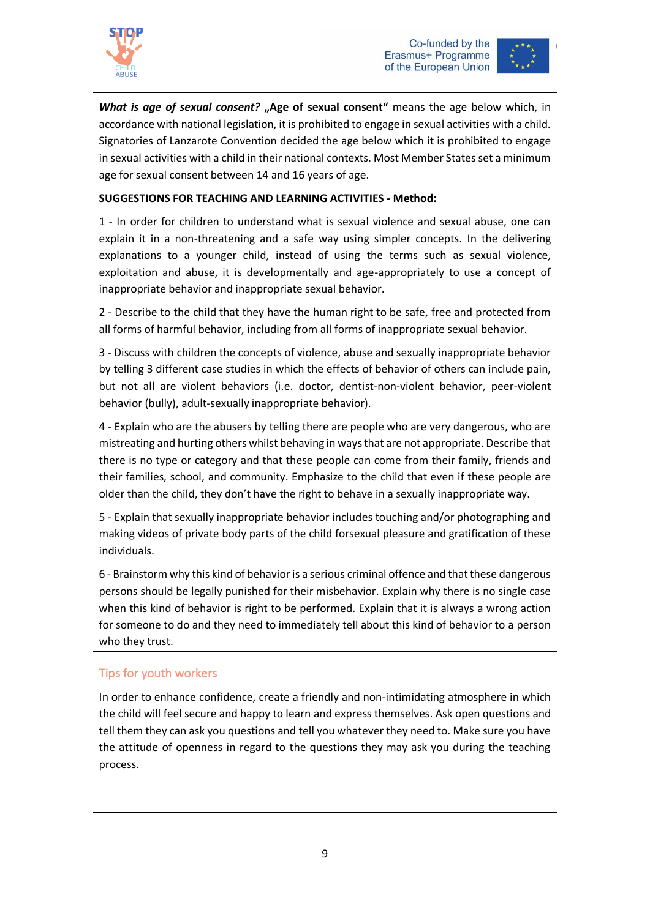***What is age of sexual consent?*** **„Age of sexual consent“** means the age below which, in accordance with national legislation, it is prohibited to engage in sexual activities with a child. Signatories of Lanzarote Convention decided the age below which it is prohibited to engage in sexual activities with a child in their national contexts. Most Member States set a minimum age for sexual consent between 14 and 16 years of age.

**SUGGESTIONS FOR TEACHING AND LEARNING ACTIVITIES - Method:**

1 - In order for children to understand what is sexual violence and sexual abuse, one can explain it in a non-threatening and a safe way using simpler concepts. In the delivering explanations to a younger child, instead of using the terms such as sexual violence, exploitation and abuse, it is developmentally and age-appropriately to use a concept of inappropriate behavior and inappropriate sexual behavior.

2 - Describe to the child that they have the human right to be safe, free and protected from all forms of harmful behavior, including from all forms of inappropriate sexual behavior.

3 - Discuss with children the concepts of violence, abuse and sexually inappropriate behavior by telling 3 different case studies in which the effects of behavior of others can include pain, but not all are violent behaviors (i.e. doctor, dentist-non-violent behavior, peer-violent behavior (bully), adult-sexually inappropriate behavior).

4 - Explain who are the abusers by telling there are people who are very dangerous, who are mistreating and hurting others whilst behaving in ways that are not appropriate. Describe that there is no type or category and that these people can come from their family, friends and their families, school, and community. Emphasize to the child that even if these people are older than the child, they don't have the right to behave in a sexually inappropriate way.

5 - Explain that sexually inappropriate behavior includes touching and/or photographing and making videos of private body parts of the child forsexual pleasure and gratification of these individuals.

6 - Brainstorm why this kind of behavior is a serious criminal offence and that these dangerous persons should be legally punished for their misbehavior. Explain why there is no single case when this kind of behavior is right to be performed. Explain that it is always a wrong action for someone to do and they need to immediately tell about this kind of behavior to a person who they trust.

## Tips for youth workers

In order to enhance confidence, create a friendly and non-intimidating atmosphere in which the child will feel secure and happy to learn and express themselves. Ask open questions and tell them they can ask you questions and tell you whatever they need to. Make sure you have the attitude of openness in regard to the questions they may ask you during the teaching process.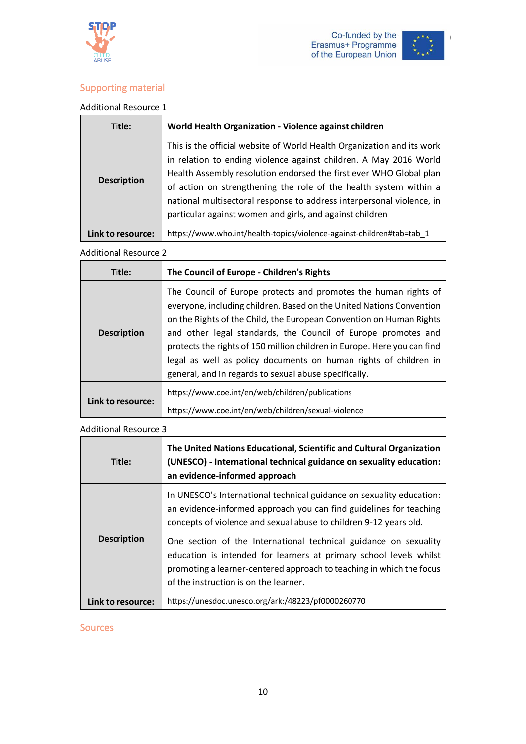## Supporting material

Additional Resource 1

| Title: | **World Health Organization - Violence against children** |
|---|---|
| **Description** | This is the official website of World Health Organization and its work in relation to ending violence against children. A May 2016 World Health Assembly resolution endorsed the first ever WHO Global plan of action on strengthening the role of the health system within a national multisectoral response to address interpersonal violence, in particular against women and girls, and against children |
| **Link to resource:** | https://www.who.int/health-topics/violence-against-children#tab=tab_1 |

Additional Resource 2

| Title: | **The Council of Europe - Children's Rights** |
|---|---|
| **Description** | The Council of Europe protects and promotes the human rights of everyone, including children. Based on the United Nations Convention on the Rights of the Child, the European Convention on Human Rights and other legal standards, the Council of Europe promotes and protects the rights of 150 million children in Europe. Here you can find legal as well as policy documents on human rights of children in general, and in regards to sexual abuse specifically. |
| **Link to resource:** | https://www.coe.int/en/web/children/publications<br>https://www.coe.int/en/web/children/sexual-violence |

Additional Resource 3

| Title: | **The United Nations Educational, Scientific and Cultural Organization (UNESCO) - International technical guidance on sexuality education: an evidence-informed approach** |
|---|---|
| **Description** | In UNESCO's International technical guidance on sexuality education: an evidence-informed approach you can find guidelines for teaching concepts of violence and sexual abuse to children 9-12 years old.<br>One section of the International technical guidance on sexuality education is intended for learners at primary school levels whilst promoting a learner-centered approach to teaching in which the focus of the instruction is on the learner. |
| **Link to resource:** | https://unesdoc.unesco.org/ark:/48223/pf0000260770 |

## Sources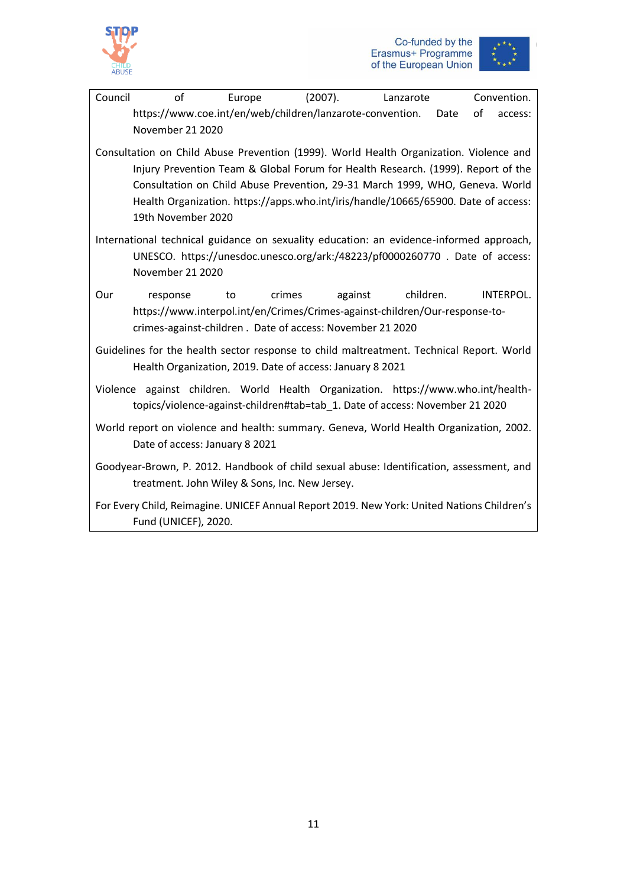Council of Europe (2007). Lanzarote Convention. https://www.coe.int/en/web/children/lanzarote-convention. Date of access: November 21 2020

Consultation on Child Abuse Prevention (1999). World Health Organization. Violence and Injury Prevention Team & Global Forum for Health Research. (1999). Report of the Consultation on Child Abuse Prevention, 29-31 March 1999, WHO, Geneva. World Health Organization. https://apps.who.int/iris/handle/10665/65900. Date of access: 19th November 2020

International technical guidance on sexuality education: an evidence-informed approach, UNESCO. https://unesdoc.unesco.org/ark:/48223/pf0000260770 . Date of access: November 21 2020

Our response to crimes against children. INTERPOL. https://www.interpol.int/en/Crimes/Crimes-against-children/Our-response-to-crimes-against-children . Date of access: November 21 2020

Guidelines for the health sector response to child maltreatment. Technical Report. World Health Organization, 2019. Date of access: January 8 2021

Violence against children. World Health Organization. https://www.who.int/health-topics/violence-against-children#tab=tab_1. Date of access: November 21 2020

World report on violence and health: summary. Geneva, World Health Organization, 2002. Date of access: January 8 2021

Goodyear-Brown, P. 2012. Handbook of child sexual abuse: Identification, assessment, and treatment. John Wiley & Sons, Inc. New Jersey.

For Every Child, Reimagine. UNICEF Annual Report 2019. New York: United Nations Children's Fund (UNICEF), 2020.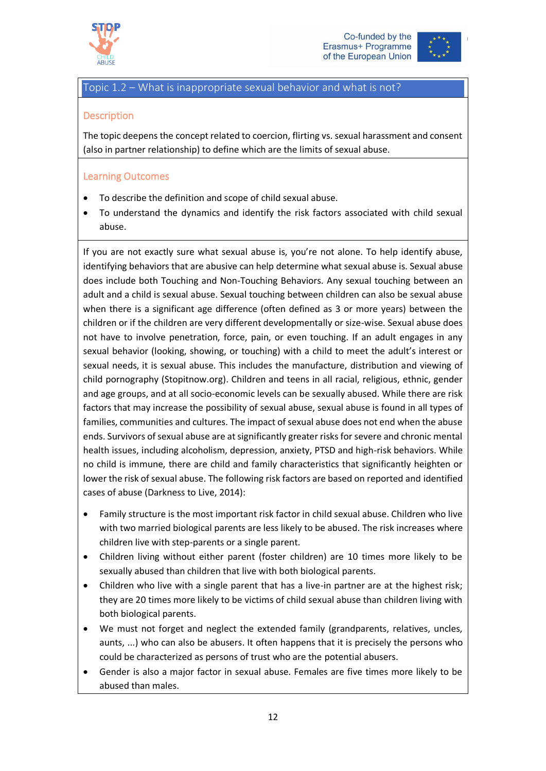## Topic 1.2 – What is inappropriate sexual behavior and what is not?

### Description

The topic deepens the concept related to coercion, flirting vs. sexual harassment and consent (also in partner relationship) to define which are the limits of sexual abuse.

### Learning Outcomes

- To describe the definition and scope of child sexual abuse.
- To understand the dynamics and identify the risk factors associated with child sexual abuse.

If you are not exactly sure what sexual abuse is, you're not alone. To help identify abuse, identifying behaviors that are abusive can help determine what sexual abuse is. Sexual abuse does include both Touching and Non-Touching Behaviors. Any sexual touching between an adult and a child is sexual abuse. Sexual touching between children can also be sexual abuse when there is a significant age difference (often defined as 3 or more years) between the children or if the children are very different developmentally or size-wise. Sexual abuse does not have to involve penetration, force, pain, or even touching. If an adult engages in any sexual behavior (looking, showing, or touching) with a child to meet the adult's interest or sexual needs, it is sexual abuse. This includes the manufacture, distribution and viewing of child pornography (Stopitnow.org). Children and teens in all racial, religious, ethnic, gender and age groups, and at all socio-economic levels can be sexually abused. While there are risk factors that may increase the possibility of sexual abuse, sexual abuse is found in all types of families, communities and cultures. The impact of sexual abuse does not end when the abuse ends. Survivors of sexual abuse are at significantly greater risks for severe and chronic mental health issues, including alcoholism, depression, anxiety, PTSD and high-risk behaviors. While no child is immune, there are child and family characteristics that significantly heighten or lower the risk of sexual abuse. The following risk factors are based on reported and identified cases of abuse (Darkness to Live, 2014):

- Family structure is the most important risk factor in child sexual abuse. Children who live with two married biological parents are less likely to be abused. The risk increases where children live with step-parents or a single parent.
- Children living without either parent (foster children) are 10 times more likely to be sexually abused than children that live with both biological parents.
- Children who live with a single parent that has a live-in partner are at the highest risk; they are 20 times more likely to be victims of child sexual abuse than children living with both biological parents.
- We must not forget and neglect the extended family (grandparents, relatives, uncles, aunts, ...) who can also be abusers. It often happens that it is precisely the persons who could be characterized as persons of trust who are the potential abusers.
- Gender is also a major factor in sexual abuse. Females are five times more likely to be abused than males.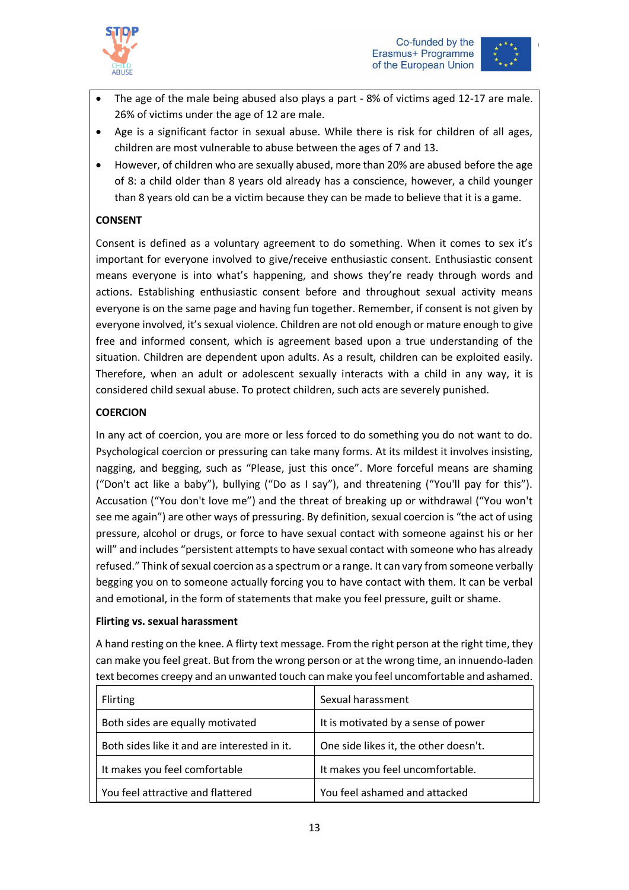- The age of the male being abused also plays a part - 8% of victims aged 12-17 are male. 26% of victims under the age of 12 are male.
- Age is a significant factor in sexual abuse. While there is risk for children of all ages, children are most vulnerable to abuse between the ages of 7 and 13.
- However, of children who are sexually abused, more than 20% are abused before the age of 8: a child older than 8 years old already has a conscience, however, a child younger than 8 years old can be a victim because they can be made to believe that it is a game.

**CONSENT**

Consent is defined as a voluntary agreement to do something. When it comes to sex it's important for everyone involved to give/receive enthusiastic consent. Enthusiastic consent means everyone is into what's happening, and shows they're ready through words and actions. Establishing enthusiastic consent before and throughout sexual activity means everyone is on the same page and having fun together. Remember, if consent is not given by everyone involved, it's sexual violence. Children are not old enough or mature enough to give free and informed consent, which is agreement based upon a true understanding of the situation. Children are dependent upon adults. As a result, children can be exploited easily. Therefore, when an adult or adolescent sexually interacts with a child in any way, it is considered child sexual abuse. To protect children, such acts are severely punished.

**COERCION**

In any act of coercion, you are more or less forced to do something you do not want to do. Psychological coercion or pressuring can take many forms. At its mildest it involves insisting, nagging, and begging, such as "Please, just this once". More forceful means are shaming ("Don't act like a baby"), bullying ("Do as I say"), and threatening ("You'll pay for this"). Accusation ("You don't love me") and the threat of breaking up or withdrawal ("You won't see me again") are other ways of pressuring. By definition, sexual coercion is "the act of using pressure, alcohol or drugs, or force to have sexual contact with someone against his or her will" and includes "persistent attempts to have sexual contact with someone who has already refused." Think of sexual coercion as a spectrum or a range. It can vary from someone verbally begging you on to someone actually forcing you to have contact with them. It can be verbal and emotional, in the form of statements that make you feel pressure, guilt or shame.

**Flirting vs. sexual harassment**

A hand resting on the knee. A flirty text message. From the right person at the right time, they can make you feel great. But from the wrong person or at the wrong time, an innuendo-laden text becomes creepy and an unwanted touch can make you feel uncomfortable and ashamed.

| Flirting | Sexual harassment |
|---|---|
| Both sides are equally motivated | It is motivated by a sense of power |
| Both sides like it and are interested in it. | One side likes it, the other doesn't. |
| It makes you feel comfortable | It makes you feel uncomfortable. |
| You feel attractive and flattered | You feel ashamed and attacked |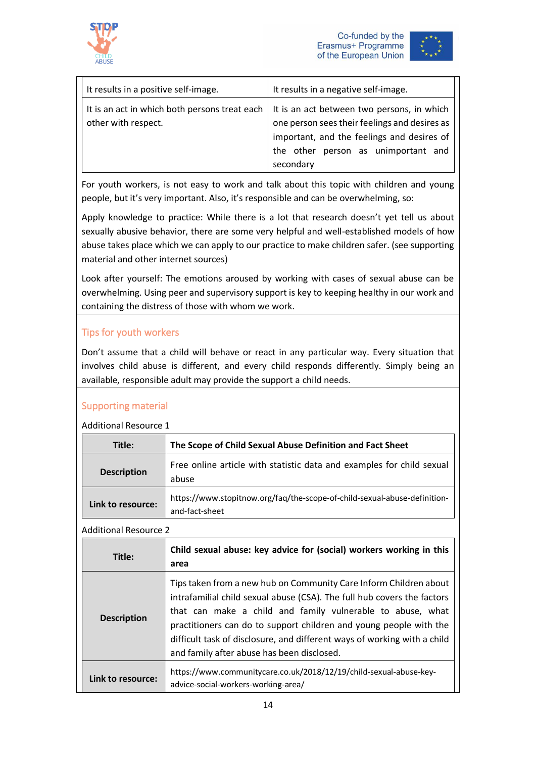| It results in a positive self-image. | It results in a negative self-image. |
|---|---|
| It is an act in which both persons treat each other with respect. | It is an act between two persons, in which one person sees their feelings and desires as important, and the feelings and desires of the other person as unimportant and secondary |

For youth workers, is not easy to work and talk about this topic with children and young people, but it's very important. Also, it's responsible and can be overwhelming, so:

Apply knowledge to practice: While there is a lot that research doesn't yet tell us about sexually abusive behavior, there are some very helpful and well-established models of how abuse takes place which we can apply to our practice to make children safer. (see supporting material and other internet sources)

Look after yourself: The emotions aroused by working with cases of sexual abuse can be overwhelming. Using peer and supervisory support is key to keeping healthy in our work and containing the distress of those with whom we work.

## Tips for youth workers

Don't assume that a child will behave or react in any particular way. Every situation that involves child abuse is different, and every child responds differently. Simply being an available, responsible adult may provide the support a child needs.

## Supporting material

Additional Resource 1

| **Title:** | **The Scope of Child Sexual Abuse Definition and Fact Sheet** |
|---|---|
| **Description** | Free online article with statistic data and examples for child sexual abuse |
| **Link to resource:** | https://www.stopitnow.org/faq/the-scope-of-child-sexual-abuse-definition-and-fact-sheet |

Additional Resource 2

| **Title:** | **Child sexual abuse: key advice for (social) workers working in this area** |
|---|---|
| **Description** | Tips taken from a new hub on Community Care Inform Children about intrafamilial child sexual abuse (CSA). The full hub covers the factors that can make a child and family vulnerable to abuse, what practitioners can do to support children and young people with the difficult task of disclosure, and different ways of working with a child and family after abuse has been disclosed. |
| **Link to resource:** | https://www.communitycare.co.uk/2018/12/19/child-sexual-abuse-key-advice-social-workers-working-area/ |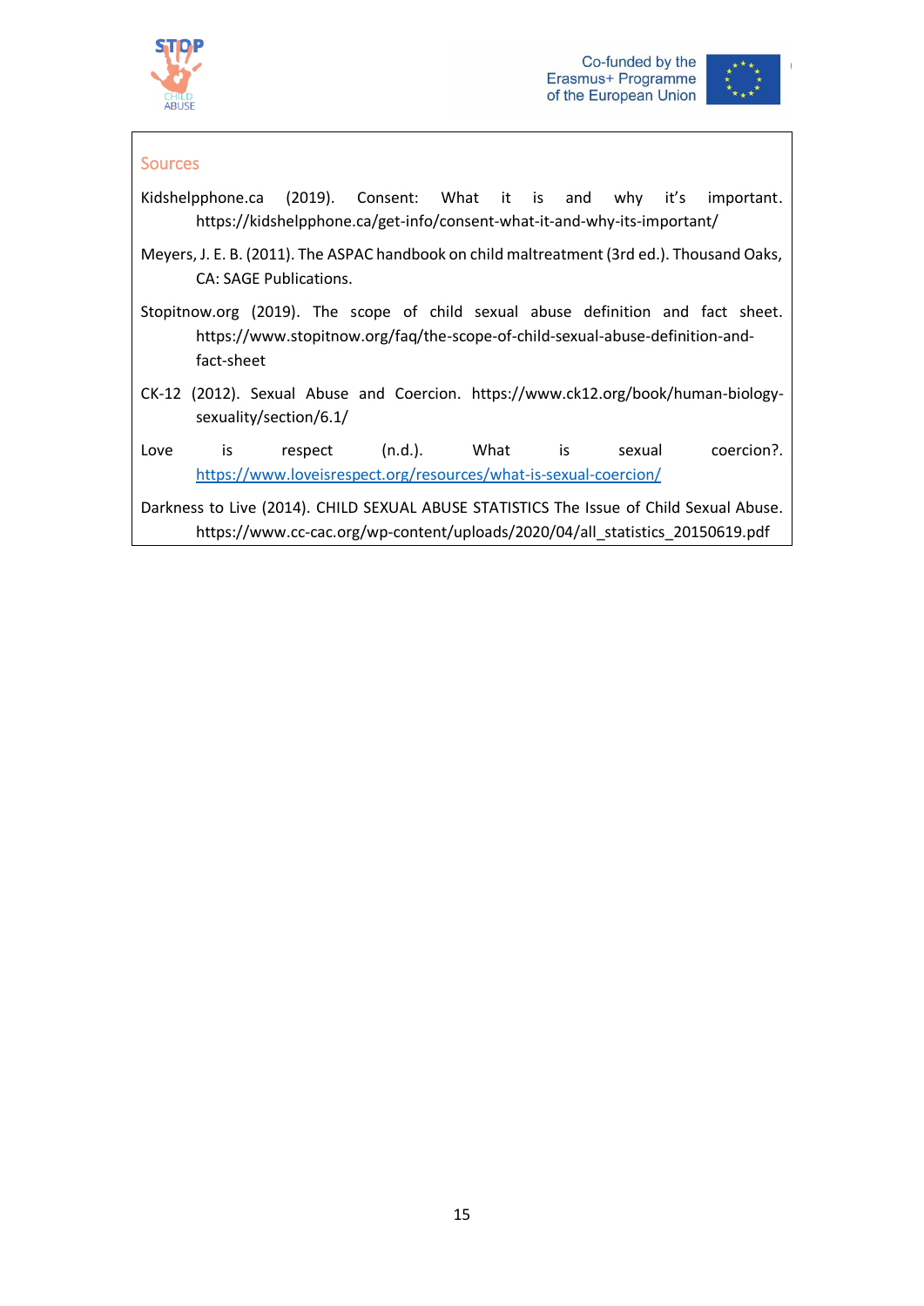## Sources

Kidshelpphone.ca (2019). Consent: What it is and why it's important. https://kidshelpphone.ca/get-info/consent-what-it-and-why-its-important/

Meyers, J. E. B. (2011). The ASPAC handbook on child maltreatment (3rd ed.). Thousand Oaks, CA: SAGE Publications.

Stopitnow.org (2019). The scope of child sexual abuse definition and fact sheet. https://www.stopitnow.org/faq/the-scope-of-child-sexual-abuse-definition-and-fact-sheet

CK-12 (2012). Sexual Abuse and Coercion. https://www.ck12.org/book/human-biology-sexuality/section/6.1/

Love is respect (n.d.). What is sexual coercion?. https://www.loveisrespect.org/resources/what-is-sexual-coercion/

Darkness to Live (2014). CHILD SEXUAL ABUSE STATISTICS The Issue of Child Sexual Abuse. https://www.cc-cac.org/wp-content/uploads/2020/04/all_statistics_20150619.pdf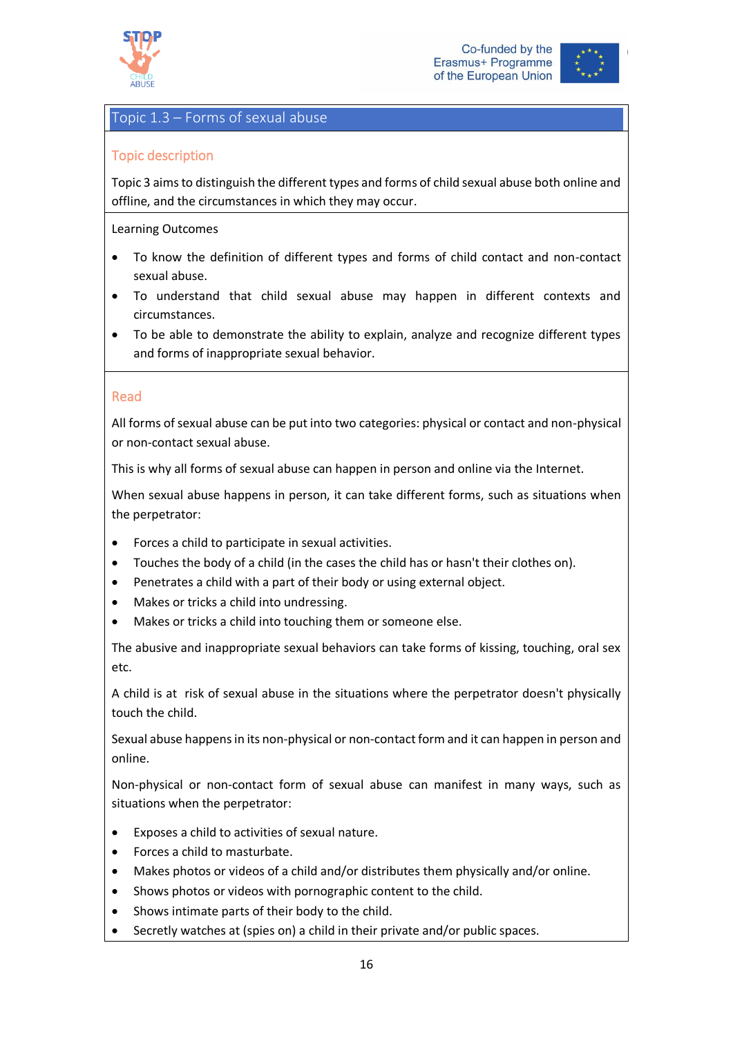## Topic 1.3 – Forms of sexual abuse

### Topic description

Topic 3 aims to distinguish the different types and forms of child sexual abuse both online and offline, and the circumstances in which they may occur.

Learning Outcomes

- To know the definition of different types and forms of child contact and non-contact sexual abuse.
- To understand that child sexual abuse may happen in different contexts and circumstances.
- To be able to demonstrate the ability to explain, analyze and recognize different types and forms of inappropriate sexual behavior.

### Read

All forms of sexual abuse can be put into two categories: physical or contact and non-physical or non-contact sexual abuse.

This is why all forms of sexual abuse can happen in person and online via the Internet.

When sexual abuse happens in person, it can take different forms, such as situations when the perpetrator:

- Forces a child to participate in sexual activities.
- Touches the body of a child (in the cases the child has or hasn't their clothes on).
- Penetrates a child with a part of their body or using external object.
- Makes or tricks a child into undressing.
- Makes or tricks a child into touching them or someone else.

The abusive and inappropriate sexual behaviors can take forms of kissing, touching, oral sex etc.

A child is at risk of sexual abuse in the situations where the perpetrator doesn't physically touch the child.

Sexual abuse happens in its non-physical or non-contact form and it can happen in person and online.

Non-physical or non-contact form of sexual abuse can manifest in many ways, such as situations when the perpetrator:

- Exposes a child to activities of sexual nature.
- Forces a child to masturbate.
- Makes photos or videos of a child and/or distributes them physically and/or online.
- Shows photos or videos with pornographic content to the child.
- Shows intimate parts of their body to the child.
- Secretly watches at (spies on) a child in their private and/or public spaces.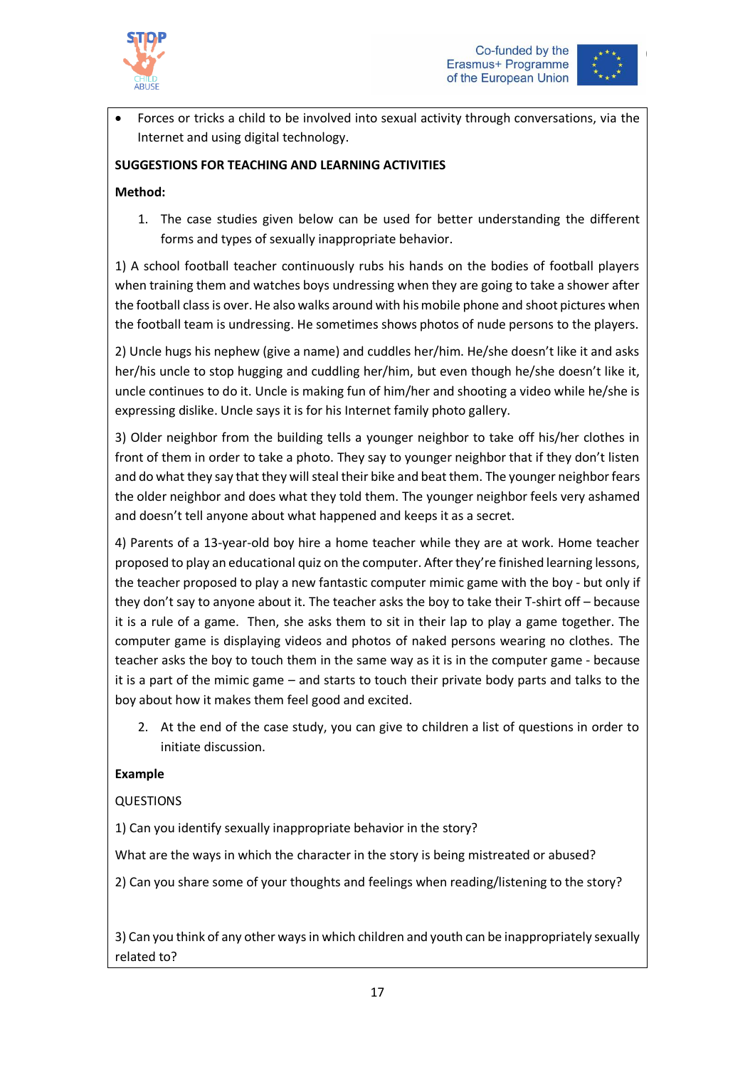- Forces or tricks a child to be involved into sexual activity through conversations, via the Internet and using digital technology.

**SUGGESTIONS FOR TEACHING AND LEARNING ACTIVITIES**

**Method:**

1. The case studies given below can be used for better understanding the different forms and types of sexually inappropriate behavior.

1) A school football teacher continuously rubs his hands on the bodies of football players when training them and watches boys undressing when they are going to take a shower after the football class is over. He also walks around with his mobile phone and shoot pictures when the football team is undressing. He sometimes shows photos of nude persons to the players.

2) Uncle hugs his nephew (give a name) and cuddles her/him. He/she doesn't like it and asks her/his uncle to stop hugging and cuddling her/him, but even though he/she doesn't like it, uncle continues to do it. Uncle is making fun of him/her and shooting a video while he/she is expressing dislike. Uncle says it is for his Internet family photo gallery.

3) Older neighbor from the building tells a younger neighbor to take off his/her clothes in front of them in order to take a photo. They say to younger neighbor that if they don't listen and do what they say that they will steal their bike and beat them. The younger neighbor fears the older neighbor and does what they told them. The younger neighbor feels very ashamed and doesn't tell anyone about what happened and keeps it as a secret.

4) Parents of a 13-year-old boy hire a home teacher while they are at work. Home teacher proposed to play an educational quiz on the computer. After they're finished learning lessons, the teacher proposed to play a new fantastic computer mimic game with the boy - but only if they don't say to anyone about it. The teacher asks the boy to take their T-shirt off – because it is a rule of a game. Then, she asks them to sit in their lap to play a game together. The computer game is displaying videos and photos of naked persons wearing no clothes. The teacher asks the boy to touch them in the same way as it is in the computer game - because it is a part of the mimic game – and starts to touch their private body parts and talks to the boy about how it makes them feel good and excited.

2. At the end of the case study, you can give to children a list of questions in order to initiate discussion.

**Example**

QUESTIONS

1) Can you identify sexually inappropriate behavior in the story?

What are the ways in which the character in the story is being mistreated or abused?

2) Can you share some of your thoughts and feelings when reading/listening to the story?

3) Can you think of any other ways in which children and youth can be inappropriately sexually related to?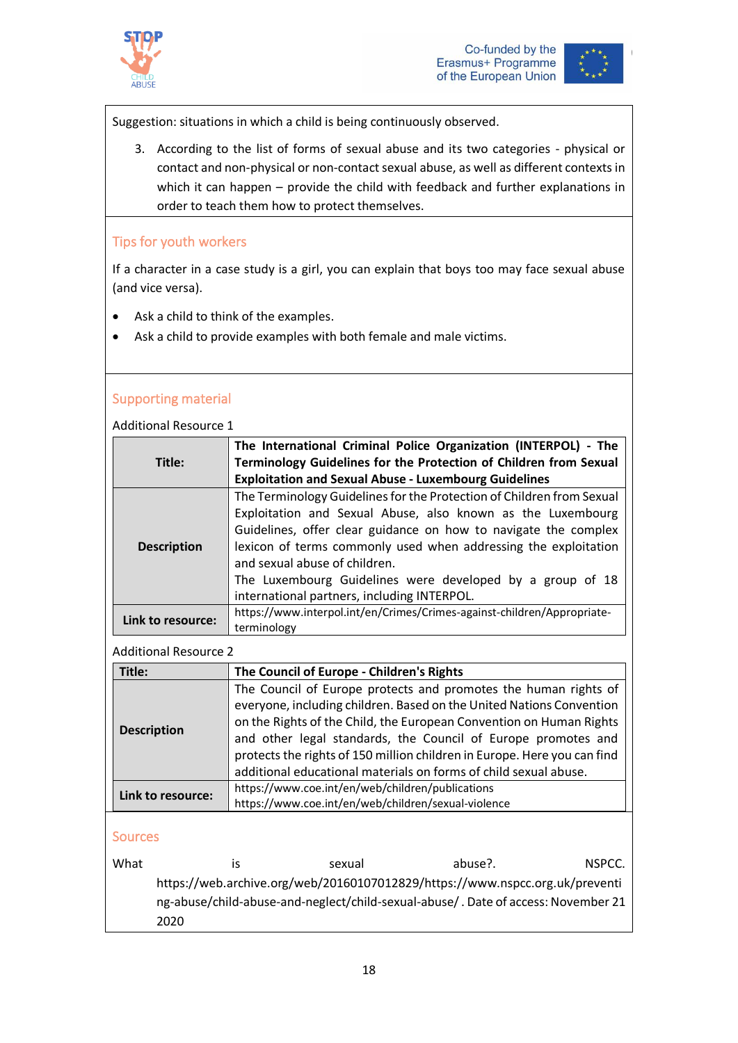Suggestion: situations in which a child is being continuously observed.

3. According to the list of forms of sexual abuse and its two categories - physical or contact and non-physical or non-contact sexual abuse, as well as different contexts in which it can happen – provide the child with feedback and further explanations in order to teach them how to protect themselves.

## Tips for youth workers

If a character in a case study is a girl, you can explain that boys too may face sexual abuse (and vice versa).

- Ask a child to think of the examples.
- Ask a child to provide examples with both female and male victims.

## Supporting material

Additional Resource 1

| **Title:** | **The International Criminal Police Organization (INTERPOL) - The Terminology Guidelines for the Protection of Children from Sexual Exploitation and Sexual Abuse - Luxembourg Guidelines** |
|---|---|
| **Description** | The Terminology Guidelines for the Protection of Children from Sexual Exploitation and Sexual Abuse, also known as the Luxembourg Guidelines, offer clear guidance on how to navigate the complex lexicon of terms commonly used when addressing the exploitation and sexual abuse of children. The Luxembourg Guidelines were developed by a group of 18 international partners, including INTERPOL. |
| **Link to resource:** | https://www.interpol.int/en/Crimes/Crimes-against-children/Appropriate-terminology |

Additional Resource 2

| **Title:** | **The Council of Europe - Children's Rights** |
|---|---|
| **Description** | The Council of Europe protects and promotes the human rights of everyone, including children. Based on the United Nations Convention on the Rights of the Child, the European Convention on Human Rights and other legal standards, the Council of Europe promotes and protects the rights of 150 million children in Europe. Here you can find additional educational materials on forms of child sexual abuse. |
| **Link to resource:** | https://www.coe.int/en/web/children/publications<br>https://www.coe.int/en/web/children/sexual-violence |

## Sources

What is sexual abuse?. NSPCC. https://web.archive.org/web/20160107012829/https://www.nspcc.org.uk/preventing-abuse/child-abuse-and-neglect/child-sexual-abuse/ . Date of access: November 21 2020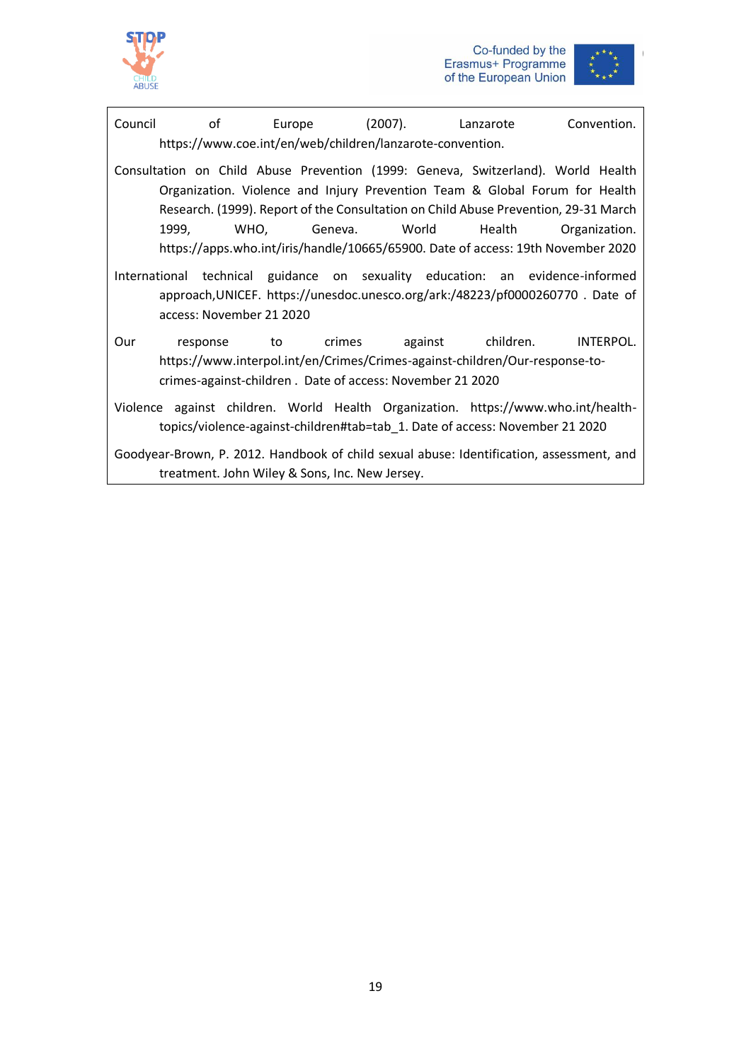Council of Europe (2007). Lanzarote Convention. https://www.coe.int/en/web/children/lanzarote-convention.

Consultation on Child Abuse Prevention (1999: Geneva, Switzerland). World Health Organization. Violence and Injury Prevention Team & Global Forum for Health Research. (1999). Report of the Consultation on Child Abuse Prevention, 29-31 March 1999, WHO, Geneva. World Health Organization. https://apps.who.int/iris/handle/10665/65900. Date of access: 19th November 2020

International technical guidance on sexuality education: an evidence-informed approach,UNICEF. https://unesdoc.unesco.org/ark:/48223/pf0000260770 . Date of access: November 21 2020

Our response to crimes against children. INTERPOL. https://www.interpol.int/en/Crimes/Crimes-against-children/Our-response-to-crimes-against-children . Date of access: November 21 2020

Violence against children. World Health Organization. https://www.who.int/health-topics/violence-against-children#tab=tab_1. Date of access: November 21 2020

Goodyear-Brown, P. 2012. Handbook of child sexual abuse: Identification, assessment, and treatment. John Wiley & Sons, Inc. New Jersey.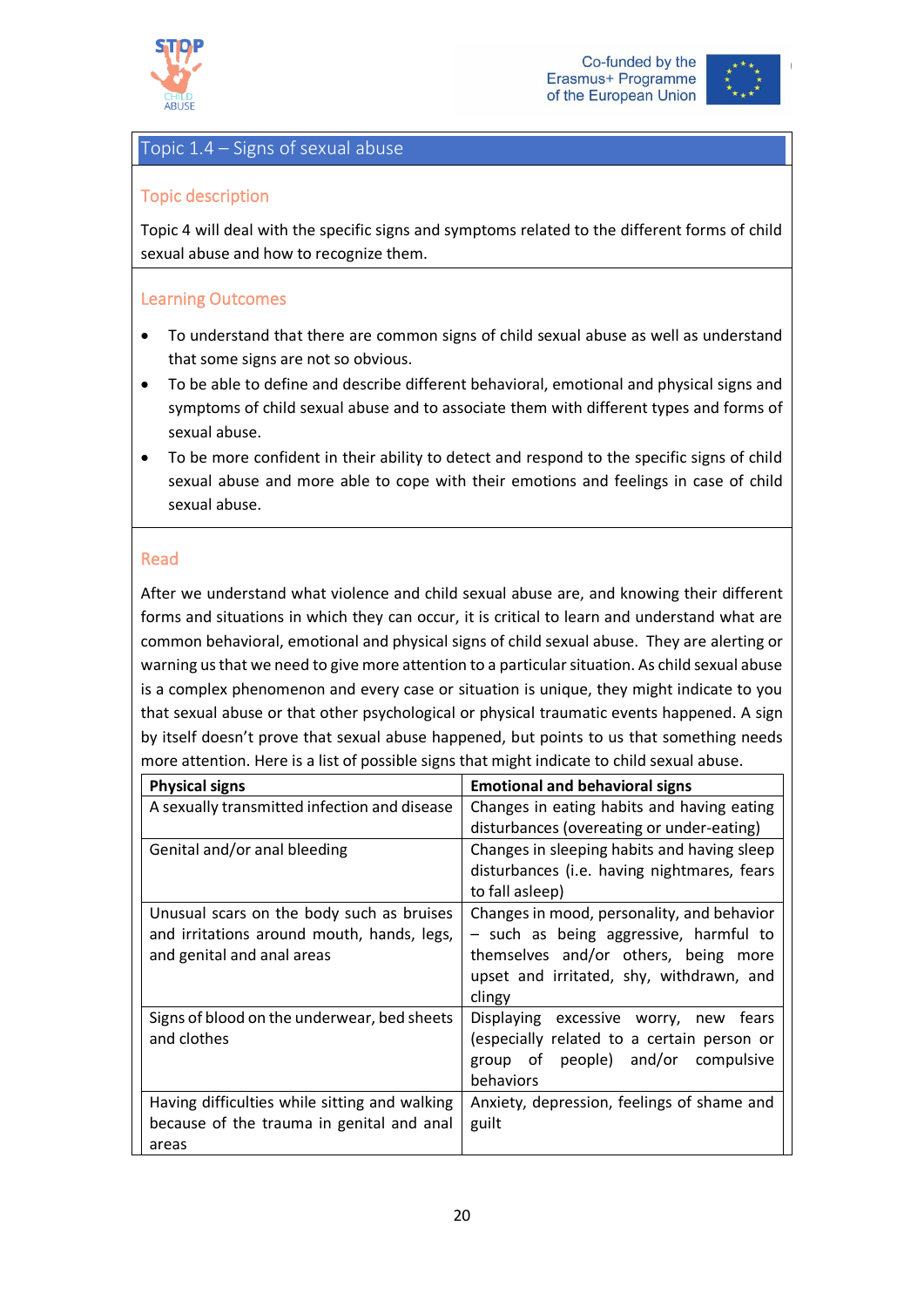## Topic 1.4 – Signs of sexual abuse

### Topic description

Topic 4 will deal with the specific signs and symptoms related to the different forms of child sexual abuse and how to recognize them.

### Learning Outcomes

- To understand that there are common signs of child sexual abuse as well as understand that some signs are not so obvious.
- To be able to define and describe different behavioral, emotional and physical signs and symptoms of child sexual abuse and to associate them with different types and forms of sexual abuse.
- To be more confident in their ability to detect and respond to the specific signs of child sexual abuse and more able to cope with their emotions and feelings in case of child sexual abuse.

### Read

After we understand what violence and child sexual abuse are, and knowing their different forms and situations in which they can occur, it is critical to learn and understand what are common behavioral, emotional and physical signs of child sexual abuse. They are alerting or warning us that we need to give more attention to a particular situation. As child sexual abuse is a complex phenomenon and every case or situation is unique, they might indicate to you that sexual abuse or that other psychological or physical traumatic events happened. A sign by itself doesn't prove that sexual abuse happened, but points to us that something needs more attention. Here is a list of possible signs that might indicate to child sexual abuse.

| Physical signs | Emotional and behavioral signs |
|---|---|
| A sexually transmitted infection and disease | Changes in eating habits and having eating disturbances (overeating or under-eating) |
| Genital and/or anal bleeding | Changes in sleeping habits and having sleep disturbances (i.e. having nightmares, fears to fall asleep) |
| Unusual scars on the body such as bruises and irritations around mouth, hands, legs, and genital and anal areas | Changes in mood, personality, and behavior – such as being aggressive, harmful to themselves and/or others, being more upset and irritated, shy, withdrawn, and clingy |
| Signs of blood on the underwear, bed sheets and clothes | Displaying excessive worry, new fears (especially related to a certain person or group of people) and/or compulsive behaviors |
| Having difficulties while sitting and walking because of the trauma in genital and anal areas | Anxiety, depression, feelings of shame and guilt |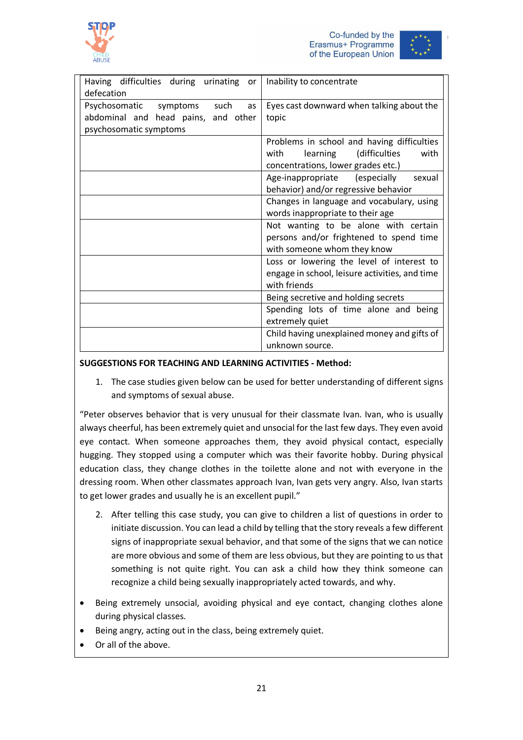| | |
|---|---|
| Having difficulties during urinating or defecation | Inability to concentrate |
| Psychosomatic symptoms such as abdominal and head pains, and other psychosomatic symptoms | Eyes cast downward when talking about the topic |
| | Problems in school and having difficulties with learning (difficulties with concentrations, lower grades etc.) |
| | Age-inappropriate (especially sexual behavior) and/or regressive behavior |
| | Changes in language and vocabulary, using words inappropriate to their age |
| | Not wanting to be alone with certain persons and/or frightened to spend time with someone whom they know |
| | Loss or lowering the level of interest to engage in school, leisure activities, and time with friends |
| | Being secretive and holding secrets |
| | Spending lots of time alone and being extremely quiet |
| | Child having unexplained money and gifts of unknown source. |

**SUGGESTIONS FOR TEACHING AND LEARNING ACTIVITIES - Method:**

1. The case studies given below can be used for better understanding of different signs and symptoms of sexual abuse.

"Peter observes behavior that is very unusual for their classmate Ivan. Ivan, who is usually always cheerful, has been extremely quiet and unsocial for the last few days. They even avoid eye contact. When someone approaches them, they avoid physical contact, especially hugging. They stopped using a computer which was their favorite hobby. During physical education class, they change clothes in the toilette alone and not with everyone in the dressing room. When other classmates approach Ivan, Ivan gets very angry. Also, Ivan starts to get lower grades and usually he is an excellent pupil."

2. After telling this case study, you can give to children a list of questions in order to initiate discussion. You can lead a child by telling that the story reveals a few different signs of inappropriate sexual behavior, and that some of the signs that we can notice are more obvious and some of them are less obvious, but they are pointing to us that something is not quite right. You can ask a child how they think someone can recognize a child being sexually inappropriately acted towards, and why.

- Being extremely unsocial, avoiding physical and eye contact, changing clothes alone during physical classes.
- Being angry, acting out in the class, being extremely quiet.
- Or all of the above.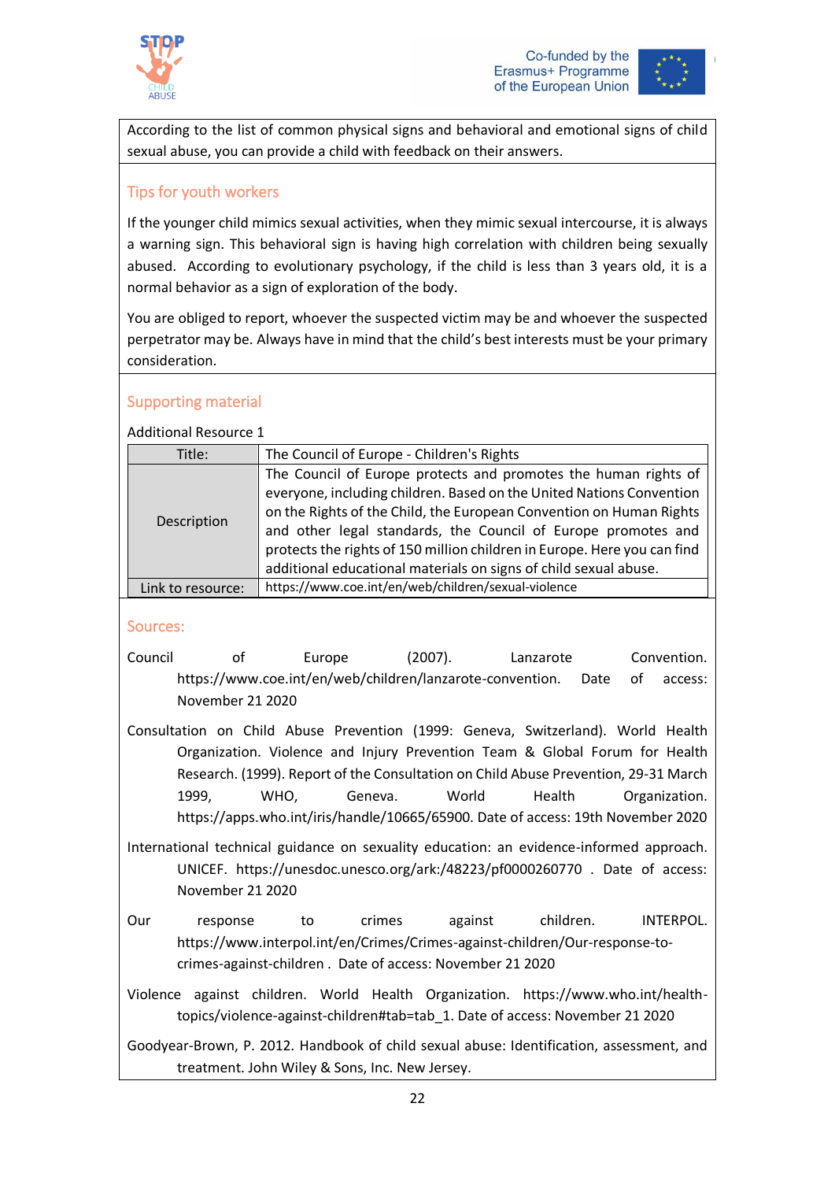According to the list of common physical signs and behavioral and emotional signs of child sexual abuse, you can provide a child with feedback on their answers.

## Tips for youth workers

If the younger child mimics sexual activities, when they mimic sexual intercourse, it is always a warning sign. This behavioral sign is having high correlation with children being sexually abused. According to evolutionary psychology, if the child is less than 3 years old, it is a normal behavior as a sign of exploration of the body.

You are obliged to report, whoever the suspected victim may be and whoever the suspected perpetrator may be. Always have in mind that the child's best interests must be your primary consideration.

## Supporting material

Additional Resource 1

| Title: | The Council of Europe - Children's Rights |
|---|---|
| Description | The Council of Europe protects and promotes the human rights of everyone, including children. Based on the United Nations Convention on the Rights of the Child, the European Convention on Human Rights and other legal standards, the Council of Europe promotes and protects the rights of 150 million children in Europe. Here you can find additional educational materials on signs of child sexual abuse. |
| Link to resource: | https://www.coe.int/en/web/children/sexual-violence |

## Sources:

Council of Europe (2007). Lanzarote Convention. https://www.coe.int/en/web/children/lanzarote-convention. Date of access: November 21 2020

Consultation on Child Abuse Prevention (1999: Geneva, Switzerland). World Health Organization. Violence and Injury Prevention Team & Global Forum for Health Research. (1999). Report of the Consultation on Child Abuse Prevention, 29-31 March 1999, WHO, Geneva. World Health Organization. https://apps.who.int/iris/handle/10665/65900. Date of access: 19th November 2020

International technical guidance on sexuality education: an evidence-informed approach. UNICEF. https://unesdoc.unesco.org/ark:/48223/pf0000260770 . Date of access: November 21 2020

Our response to crimes against children. INTERPOL. https://www.interpol.int/en/Crimes/Crimes-against-children/Our-response-to-crimes-against-children . Date of access: November 21 2020

Violence against children. World Health Organization. https://www.who.int/health-topics/violence-against-children#tab=tab_1. Date of access: November 21 2020

Goodyear-Brown, P. 2012. Handbook of child sexual abuse: Identification, assessment, and treatment. John Wiley & Sons, Inc. New Jersey.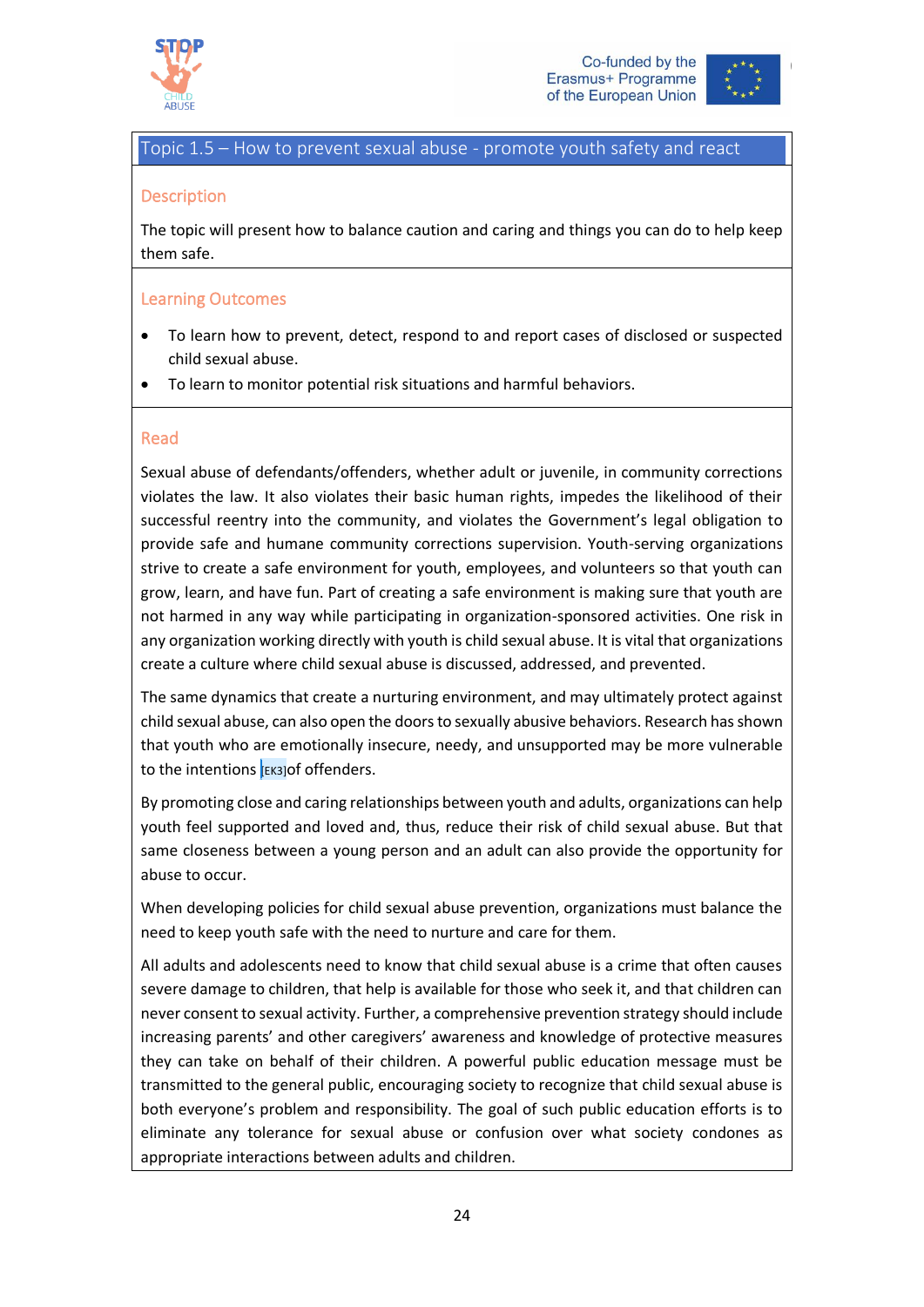## Topic 1.5 – How to prevent sexual abuse - promote youth safety and react

### Description

The topic will present how to balance caution and caring and things you can do to help keep them safe.

### Learning Outcomes

- To learn how to prevent, detect, respond to and report cases of disclosed or suspected child sexual abuse.
- To learn to monitor potential risk situations and harmful behaviors.

### Read

Sexual abuse of defendants/offenders, whether adult or juvenile, in community corrections violates the law. It also violates their basic human rights, impedes the likelihood of their successful reentry into the community, and violates the Government's legal obligation to provide safe and humane community corrections supervision. Youth-serving organizations strive to create a safe environment for youth, employees, and volunteers so that youth can grow, learn, and have fun. Part of creating a safe environment is making sure that youth are not harmed in any way while participating in organization-sponsored activities. One risk in any organization working directly with youth is child sexual abuse. It is vital that organizations create a culture where child sexual abuse is discussed, addressed, and prevented.

The same dynamics that create a nurturing environment, and may ultimately protect against child sexual abuse, can also open the doors to sexually abusive behaviors. Research has shown that youth who are emotionally insecure, needy, and unsupported may be more vulnerable to the intentions [EK3] of offenders.

By promoting close and caring relationships between youth and adults, organizations can help youth feel supported and loved and, thus, reduce their risk of child sexual abuse. But that same closeness between a young person and an adult can also provide the opportunity for abuse to occur.

When developing policies for child sexual abuse prevention, organizations must balance the need to keep youth safe with the need to nurture and care for them.

All adults and adolescents need to know that child sexual abuse is a crime that often causes severe damage to children, that help is available for those who seek it, and that children can never consent to sexual activity. Further, a comprehensive prevention strategy should include increasing parents' and other caregivers' awareness and knowledge of protective measures they can take on behalf of their children. A powerful public education message must be transmitted to the general public, encouraging society to recognize that child sexual abuse is both everyone's problem and responsibility. The goal of such public education efforts is to eliminate any tolerance for sexual abuse or confusion over what society condones as appropriate interactions between adults and children.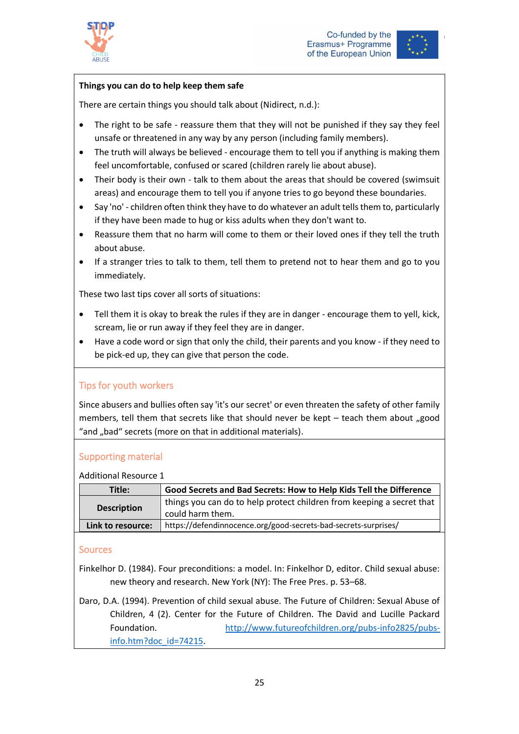**Things you can do to help keep them safe**

There are certain things you should talk about (Nidirect, n.d.):

- The right to be safe - reassure them that they will not be punished if they say they feel unsafe or threatened in any way by any person (including family members).
- The truth will always be believed - encourage them to tell you if anything is making them feel uncomfortable, confused or scared (children rarely lie about abuse).
- Their body is their own - talk to them about the areas that should be covered (swimsuit areas) and encourage them to tell you if anyone tries to go beyond these boundaries.
- Say 'no' - children often think they have to do whatever an adult tells them to, particularly if they have been made to hug or kiss adults when they don't want to.
- Reassure them that no harm will come to them or their loved ones if they tell the truth about abuse.
- If a stranger tries to talk to them, tell them to pretend not to hear them and go to you immediately.

These two last tips cover all sorts of situations:

- Tell them it is okay to break the rules if they are in danger - encourage them to yell, kick, scream, lie or run away if they feel they are in danger.
- Have a code word or sign that only the child, their parents and you know - if they need to be pick-ed up, they can give that person the code.

## Tips for youth workers

Since abusers and bullies often say 'it's our secret' or even threaten the safety of other family members, tell them that secrets like that should never be kept – teach them about „good "and „bad" secrets (more on that in additional materials).

## Supporting material

Additional Resource 1

| Title: | Good Secrets and Bad Secrets: How to Help Kids Tell the Difference |
|---|---|
| Description | things you can do to help protect children from keeping a secret that could harm them. |
| Link to resource: | https://defendinnocence.org/good-secrets-bad-secrets-surprises/ |

## Sources

Finkelhor D. (1984). Four preconditions: a model. In: Finkelhor D, editor. Child sexual abuse: new theory and research. New York (NY): The Free Pres. p. 53–68.

Daro, D.A. (1994). Prevention of child sexual abuse. The Future of Children: Sexual Abuse of Children, 4 (2). Center for the Future of Children. The David and Lucille Packard Foundation. http://www.futureofchildren.org/pubs-info2825/pubs-info.htm?doc_id=74215.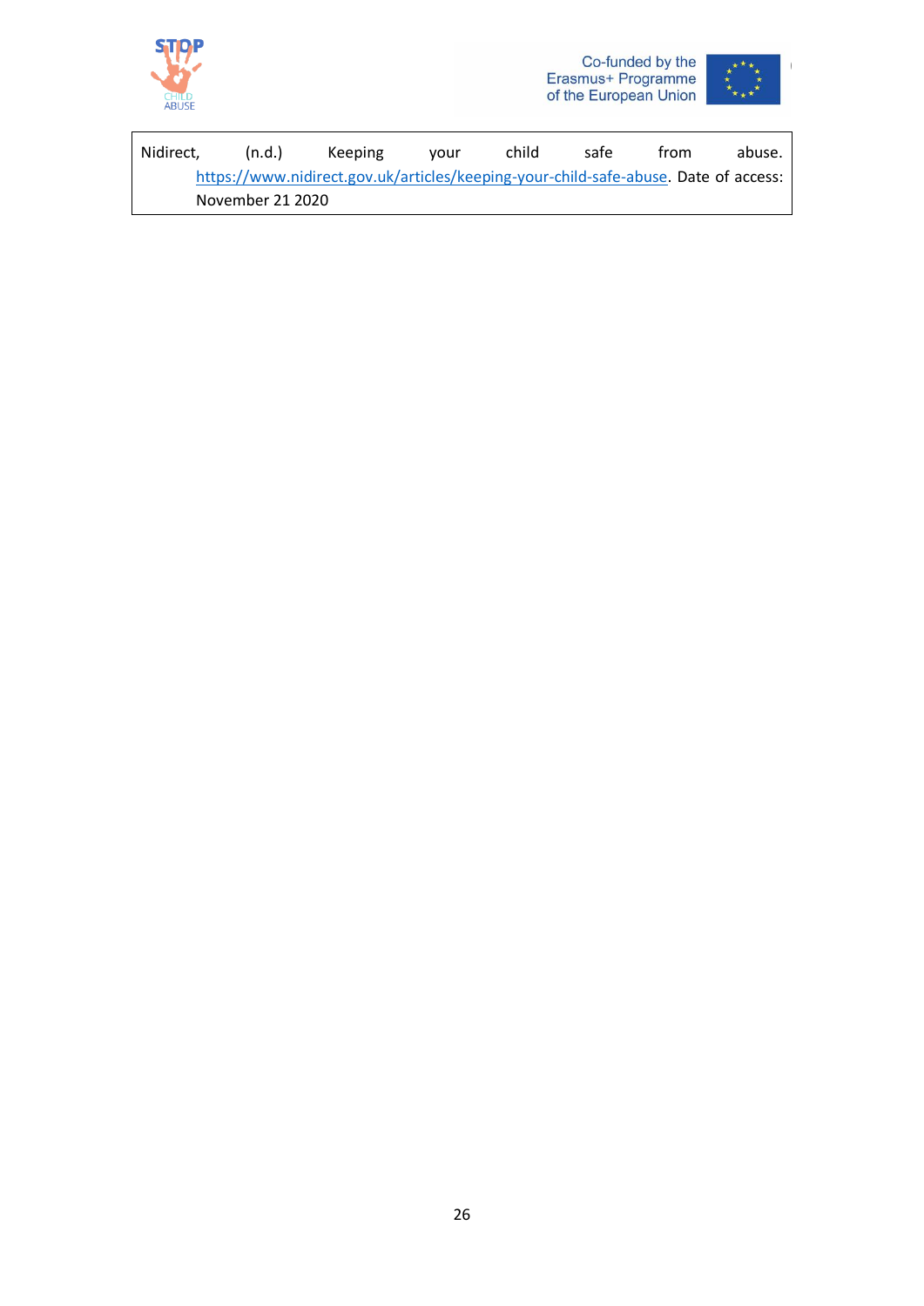Nidirect, (n.d.) Keeping your child safe from abuse. https://www.nidirect.gov.uk/articles/keeping-your-child-safe-abuse. Date of access: November 21 2020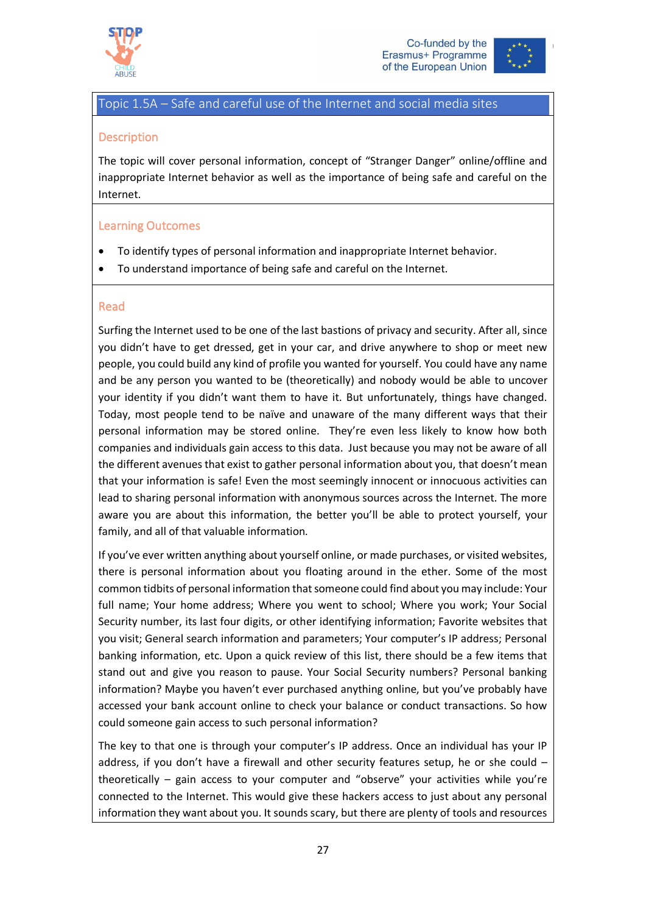## Topic 1.5A – Safe and careful use of the Internet and social media sites

### Description

The topic will cover personal information, concept of "Stranger Danger" online/offline and inappropriate Internet behavior as well as the importance of being safe and careful on the Internet.

### Learning Outcomes

- To identify types of personal information and inappropriate Internet behavior.
- To understand importance of being safe and careful on the Internet.

### Read

Surfing the Internet used to be one of the last bastions of privacy and security. After all, since you didn't have to get dressed, get in your car, and drive anywhere to shop or meet new people, you could build any kind of profile you wanted for yourself. You could have any name and be any person you wanted to be (theoretically) and nobody would be able to uncover your identity if you didn't want them to have it. But unfortunately, things have changed. Today, most people tend to be naïve and unaware of the many different ways that their personal information may be stored online. They're even less likely to know how both companies and individuals gain access to this data. Just because you may not be aware of all the different avenues that exist to gather personal information about you, that doesn't mean that your information is safe! Even the most seemingly innocent or innocuous activities can lead to sharing personal information with anonymous sources across the Internet. The more aware you are about this information, the better you'll be able to protect yourself, your family, and all of that valuable information.

If you've ever written anything about yourself online, or made purchases, or visited websites, there is personal information about you floating around in the ether. Some of the most common tidbits of personal information that someone could find about you may include: Your full name; Your home address; Where you went to school; Where you work; Your Social Security number, its last four digits, or other identifying information; Favorite websites that you visit; General search information and parameters; Your computer's IP address; Personal banking information, etc. Upon a quick review of this list, there should be a few items that stand out and give you reason to pause. Your Social Security numbers? Personal banking information? Maybe you haven't ever purchased anything online, but you've probably have accessed your bank account online to check your balance or conduct transactions. So how could someone gain access to such personal information?

The key to that one is through your computer's IP address. Once an individual has your IP address, if you don't have a firewall and other security features setup, he or she could – theoretically – gain access to your computer and "observe" your activities while you're connected to the Internet. This would give these hackers access to just about any personal information they want about you. It sounds scary, but there are plenty of tools and resources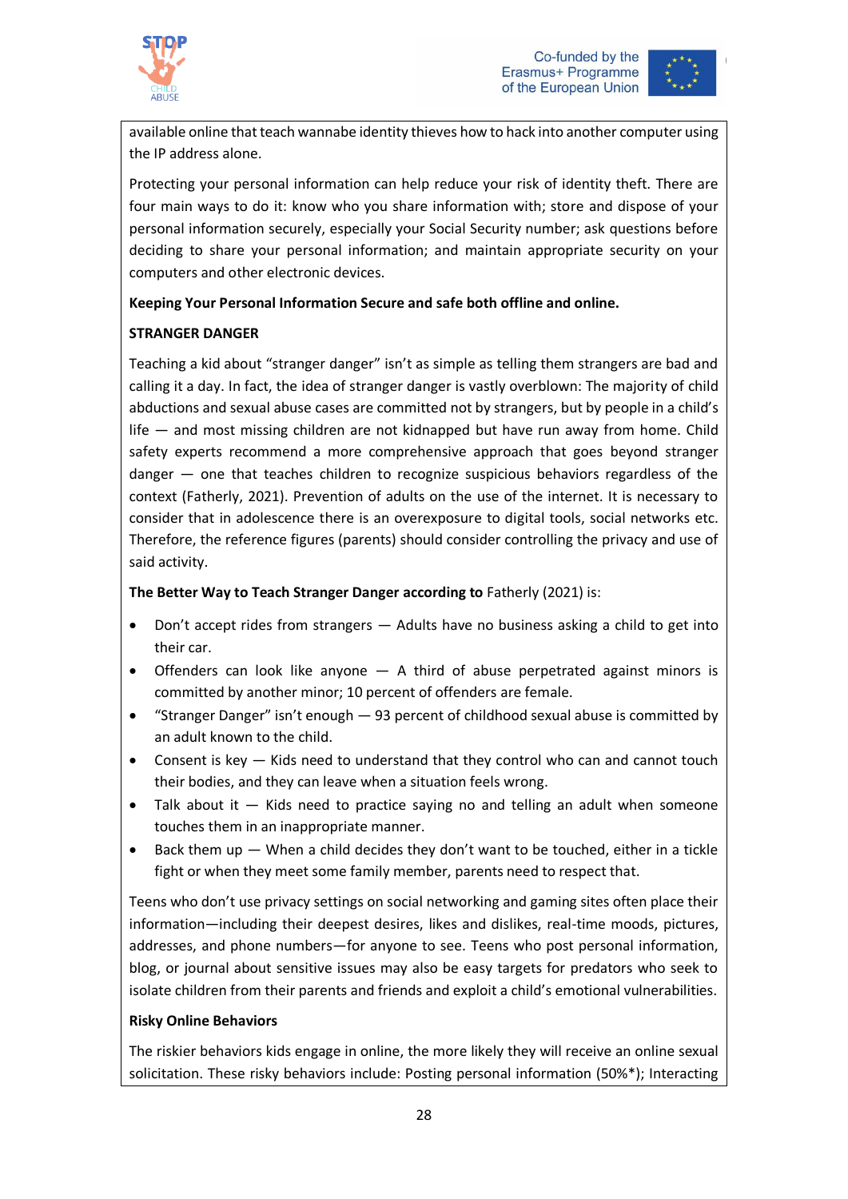available online that teach wannabe identity thieves how to hack into another computer using the IP address alone.

Protecting your personal information can help reduce your risk of identity theft. There are four main ways to do it: know who you share information with; store and dispose of your personal information securely, especially your Social Security number; ask questions before deciding to share your personal information; and maintain appropriate security on your computers and other electronic devices.

**Keeping Your Personal Information Secure and safe both offline and online.**

**STRANGER DANGER**

Teaching a kid about "stranger danger" isn't as simple as telling them strangers are bad and calling it a day. In fact, the idea of stranger danger is vastly overblown: The majority of child abductions and sexual abuse cases are committed not by strangers, but by people in a child's life — and most missing children are not kidnapped but have run away from home. Child safety experts recommend a more comprehensive approach that goes beyond stranger danger — one that teaches children to recognize suspicious behaviors regardless of the context (Fatherly, 2021). Prevention of adults on the use of the internet. It is necessary to consider that in adolescence there is an overexposure to digital tools, social networks etc. Therefore, the reference figures (parents) should consider controlling the privacy and use of said activity.

**The Better Way to Teach Stranger Danger according to** Fatherly (2021) is:

- Don't accept rides from strangers — Adults have no business asking a child to get into their car.
- Offenders can look like anyone — A third of abuse perpetrated against minors is committed by another minor; 10 percent of offenders are female.
- "Stranger Danger" isn't enough — 93 percent of childhood sexual abuse is committed by an adult known to the child.
- Consent is key — Kids need to understand that they control who can and cannot touch their bodies, and they can leave when a situation feels wrong.
- Talk about it — Kids need to practice saying no and telling an adult when someone touches them in an inappropriate manner.
- Back them up — When a child decides they don't want to be touched, either in a tickle fight or when they meet some family member, parents need to respect that.

Teens who don't use privacy settings on social networking and gaming sites often place their information—including their deepest desires, likes and dislikes, real-time moods, pictures, addresses, and phone numbers—for anyone to see. Teens who post personal information, blog, or journal about sensitive issues may also be easy targets for predators who seek to isolate children from their parents and friends and exploit a child's emotional vulnerabilities.

**Risky Online Behaviors**

The riskier behaviors kids engage in online, the more likely they will receive an online sexual solicitation. These risky behaviors include: Posting personal information (50%*); Interacting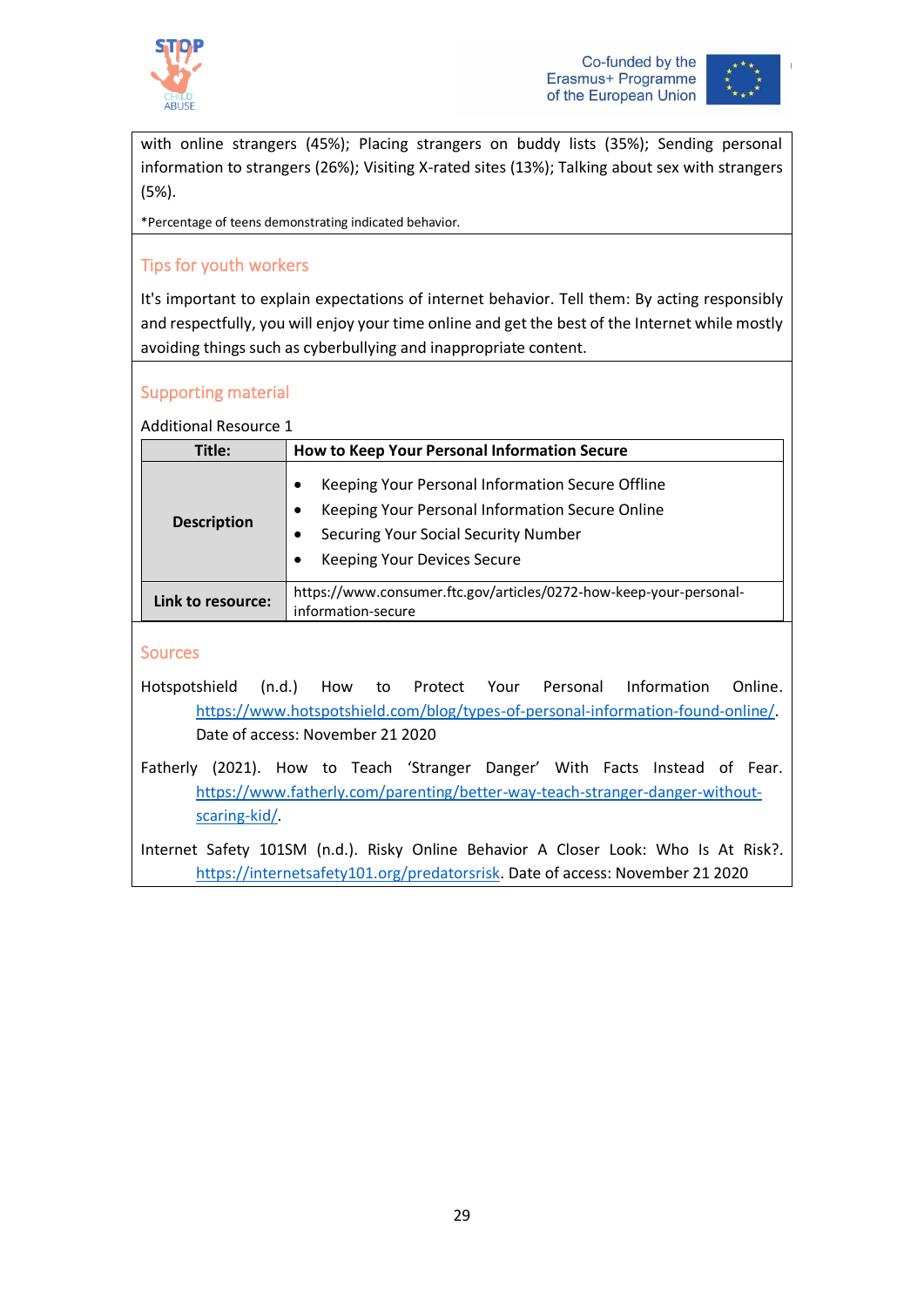with online strangers (45%); Placing strangers on buddy lists (35%); Sending personal information to strangers (26%); Visiting X-rated sites (13%); Talking about sex with strangers (5%).

*Percentage of teens demonstrating indicated behavior.

## Tips for youth workers

It's important to explain expectations of internet behavior. Tell them: By acting responsibly and respectfully, you will enjoy your time online and get the best of the Internet while mostly avoiding things such as cyberbullying and inappropriate content.

## Supporting material

Additional Resource 1

| Title: | How to Keep Your Personal Information Secure |
|---|---|
| **Description** | • Keeping Your Personal Information Secure Offline<br>• Keeping Your Personal Information Secure Online<br>• Securing Your Social Security Number<br>• Keeping Your Devices Secure |
| **Link to resource:** | https://www.consumer.ftc.gov/articles/0272-how-keep-your-personal-information-secure |

## Sources

Hotspotshield (n.d.) How to Protect Your Personal Information Online. https://www.hotspotshield.com/blog/types-of-personal-information-found-online/. Date of access: November 21 2020

Fatherly (2021). How to Teach 'Stranger Danger' With Facts Instead of Fear. https://www.fatherly.com/parenting/better-way-teach-stranger-danger-without-scaring-kid/.

Internet Safety 101SM (n.d.). Risky Online Behavior A Closer Look: Who Is At Risk?. https://internetsafety101.org/predatorsrisk. Date of access: November 21 2020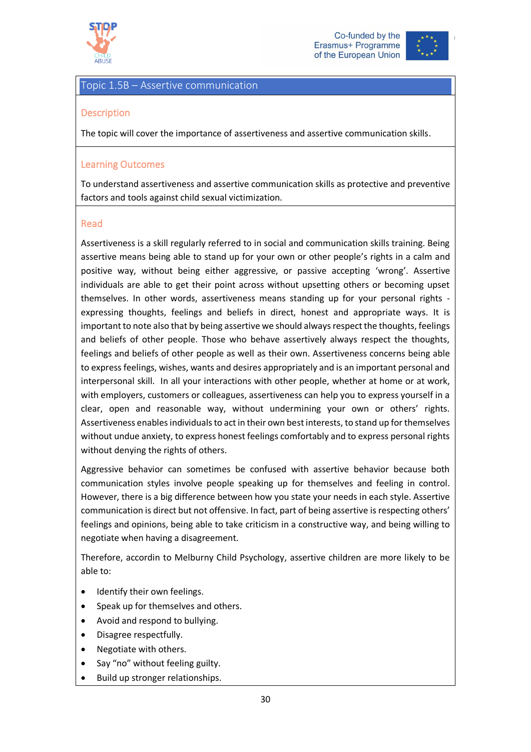## Topic 1.5B – Assertive communication

### Description

The topic will cover the importance of assertiveness and assertive communication skills.

### Learning Outcomes

To understand assertiveness and assertive communication skills as protective and preventive factors and tools against child sexual victimization.

### Read

Assertiveness is a skill regularly referred to in social and communication skills training. Being assertive means being able to stand up for your own or other people's rights in a calm and positive way, without being either aggressive, or passive accepting 'wrong'. Assertive individuals are able to get their point across without upsetting others or becoming upset themselves. In other words, assertiveness means standing up for your personal rights - expressing thoughts, feelings and beliefs in direct, honest and appropriate ways. It is important to note also that by being assertive we should always respect the thoughts, feelings and beliefs of other people. Those who behave assertively always respect the thoughts, feelings and beliefs of other people as well as their own. Assertiveness concerns being able to express feelings, wishes, wants and desires appropriately and is an important personal and interpersonal skill. In all your interactions with other people, whether at home or at work, with employers, customers or colleagues, assertiveness can help you to express yourself in a clear, open and reasonable way, without undermining your own or others' rights. Assertiveness enables individuals to act in their own best interests, to stand up for themselves without undue anxiety, to express honest feelings comfortably and to express personal rights without denying the rights of others.

Aggressive behavior can sometimes be confused with assertive behavior because both communication styles involve people speaking up for themselves and feeling in control. However, there is a big difference between how you state your needs in each style. Assertive communication is direct but not offensive. In fact, part of being assertive is respecting others' feelings and opinions, being able to take criticism in a constructive way, and being willing to negotiate when having a disagreement.

Therefore, accordin to Melburny Child Psychology, assertive children are more likely to be able to:

- Identify their own feelings.
- Speak up for themselves and others.
- Avoid and respond to bullying.
- Disagree respectfully.
- Negotiate with others.
- Say "no" without feeling guilty.
- Build up stronger relationships.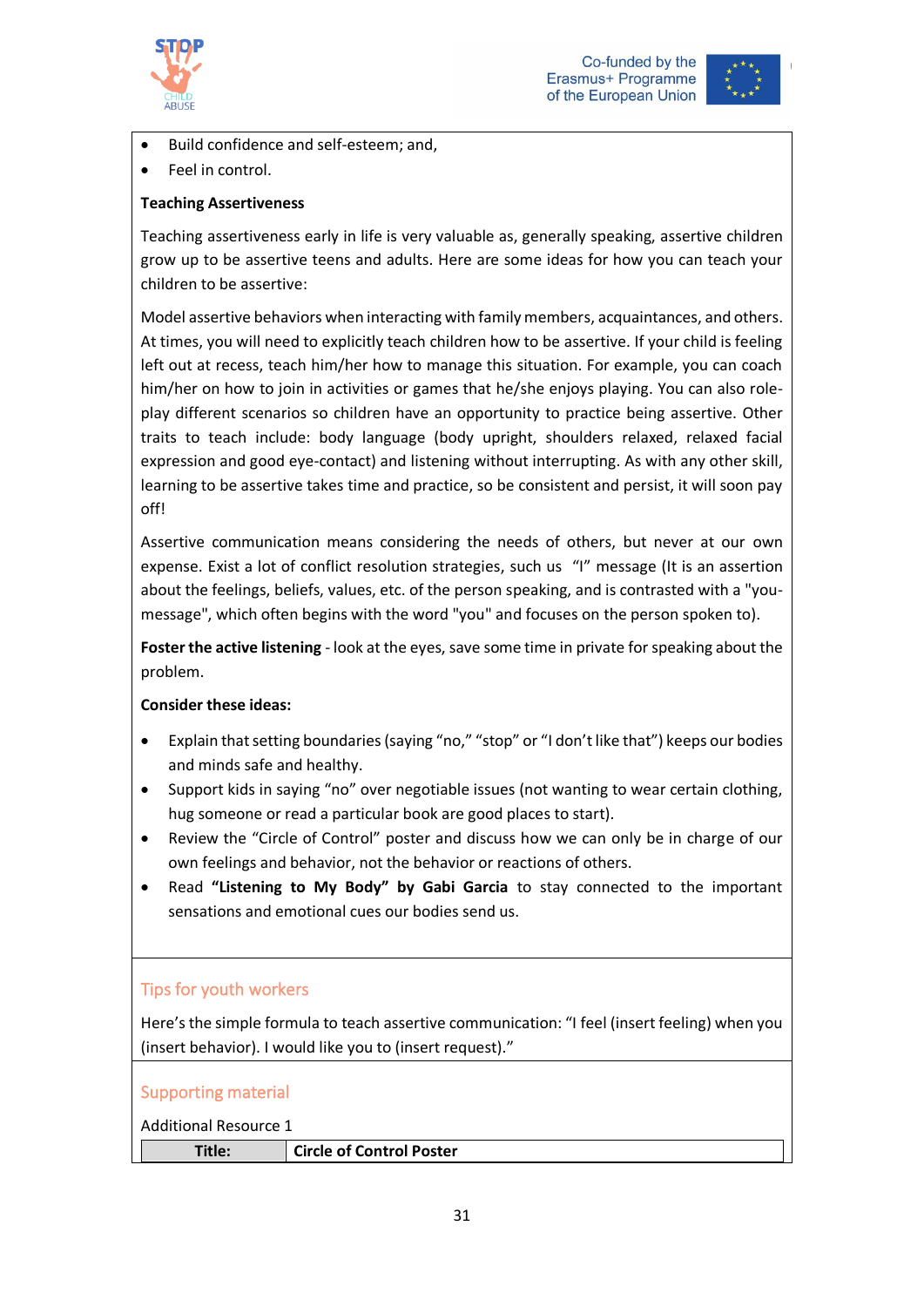- Build confidence and self-esteem; and,
- Feel in control.

**Teaching Assertiveness**

Teaching assertiveness early in life is very valuable as, generally speaking, assertive children grow up to be assertive teens and adults. Here are some ideas for how you can teach your children to be assertive:

Model assertive behaviors when interacting with family members, acquaintances, and others. At times, you will need to explicitly teach children how to be assertive. If your child is feeling left out at recess, teach him/her how to manage this situation. For example, you can coach him/her on how to join in activities or games that he/she enjoys playing. You can also role-play different scenarios so children have an opportunity to practice being assertive. Other traits to teach include: body language (body upright, shoulders relaxed, relaxed facial expression and good eye-contact) and listening without interrupting. As with any other skill, learning to be assertive takes time and practice, so be consistent and persist, it will soon pay off!

Assertive communication means considering the needs of others, but never at our own expense. Exist a lot of conflict resolution strategies, such us "I" message (It is an assertion about the feelings, beliefs, values, etc. of the person speaking, and is contrasted with a "you-message", which often begins with the word "you" and focuses on the person spoken to).

**Foster the active listening** - look at the eyes, save some time in private for speaking about the problem.

**Consider these ideas:**

- Explain that setting boundaries (saying "no," "stop" or "I don't like that") keeps our bodies and minds safe and healthy.
- Support kids in saying "no" over negotiable issues (not wanting to wear certain clothing, hug someone or read a particular book are good places to start).
- Review the "Circle of Control" poster and discuss how we can only be in charge of our own feelings and behavior, not the behavior or reactions of others.
- Read **"Listening to My Body" by Gabi Garcia** to stay connected to the important sensations and emotional cues our bodies send us.

## Tips for youth workers

Here's the simple formula to teach assertive communication: "I feel (insert feeling) when you (insert behavior). I would like you to (insert request)."

## Supporting material

Additional Resource 1

| **Title:** | **Circle of Control Poster** |
|---|---|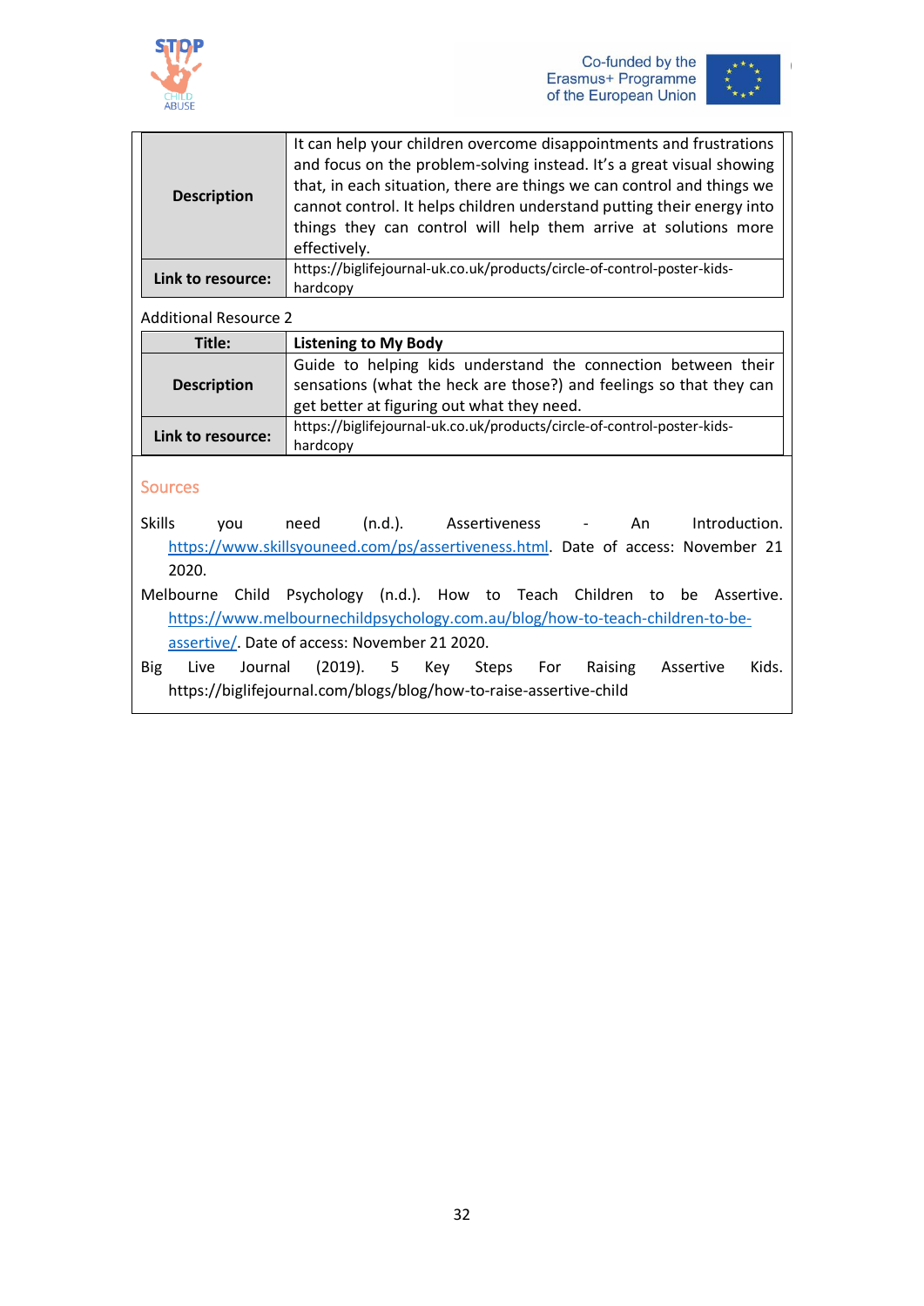| Description | It can help your children overcome disappointments and frustrations and focus on the problem-solving instead. It's a great visual showing that, in each situation, there are things we can control and things we cannot control. It helps children understand putting their energy into things they can control will help them arrive at solutions more effectively. |
|---|---|
| **Link to resource:** | https://biglifejournal-uk.co.uk/products/circle-of-control-poster-kids-hardcopy |

Additional Resource 2

| **Title:** | **Listening to My Body** |
|---|---|
| **Description** | Guide to helping kids understand the connection between their sensations (what the heck are those?) and feelings so that they can get better at figuring out what they need. |
| **Link to resource:** | https://biglifejournal-uk.co.uk/products/circle-of-control-poster-kids-hardcopy |

## Sources

Skills you need (n.d.). Assertiveness - An Introduction. https://www.skillsyouneed.com/ps/assertiveness.html. Date of access: November 21 2020.

Melbourne Child Psychology (n.d.). How to Teach Children to be Assertive. https://www.melbournechildpsychology.com.au/blog/how-to-teach-children-to-be-assertive/. Date of access: November 21 2020.

Big Live Journal (2019). 5 Key Steps For Raising Assertive Kids. https://biglifejournal.com/blogs/blog/how-to-raise-assertive-child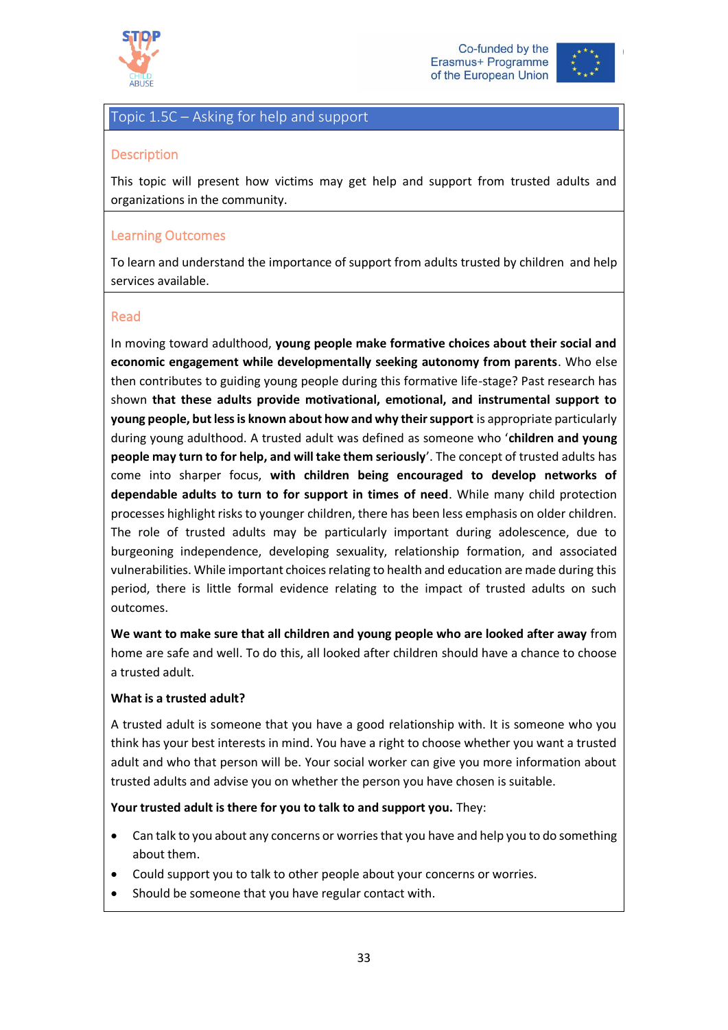## Topic 1.5C – Asking for help and support

### Description

This topic will present how victims may get help and support from trusted adults and organizations in the community.

### Learning Outcomes

To learn and understand the importance of support from adults trusted by children and help services available.

### Read

In moving toward adulthood, **young people make formative choices about their social and economic engagement while developmentally seeking autonomy from parents**. Who else then contributes to guiding young people during this formative life-stage? Past research has shown **that these adults provide motivational, emotional, and instrumental support to young people, but less is known about how and why their support** is appropriate particularly during young adulthood. A trusted adult was defined as someone who '**children and young people may turn to for help, and will take them seriously**'. The concept of trusted adults has come into sharper focus, **with children being encouraged to develop networks of dependable adults to turn to for support in times of need**. While many child protection processes highlight risks to younger children, there has been less emphasis on older children. The role of trusted adults may be particularly important during adolescence, due to burgeoning independence, developing sexuality, relationship formation, and associated vulnerabilities. While important choices relating to health and education are made during this period, there is little formal evidence relating to the impact of trusted adults on such outcomes.

**We want to make sure that all children and young people who are looked after away** from home are safe and well. To do this, all looked after children should have a chance to choose a trusted adult.

**What is a trusted adult?**

A trusted adult is someone that you have a good relationship with. It is someone who you think has your best interests in mind. You have a right to choose whether you want a trusted adult and who that person will be. Your social worker can give you more information about trusted adults and advise you on whether the person you have chosen is suitable.

**Your trusted adult is there for you to talk to and support you.** They:

- Can talk to you about any concerns or worries that you have and help you to do something about them.
- Could support you to talk to other people about your concerns or worries.
- Should be someone that you have regular contact with.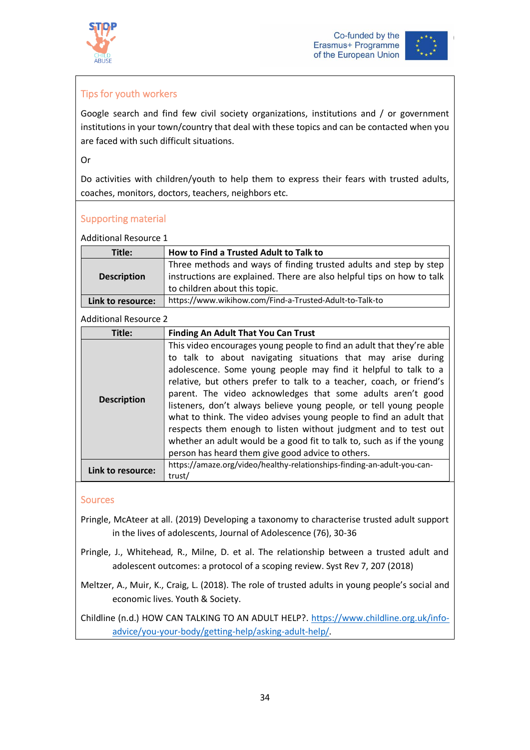## Tips for youth workers

Google search and find few civil society organizations, institutions and / or government institutions in your town/country that deal with these topics and can be contacted when you are faced with such difficult situations.

Or

Do activities with children/youth to help them to express their fears with trusted adults, coaches, monitors, doctors, teachers, neighbors etc.

## Supporting material

Additional Resource 1

| **Title:** | **How to Find a Trusted Adult to Talk to** |
|---|---|
| **Description** | Three methods and ways of finding trusted adults and step by step instructions are explained. There are also helpful tips on how to talk to children about this topic. |
| **Link to resource:** | https://www.wikihow.com/Find-a-Trusted-Adult-to-Talk-to |

Additional Resource 2

| **Title:** | **Finding An Adult That You Can Trust** |
|---|---|
| **Description** | This video encourages young people to find an adult that they're able to talk to about navigating situations that may arise during adolescence. Some young people may find it helpful to talk to a relative, but others prefer to talk to a teacher, coach, or friend's parent. The video acknowledges that some adults aren't good listeners, don't always believe young people, or tell young people what to think. The video advises young people to find an adult that respects them enough to listen without judgment and to test out whether an adult would be a good fit to talk to, such as if the young person has heard them give good advice to others. |
| **Link to resource:** | https://amaze.org/video/healthy-relationships-finding-an-adult-you-can-trust/ |

## Sources

Pringle, McAteer at all. (2019) Developing a taxonomy to characterise trusted adult support in the lives of adolescents, Journal of Adolescence (76), 30-36

Pringle, J., Whitehead, R., Milne, D. et al. The relationship between a trusted adult and adolescent outcomes: a protocol of a scoping review. Syst Rev 7, 207 (2018)

Meltzer, A., Muir, K., Craig, L. (2018). The role of trusted adults in young people's social and economic lives. Youth & Society.

Childline (n.d.) HOW CAN TALKING TO AN ADULT HELP?. https://www.childline.org.uk/info-advice/you-your-body/getting-help/asking-adult-help/.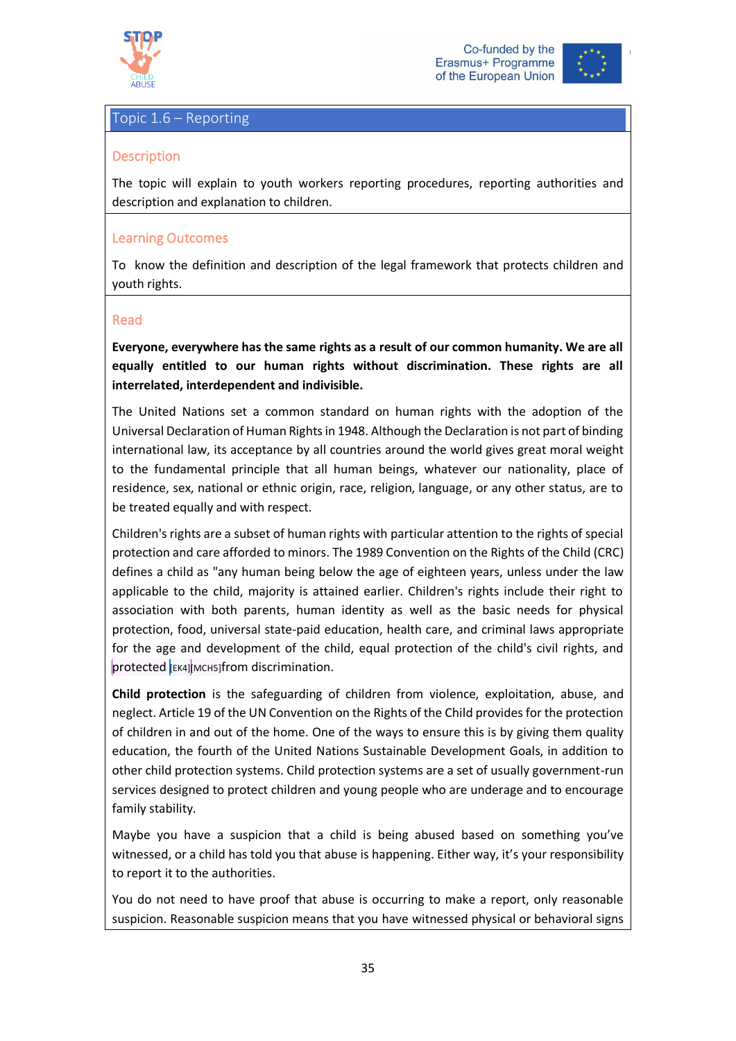## Topic 1.6 – Reporting

### Description

The topic will explain to youth workers reporting procedures, reporting authorities and description and explanation to children.

### Learning Outcomes

To know the definition and description of the legal framework that protects children and youth rights.

### Read

**Everyone, everywhere has the same rights as a result of our common humanity. We are all equally entitled to our human rights without discrimination. These rights are all interrelated, interdependent and indivisible.**

The United Nations set a common standard on human rights with the adoption of the Universal Declaration of Human Rights in 1948. Although the Declaration is not part of binding international law, its acceptance by all countries around the world gives great moral weight to the fundamental principle that all human beings, whatever our nationality, place of residence, sex, national or ethnic origin, race, religion, language, or any other status, are to be treated equally and with respect.

Children's rights are a subset of human rights with particular attention to the rights of special protection and care afforded to minors. The 1989 Convention on the Rights of the Child (CRC) defines a child as "any human being below the age of eighteen years, unless under the law applicable to the child, majority is attained earlier. Children's rights include their right to association with both parents, human identity as well as the basic needs for physical protection, food, universal state-paid education, health care, and criminal laws appropriate for the age and development of the child, equal protection of the child's civil rights, and protected [EK4][MCH5]from discrimination.

**Child protection** is the safeguarding of children from violence, exploitation, abuse, and neglect. Article 19 of the UN Convention on the Rights of the Child provides for the protection of children in and out of the home. One of the ways to ensure this is by giving them quality education, the fourth of the United Nations Sustainable Development Goals, in addition to other child protection systems. Child protection systems are a set of usually government-run services designed to protect children and young people who are underage and to encourage family stability.

Maybe you have a suspicion that a child is being abused based on something you've witnessed, or a child has told you that abuse is happening. Either way, it's your responsibility to report it to the authorities.

You do not need to have proof that abuse is occurring to make a report, only reasonable suspicion. Reasonable suspicion means that you have witnessed physical or behavioral signs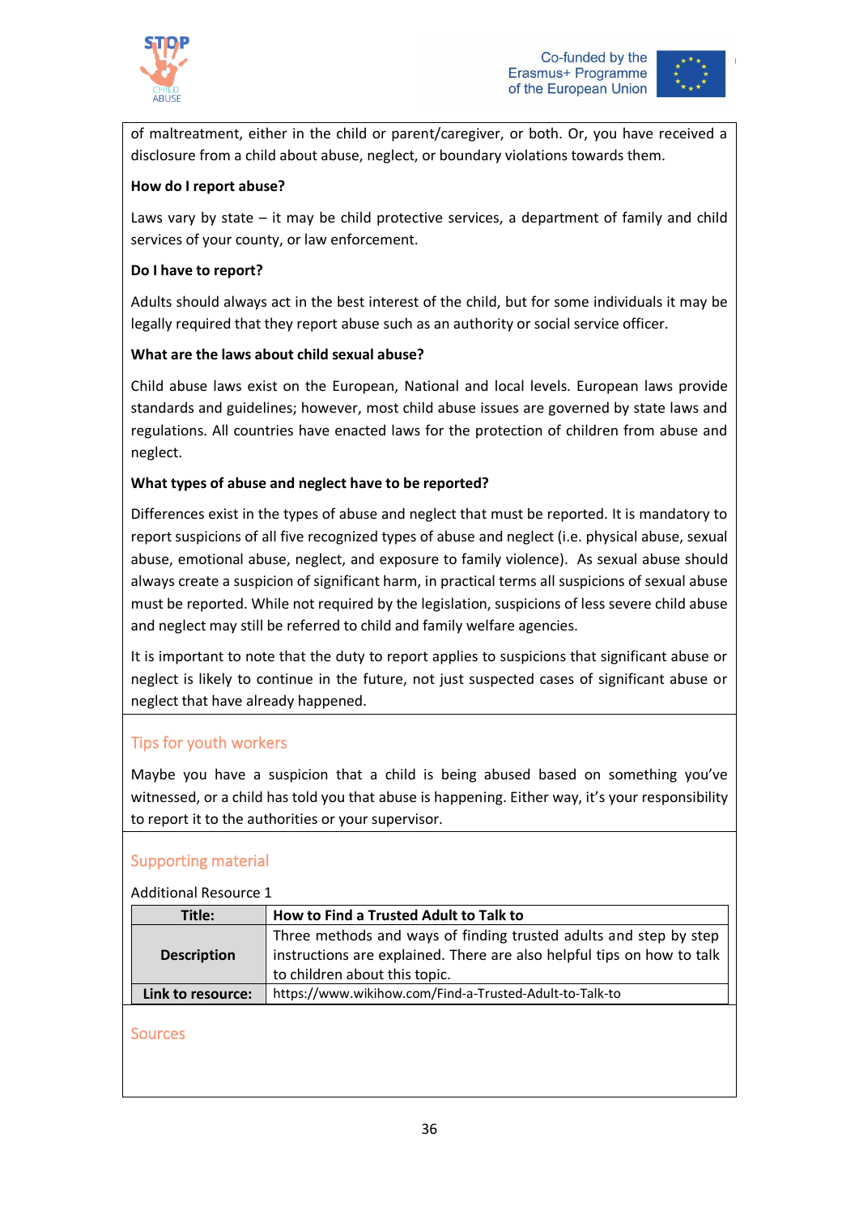of maltreatment, either in the child or parent/caregiver, or both. Or, you have received a disclosure from a child about abuse, neglect, or boundary violations towards them.

**How do I report abuse?**

Laws vary by state – it may be child protective services, a department of family and child services of your county, or law enforcement.

**Do I have to report?**

Adults should always act in the best interest of the child, but for some individuals it may be legally required that they report abuse such as an authority or social service officer.

**What are the laws about child sexual abuse?**

Child abuse laws exist on the European, National and local levels. European laws provide standards and guidelines; however, most child abuse issues are governed by state laws and regulations. All countries have enacted laws for the protection of children from abuse and neglect.

**What types of abuse and neglect have to be reported?**

Differences exist in the types of abuse and neglect that must be reported. It is mandatory to report suspicions of all five recognized types of abuse and neglect (i.e. physical abuse, sexual abuse, emotional abuse, neglect, and exposure to family violence). As sexual abuse should always create a suspicion of significant harm, in practical terms all suspicions of sexual abuse must be reported. While not required by the legislation, suspicions of less severe child abuse and neglect may still be referred to child and family welfare agencies.

It is important to note that the duty to report applies to suspicions that significant abuse or neglect is likely to continue in the future, not just suspected cases of significant abuse or neglect that have already happened.

## Tips for youth workers

Maybe you have a suspicion that a child is being abused based on something you've witnessed, or a child has told you that abuse is happening. Either way, it's your responsibility to report it to the authorities or your supervisor.

## Supporting material

Additional Resource 1

| **Title:** | **How to Find a Trusted Adult to Talk to** |
|---|---|
| **Description** | Three methods and ways of finding trusted adults and step by step instructions are explained. There are also helpful tips on how to talk to children about this topic. |
| **Link to resource:** | https://www.wikihow.com/Find-a-Trusted-Adult-to-Talk-to |

## Sources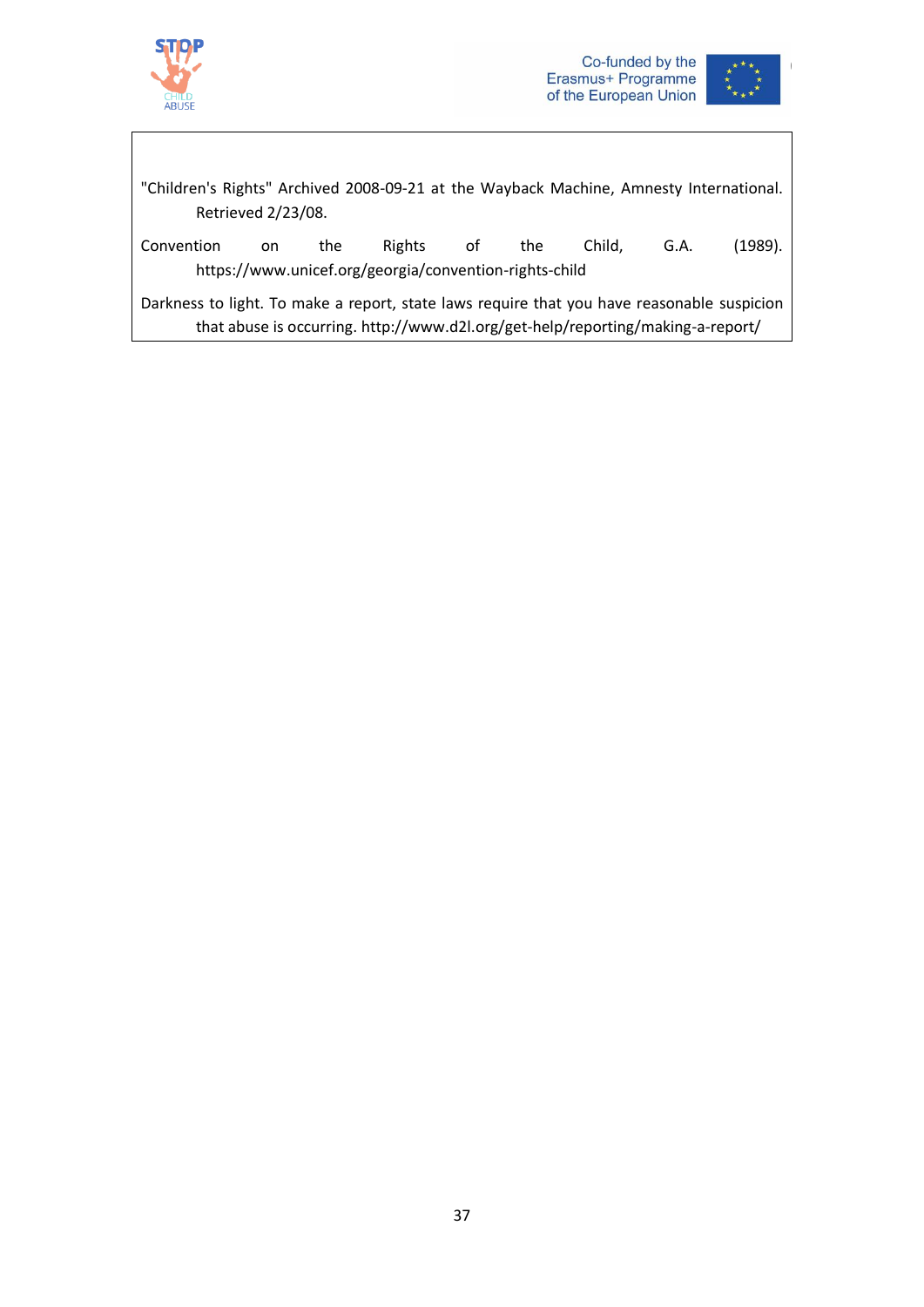"Children's Rights" Archived 2008-09-21 at the Wayback Machine, Amnesty International. Retrieved 2/23/08.

Convention on the Rights of the Child, G.A. (1989). https://www.unicef.org/georgia/convention-rights-child

Darkness to light. To make a report, state laws require that you have reasonable suspicion that abuse is occurring. http://www.d2l.org/get-help/reporting/making-a-report/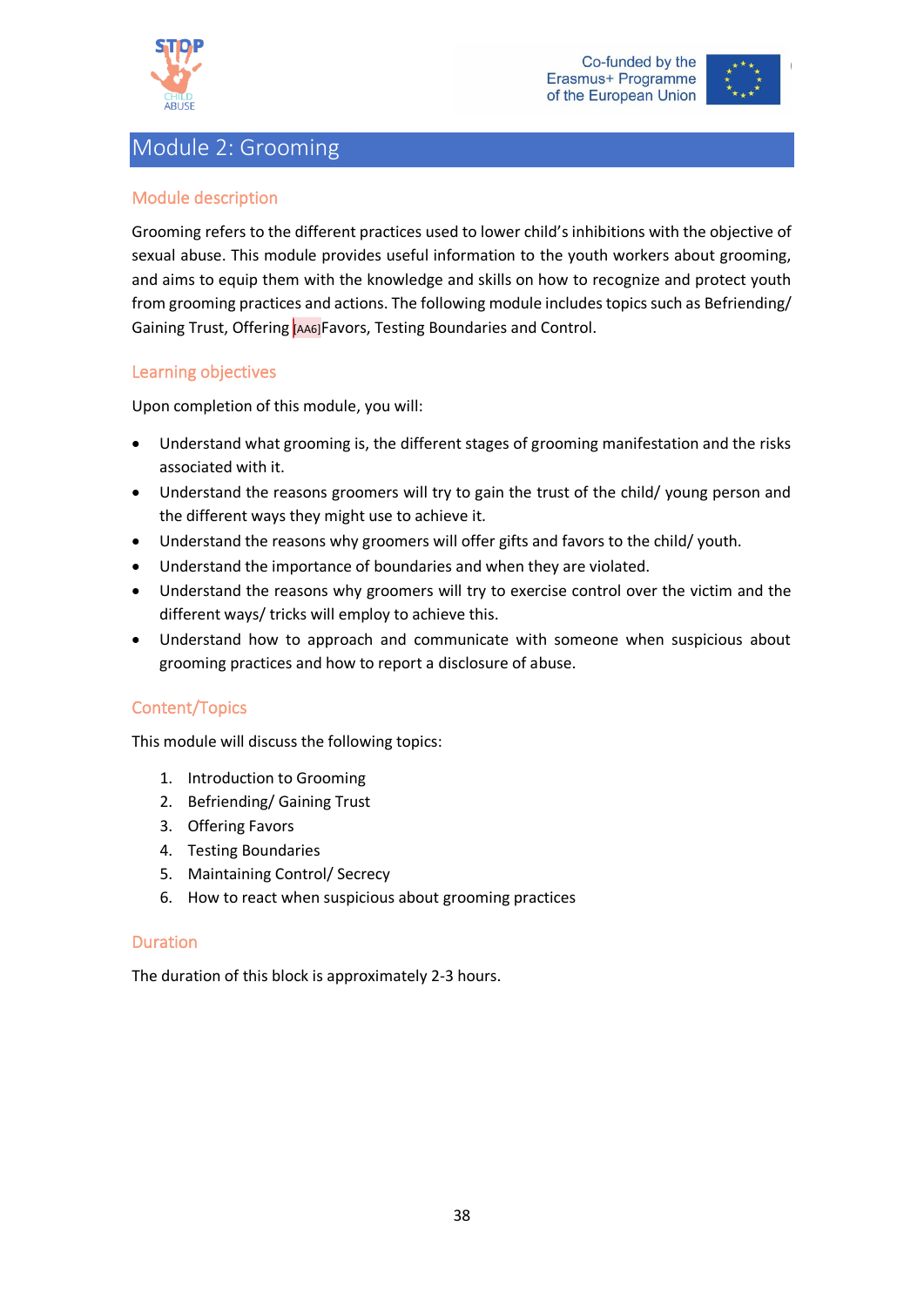# Module 2: Grooming

## Module description

Grooming refers to the different practices used to lower child's inhibitions with the objective of sexual abuse. This module provides useful information to the youth workers about grooming, and aims to equip them with the knowledge and skills on how to recognize and protect youth from grooming practices and actions. The following module includes topics such as Befriending/ Gaining Trust, Offering [AA6]Favors, Testing Boundaries and Control.

## Learning objectives

Upon completion of this module, you will:

- Understand what grooming is, the different stages of grooming manifestation and the risks associated with it.
- Understand the reasons groomers will try to gain the trust of the child/ young person and the different ways they might use to achieve it.
- Understand the reasons why groomers will offer gifts and favors to the child/ youth.
- Understand the importance of boundaries and when they are violated.
- Understand the reasons why groomers will try to exercise control over the victim and the different ways/ tricks will employ to achieve this.
- Understand how to approach and communicate with someone when suspicious about grooming practices and how to report a disclosure of abuse.

## Content/Topics

This module will discuss the following topics:

1. Introduction to Grooming
2. Befriending/ Gaining Trust
3. Offering Favors
4. Testing Boundaries
5. Maintaining Control/ Secrecy
6. How to react when suspicious about grooming practices

## Duration

The duration of this block is approximately 2-3 hours.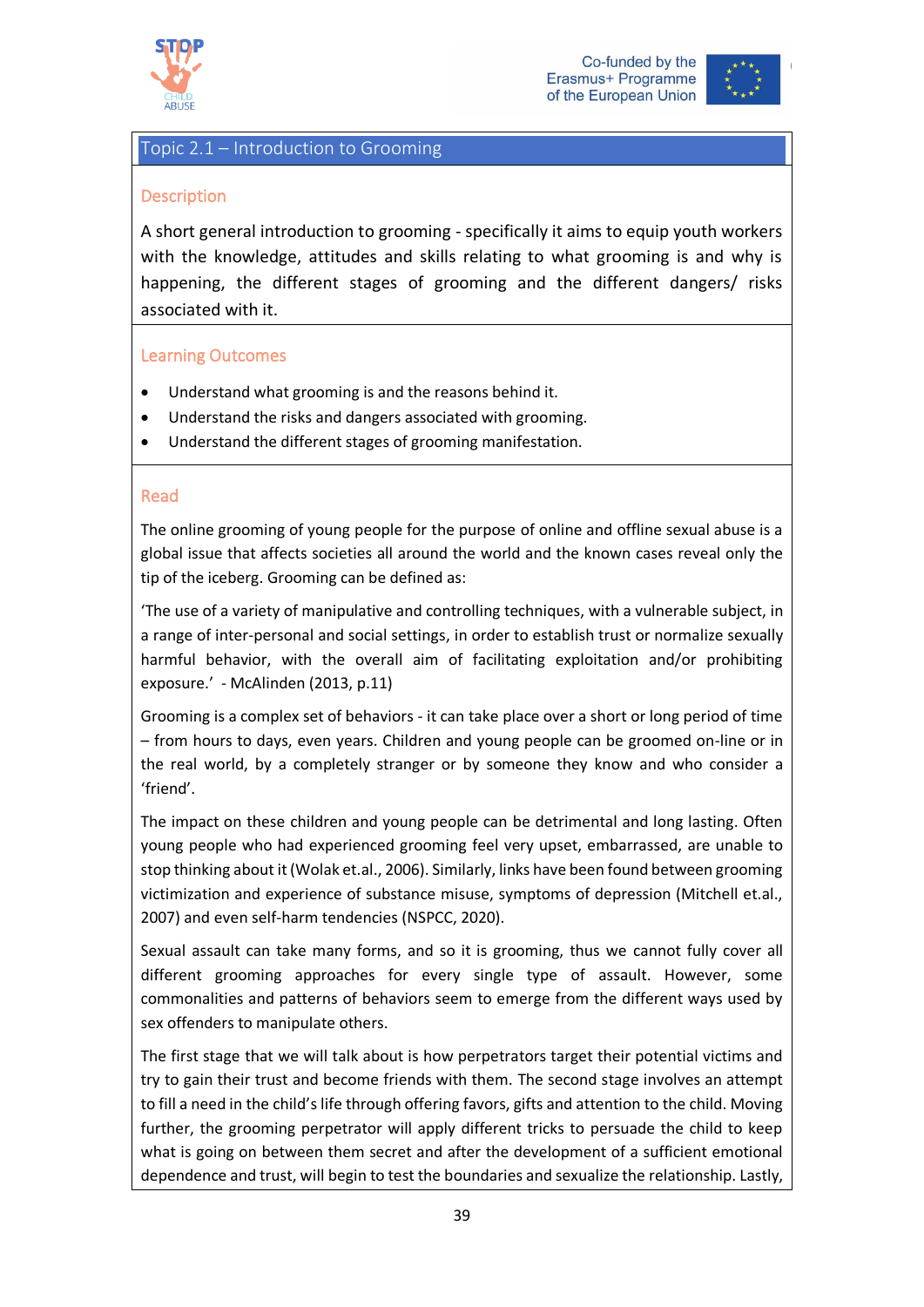## Topic 2.1 – Introduction to Grooming

### Description

A short general introduction to grooming - specifically it aims to equip youth workers with the knowledge, attitudes and skills relating to what grooming is and why is happening, the different stages of grooming and the different dangers/ risks associated with it.

### Learning Outcomes

- Understand what grooming is and the reasons behind it.
- Understand the risks and dangers associated with grooming.
- Understand the different stages of grooming manifestation.

### Read

The online grooming of young people for the purpose of online and offline sexual abuse is a global issue that affects societies all around the world and the known cases reveal only the tip of the iceberg. Grooming can be defined as:

'The use of a variety of manipulative and controlling techniques, with a vulnerable subject, in a range of inter-personal and social settings, in order to establish trust or normalize sexually harmful behavior, with the overall aim of facilitating exploitation and/or prohibiting exposure.' - McAlinden (2013, p.11)

Grooming is a complex set of behaviors - it can take place over a short or long period of time – from hours to days, even years. Children and young people can be groomed on-line or in the real world, by a completely stranger or by someone they know and who consider a 'friend'.

The impact on these children and young people can be detrimental and long lasting. Often young people who had experienced grooming feel very upset, embarrassed, are unable to stop thinking about it (Wolak et.al., 2006). Similarly, links have been found between grooming victimization and experience of substance misuse, symptoms of depression (Mitchell et.al., 2007) and even self-harm tendencies (NSPCC, 2020).

Sexual assault can take many forms, and so it is grooming, thus we cannot fully cover all different grooming approaches for every single type of assault. However, some commonalities and patterns of behaviors seem to emerge from the different ways used by sex offenders to manipulate others.

The first stage that we will talk about is how perpetrators target their potential victims and try to gain their trust and become friends with them. The second stage involves an attempt to fill a need in the child's life through offering favors, gifts and attention to the child. Moving further, the grooming perpetrator will apply different tricks to persuade the child to keep what is going on between them secret and after the development of a sufficient emotional dependence and trust, will begin to test the boundaries and sexualize the relationship. Lastly,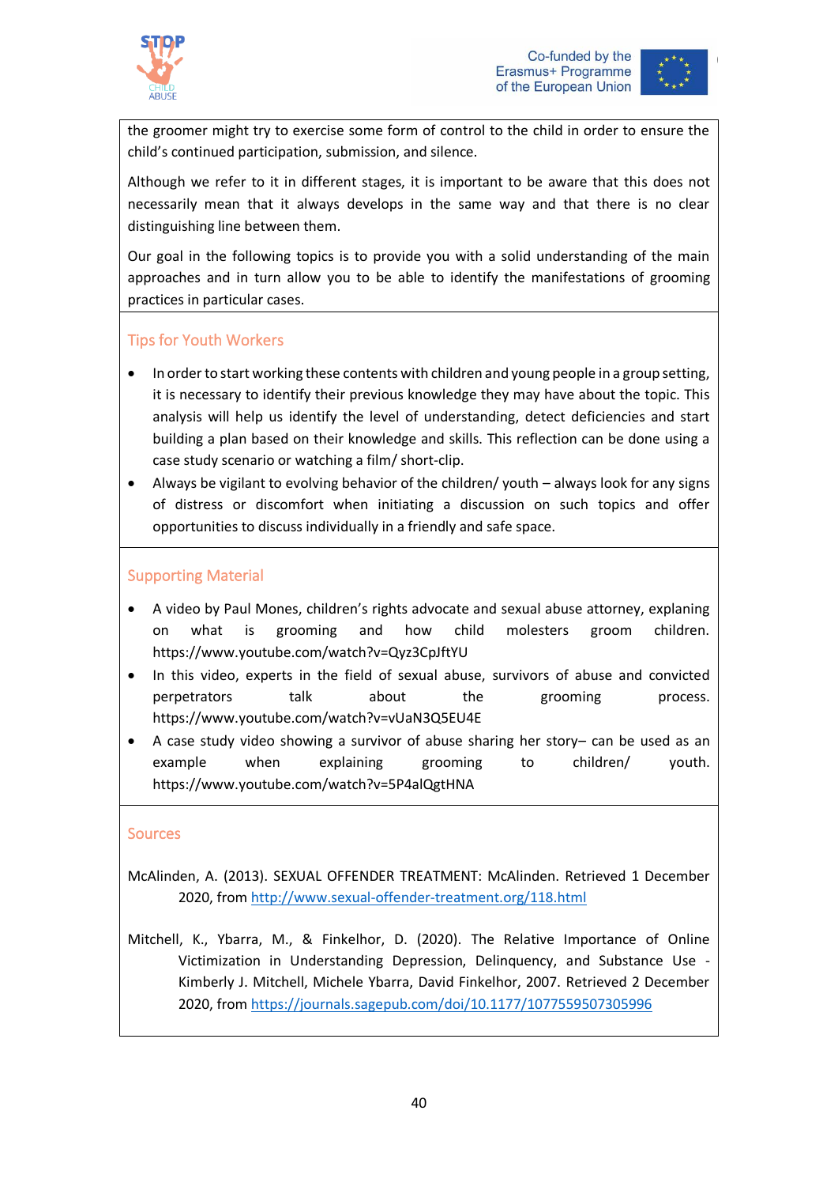the groomer might try to exercise some form of control to the child in order to ensure the child's continued participation, submission, and silence.

Although we refer to it in different stages, it is important to be aware that this does not necessarily mean that it always develops in the same way and that there is no clear distinguishing line between them.

Our goal in the following topics is to provide you with a solid understanding of the main approaches and in turn allow you to be able to identify the manifestations of grooming practices in particular cases.

## Tips for Youth Workers

- In order to start working these contents with children and young people in a group setting, it is necessary to identify their previous knowledge they may have about the topic. This analysis will help us identify the level of understanding, detect deficiencies and start building a plan based on their knowledge and skills. This reflection can be done using a case study scenario or watching a film/ short-clip.
- Always be vigilant to evolving behavior of the children/ youth – always look for any signs of distress or discomfort when initiating a discussion on such topics and offer opportunities to discuss individually in a friendly and safe space.

## Supporting Material

- A video by Paul Mones, children's rights advocate and sexual abuse attorney, explaining on what is grooming and how child molesters groom children. https://www.youtube.com/watch?v=Qyz3CpJftYU
- In this video, experts in the field of sexual abuse, survivors of abuse and convicted perpetrators talk about the grooming process. https://www.youtube.com/watch?v=vUaN3Q5EU4E
- A case study video showing a survivor of abuse sharing her story– can be used as an example when explaining grooming to children/ youth. https://www.youtube.com/watch?v=5P4alQgtHNA

## Sources

McAlinden, A. (2013). SEXUAL OFFENDER TREATMENT: McAlinden. Retrieved 1 December 2020, from http://www.sexual-offender-treatment.org/118.html

Mitchell, K., Ybarra, M., & Finkelhor, D. (2020). The Relative Importance of Online Victimization in Understanding Depression, Delinquency, and Substance Use - Kimberly J. Mitchell, Michele Ybarra, David Finkelhor, 2007. Retrieved 2 December 2020, from https://journals.sagepub.com/doi/10.1177/1077559507305996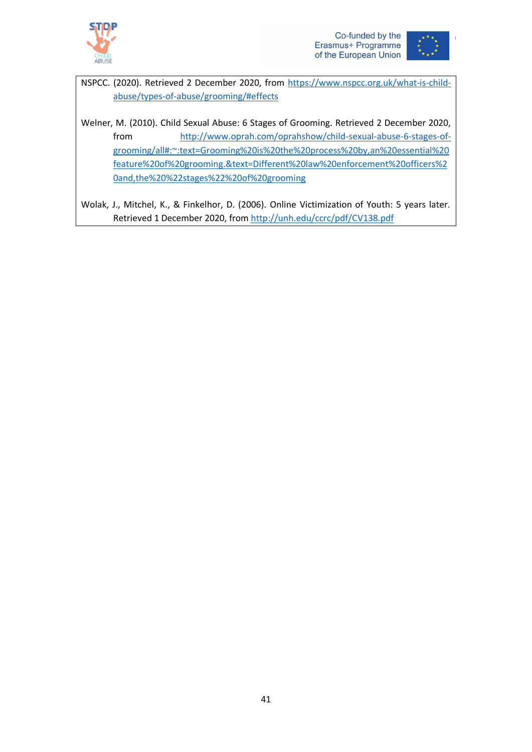NSPCC. (2020). Retrieved 2 December 2020, from https://www.nspcc.org.uk/what-is-child-abuse/types-of-abuse/grooming/#effects

Welner, M. (2010). Child Sexual Abuse: 6 Stages of Grooming. Retrieved 2 December 2020, from http://www.oprah.com/oprahshow/child-sexual-abuse-6-stages-of-grooming/all#:~:text=Grooming%20is%20the%20process%20by,an%20essential%20feature%20of%20grooming.&text=Different%20law%20enforcement%20officers%20and,the%20%22stages%22%20of%20grooming

Wolak, J., Mitchel, K., & Finkelhor, D. (2006). Online Victimization of Youth: 5 years later. Retrieved 1 December 2020, from http://unh.edu/ccrc/pdf/CV138.pdf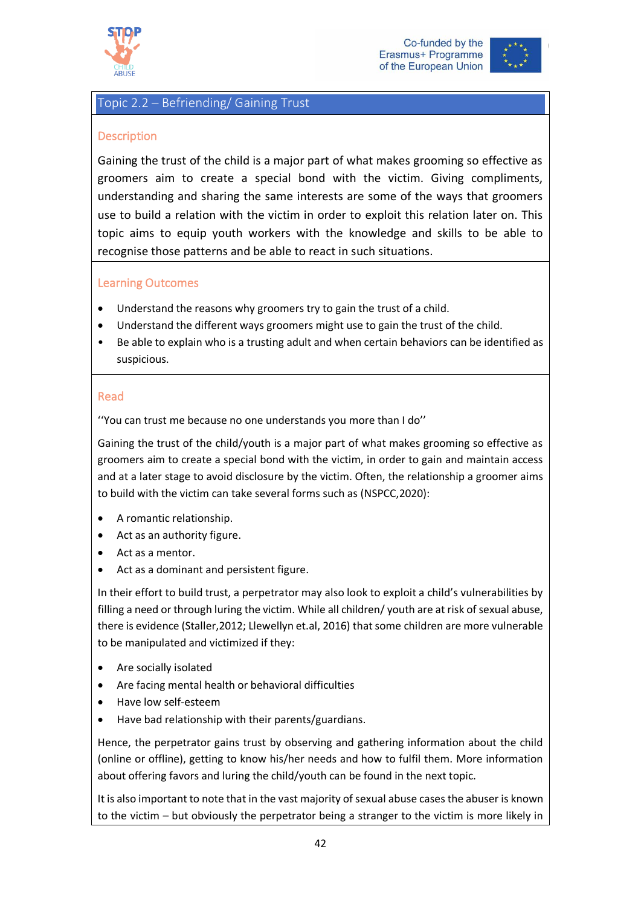## Topic 2.2 – Befriending/ Gaining Trust

### Description

Gaining the trust of the child is a major part of what makes grooming so effective as groomers aim to create a special bond with the victim. Giving compliments, understanding and sharing the same interests are some of the ways that groomers use to build a relation with the victim in order to exploit this relation later on. This topic aims to equip youth workers with the knowledge and skills to be able to recognise those patterns and be able to react in such situations.

### Learning Outcomes

- Understand the reasons why groomers try to gain the trust of a child.
- Understand the different ways groomers might use to gain the trust of the child.
- Be able to explain who is a trusting adult and when certain behaviors can be identified as suspicious.

### Read

''You can trust me because no one understands you more than I do''

Gaining the trust of the child/youth is a major part of what makes grooming so effective as groomers aim to create a special bond with the victim, in order to gain and maintain access and at a later stage to avoid disclosure by the victim. Often, the relationship a groomer aims to build with the victim can take several forms such as (NSPCC,2020):

- A romantic relationship.
- Act as an authority figure.
- Act as a mentor.
- Act as a dominant and persistent figure.

In their effort to build trust, a perpetrator may also look to exploit a child's vulnerabilities by filling a need or through luring the victim. While all children/ youth are at risk of sexual abuse, there is evidence (Staller,2012; Llewellyn et.al, 2016) that some children are more vulnerable to be manipulated and victimized if they:

- Are socially isolated
- Are facing mental health or behavioral difficulties
- Have low self-esteem
- Have bad relationship with their parents/guardians.

Hence, the perpetrator gains trust by observing and gathering information about the child (online or offline), getting to know his/her needs and how to fulfil them. More information about offering favors and luring the child/youth can be found in the next topic.

It is also important to note that in the vast majority of sexual abuse cases the abuser is known to the victim – but obviously the perpetrator being a stranger to the victim is more likely in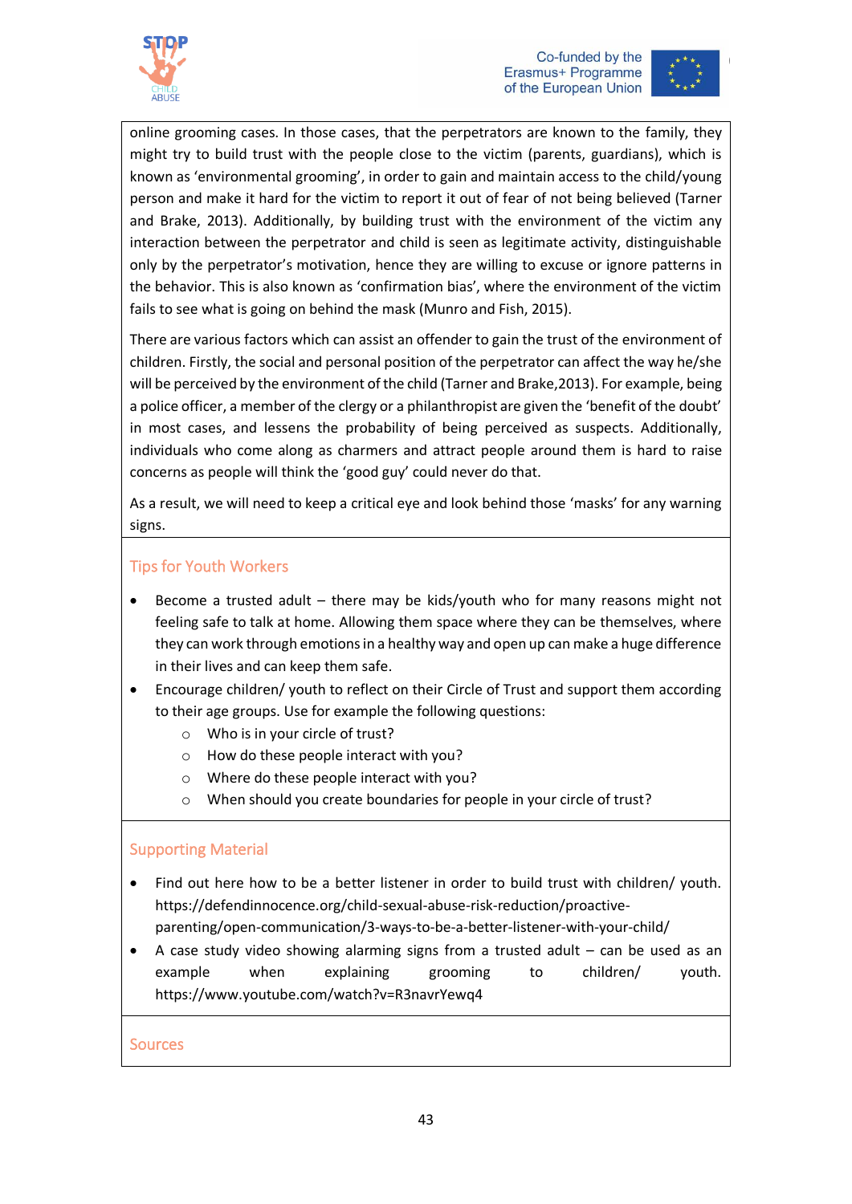online grooming cases. In those cases, that the perpetrators are known to the family, they might try to build trust with the people close to the victim (parents, guardians), which is known as 'environmental grooming', in order to gain and maintain access to the child/young person and make it hard for the victim to report it out of fear of not being believed (Tarner and Brake, 2013). Additionally, by building trust with the environment of the victim any interaction between the perpetrator and child is seen as legitimate activity, distinguishable only by the perpetrator's motivation, hence they are willing to excuse or ignore patterns in the behavior. This is also known as 'confirmation bias', where the environment of the victim fails to see what is going on behind the mask (Munro and Fish, 2015).

There are various factors which can assist an offender to gain the trust of the environment of children. Firstly, the social and personal position of the perpetrator can affect the way he/she will be perceived by the environment of the child (Tarner and Brake,2013). For example, being a police officer, a member of the clergy or a philanthropist are given the 'benefit of the doubt' in most cases, and lessens the probability of being perceived as suspects. Additionally, individuals who come along as charmers and attract people around them is hard to raise concerns as people will think the 'good guy' could never do that.

As a result, we will need to keep a critical eye and look behind those 'masks' for any warning signs.

## Tips for Youth Workers

- Become a trusted adult – there may be kids/youth who for many reasons might not feeling safe to talk at home. Allowing them space where they can be themselves, where they can work through emotions in a healthy way and open up can make a huge difference in their lives and can keep them safe.
- Encourage children/ youth to reflect on their Circle of Trust and support them according to their age groups. Use for example the following questions:
  - Who is in your circle of trust?
  - How do these people interact with you?
  - Where do these people interact with you?
  - When should you create boundaries for people in your circle of trust?

## Supporting Material

- Find out here how to be a better listener in order to build trust with children/ youth. https://defendinnocence.org/child-sexual-abuse-risk-reduction/proactive-parenting/open-communication/3-ways-to-be-a-better-listener-with-your-child/
- A case study video showing alarming signs from a trusted adult – can be used as an example when explaining grooming to children/ youth. https://www.youtube.com/watch?v=R3navrYewq4

## Sources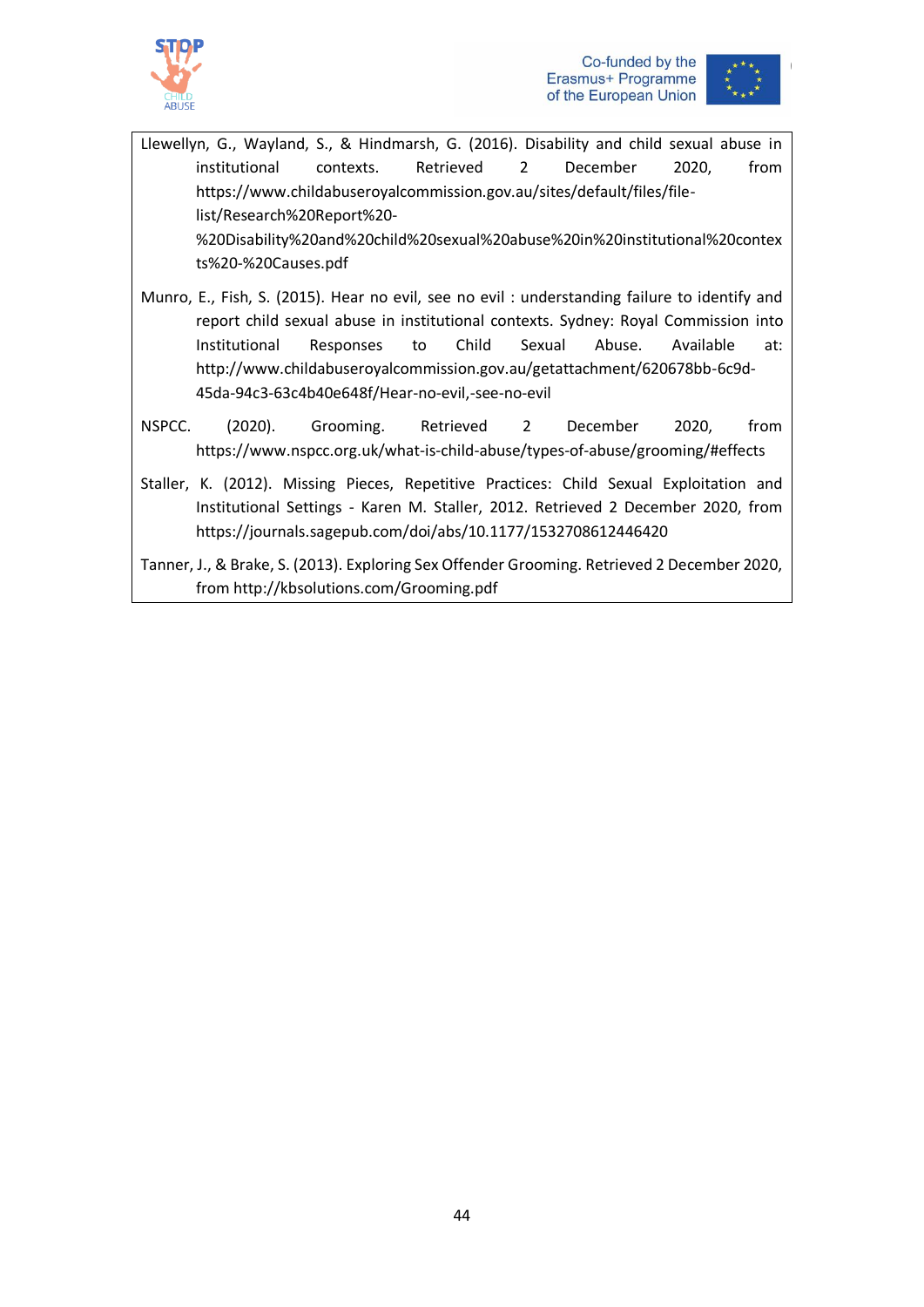Llewellyn, G., Wayland, S., & Hindmarsh, G. (2016). Disability and child sexual abuse in institutional contexts. Retrieved 2 December 2020, from https://www.childabuseroyalcommission.gov.au/sites/default/files/file-list/Research%20Report%20-%20Disability%20and%20child%20sexual%20abuse%20in%20institutional%20contexts%20-%20Causes.pdf

Munro, E., Fish, S. (2015). Hear no evil, see no evil : understanding failure to identify and report child sexual abuse in institutional contexts. Sydney: Royal Commission into Institutional Responses to Child Sexual Abuse. Available at: http://www.childabuseroyalcommission.gov.au/getattachment/620678bb-6c9d-45da-94c3-63c4b40e648f/Hear-no-evil,-see-no-evil

NSPCC. (2020). Grooming. Retrieved 2 December 2020, from https://www.nspcc.org.uk/what-is-child-abuse/types-of-abuse/grooming/#effects

Staller, K. (2012). Missing Pieces, Repetitive Practices: Child Sexual Exploitation and Institutional Settings - Karen M. Staller, 2012. Retrieved 2 December 2020, from https://journals.sagepub.com/doi/abs/10.1177/1532708612446420

Tanner, J., & Brake, S. (2013). Exploring Sex Offender Grooming. Retrieved 2 December 2020, from http://kbsolutions.com/Grooming.pdf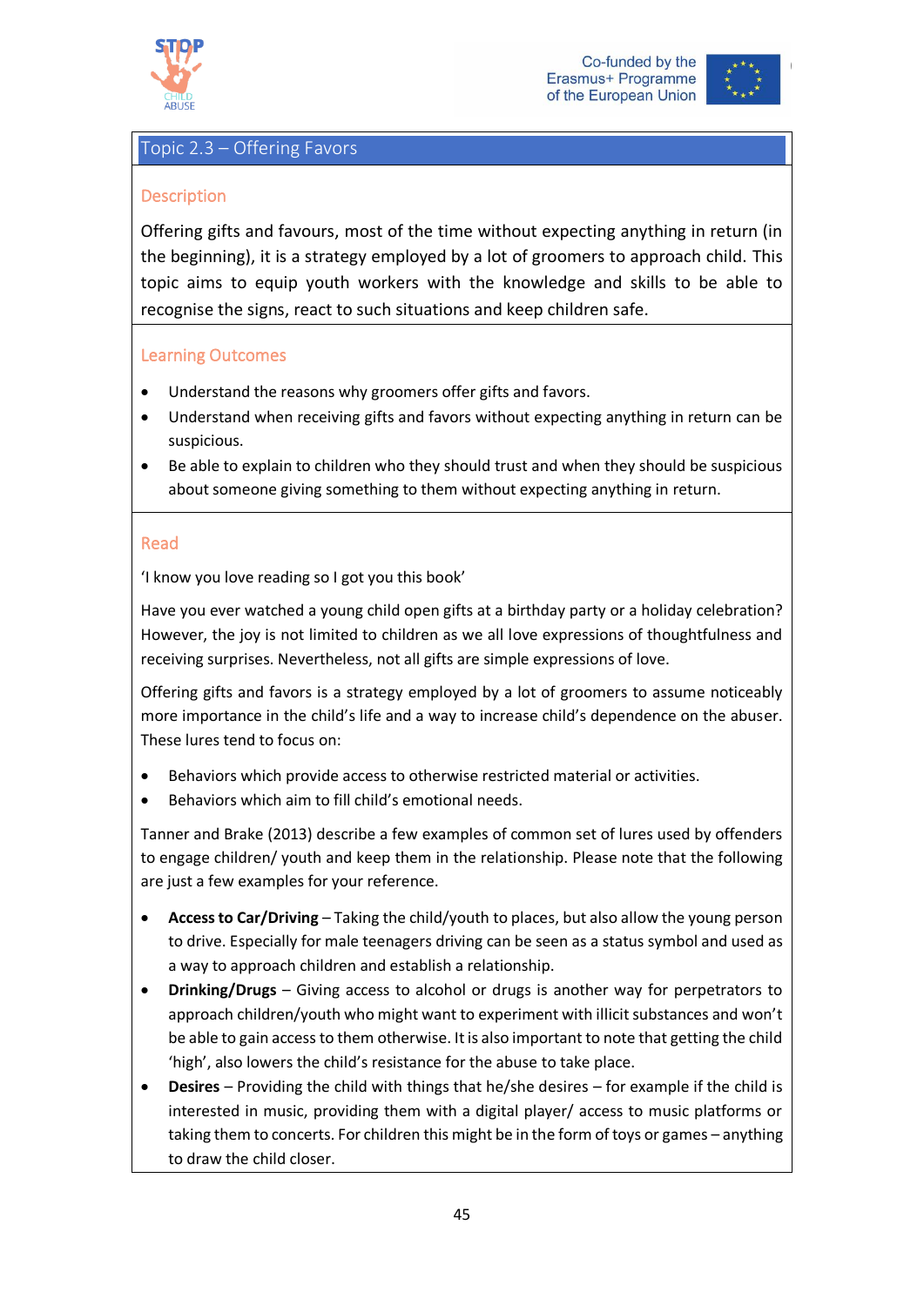## Topic 2.3 – Offering Favors

### Description

Offering gifts and favours, most of the time without expecting anything in return (in the beginning), it is a strategy employed by a lot of groomers to approach child. This topic aims to equip youth workers with the knowledge and skills to be able to recognise the signs, react to such situations and keep children safe.

### Learning Outcomes

- Understand the reasons why groomers offer gifts and favors.
- Understand when receiving gifts and favors without expecting anything in return can be suspicious.
- Be able to explain to children who they should trust and when they should be suspicious about someone giving something to them without expecting anything in return.

### Read

'I know you love reading so I got you this book'

Have you ever watched a young child open gifts at a birthday party or a holiday celebration? However, the joy is not limited to children as we all love expressions of thoughtfulness and receiving surprises. Nevertheless, not all gifts are simple expressions of love.

Offering gifts and favors is a strategy employed by a lot of groomers to assume noticeably more importance in the child's life and a way to increase child's dependence on the abuser. These lures tend to focus on:

- Behaviors which provide access to otherwise restricted material or activities.
- Behaviors which aim to fill child's emotional needs.

Tanner and Brake (2013) describe a few examples of common set of lures used by offenders to engage children/ youth and keep them in the relationship. Please note that the following are just a few examples for your reference.

- **Access to Car/Driving** – Taking the child/youth to places, but also allow the young person to drive. Especially for male teenagers driving can be seen as a status symbol and used as a way to approach children and establish a relationship.
- **Drinking/Drugs** – Giving access to alcohol or drugs is another way for perpetrators to approach children/youth who might want to experiment with illicit substances and won't be able to gain access to them otherwise. It is also important to note that getting the child 'high', also lowers the child's resistance for the abuse to take place.
- **Desires** – Providing the child with things that he/she desires – for example if the child is interested in music, providing them with a digital player/ access to music platforms or taking them to concerts. For children this might be in the form of toys or games – anything to draw the child closer.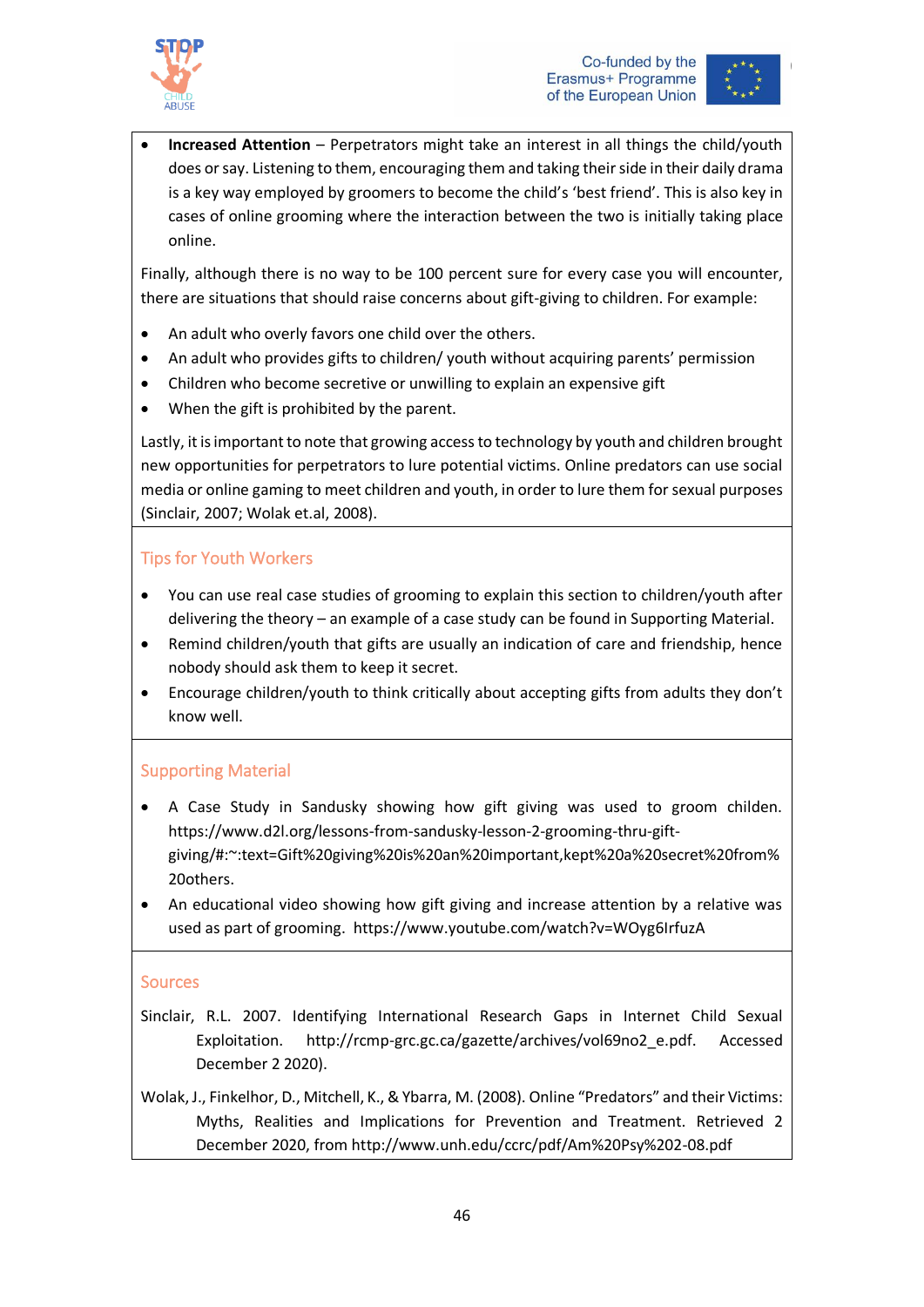- **Increased Attention** – Perpetrators might take an interest in all things the child/youth does or say. Listening to them, encouraging them and taking their side in their daily drama is a key way employed by groomers to become the child's 'best friend'. This is also key in cases of online grooming where the interaction between the two is initially taking place online.

Finally, although there is no way to be 100 percent sure for every case you will encounter, there are situations that should raise concerns about gift-giving to children. For example:

- An adult who overly favors one child over the others.
- An adult who provides gifts to children/ youth without acquiring parents' permission
- Children who become secretive or unwilling to explain an expensive gift
- When the gift is prohibited by the parent.

Lastly, it is important to note that growing access to technology by youth and children brought new opportunities for perpetrators to lure potential victims. Online predators can use social media or online gaming to meet children and youth, in order to lure them for sexual purposes (Sinclair, 2007; Wolak et.al, 2008).

## Tips for Youth Workers

- You can use real case studies of grooming to explain this section to children/youth after delivering the theory – an example of a case study can be found in Supporting Material.
- Remind children/youth that gifts are usually an indication of care and friendship, hence nobody should ask them to keep it secret.
- Encourage children/youth to think critically about accepting gifts from adults they don't know well.

## Supporting Material

- A Case Study in Sandusky showing how gift giving was used to groom childen. https://www.d2l.org/lessons-from-sandusky-lesson-2-grooming-thru-gift-giving/#:~:text=Gift%20giving%20is%20an%20important,kept%20a%20secret%20from%20others.
- An educational video showing how gift giving and increase attention by a relative was used as part of grooming. https://www.youtube.com/watch?v=WOyg6IrfuzA

## Sources

Sinclair, R.L. 2007. Identifying International Research Gaps in Internet Child Sexual Exploitation. http://rcmp-grc.gc.ca/gazette/archives/vol69no2_e.pdf. Accessed December 2 2020).

Wolak, J., Finkelhor, D., Mitchell, K., & Ybarra, M. (2008). Online "Predators" and their Victims: Myths, Realities and Implications for Prevention and Treatment. Retrieved 2 December 2020, from http://www.unh.edu/ccrc/pdf/Am%20Psy%202-08.pdf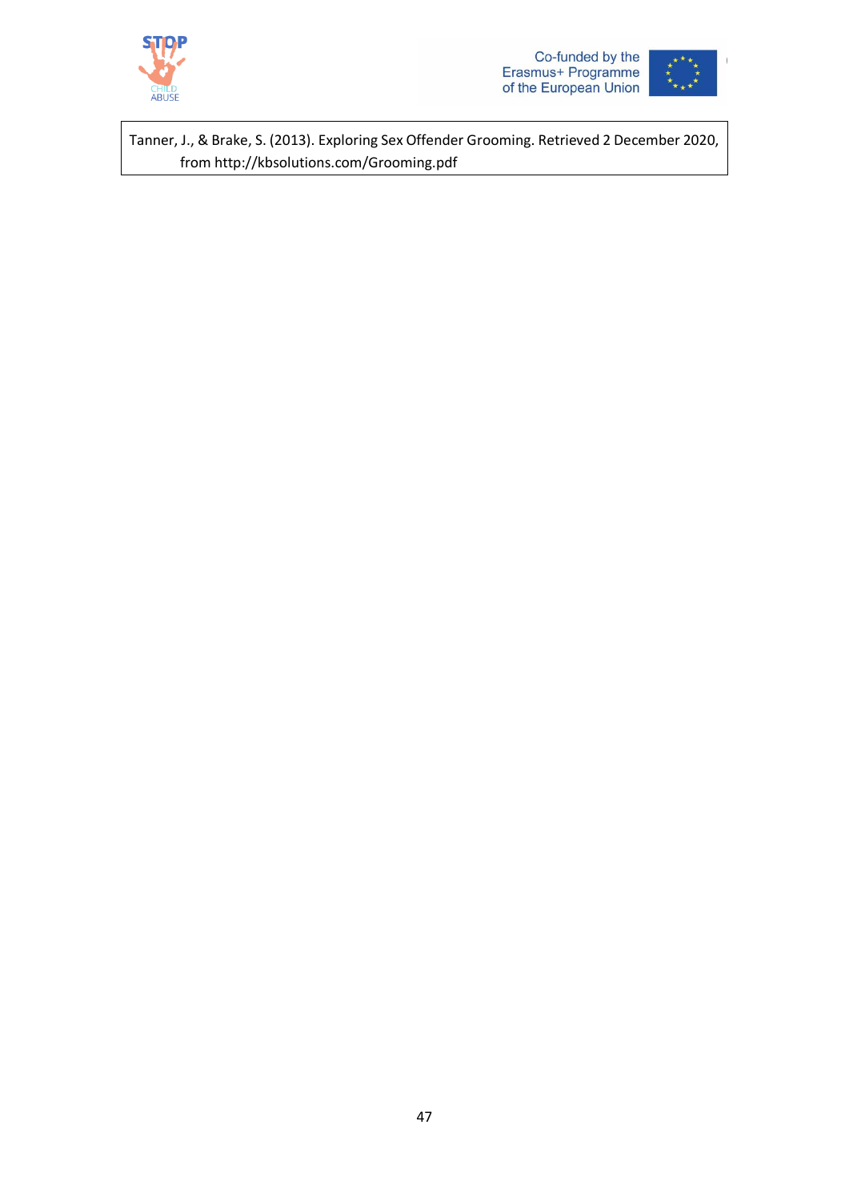Tanner, J., & Brake, S. (2013). Exploring Sex Offender Grooming. Retrieved 2 December 2020, from http://kbsolutions.com/Grooming.pdf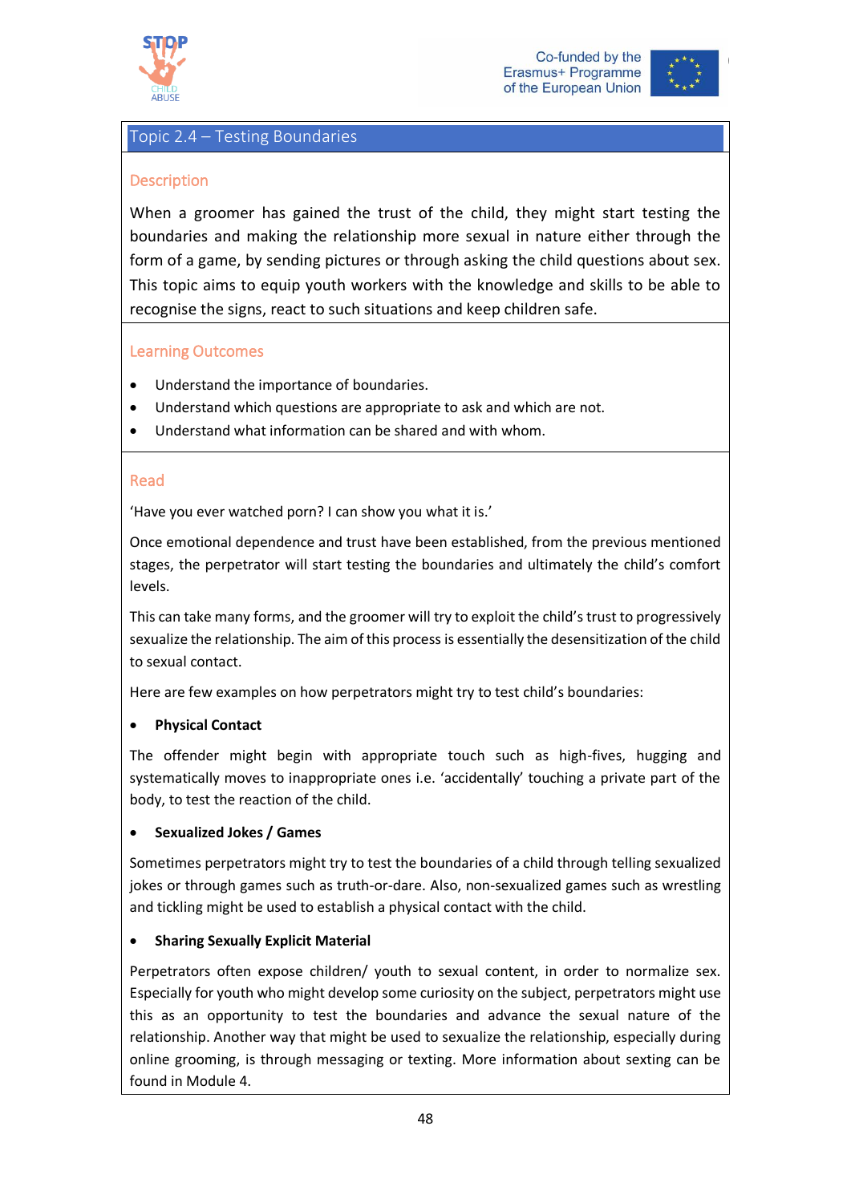## Topic 2.4 – Testing Boundaries

### Description

When a groomer has gained the trust of the child, they might start testing the boundaries and making the relationship more sexual in nature either through the form of a game, by sending pictures or through asking the child questions about sex. This topic aims to equip youth workers with the knowledge and skills to be able to recognise the signs, react to such situations and keep children safe.

### Learning Outcomes

- Understand the importance of boundaries.
- Understand which questions are appropriate to ask and which are not.
- Understand what information can be shared and with whom.

### Read

'Have you ever watched porn? I can show you what it is.'

Once emotional dependence and trust have been established, from the previous mentioned stages, the perpetrator will start testing the boundaries and ultimately the child's comfort levels.

This can take many forms, and the groomer will try to exploit the child's trust to progressively sexualize the relationship. The aim of this process is essentially the desensitization of the child to sexual contact.

Here are few examples on how perpetrators might try to test child's boundaries:

- **Physical Contact**

The offender might begin with appropriate touch such as high-fives, hugging and systematically moves to inappropriate ones i.e. 'accidentally' touching a private part of the body, to test the reaction of the child.

- **Sexualized Jokes / Games**

Sometimes perpetrators might try to test the boundaries of a child through telling sexualized jokes or through games such as truth-or-dare. Also, non-sexualized games such as wrestling and tickling might be used to establish a physical contact with the child.

- **Sharing Sexually Explicit Material**

Perpetrators often expose children/ youth to sexual content, in order to normalize sex. Especially for youth who might develop some curiosity on the subject, perpetrators might use this as an opportunity to test the boundaries and advance the sexual nature of the relationship. Another way that might be used to sexualize the relationship, especially during online grooming, is through messaging or texting. More information about sexting can be found in Module 4.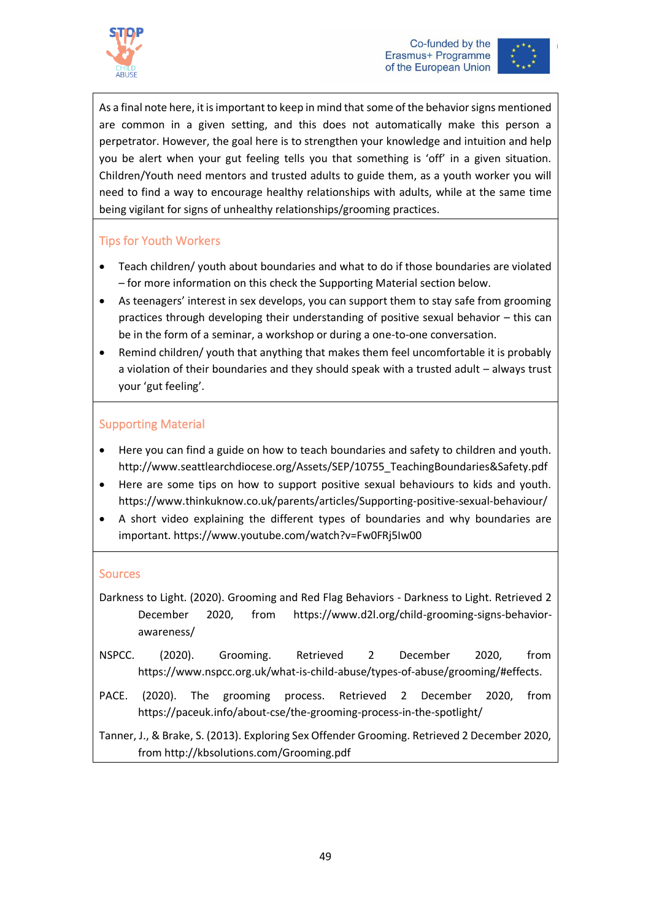As a final note here, it is important to keep in mind that some of the behavior signs mentioned are common in a given setting, and this does not automatically make this person a perpetrator. However, the goal here is to strengthen your knowledge and intuition and help you be alert when your gut feeling tells you that something is 'off' in a given situation. Children/Youth need mentors and trusted adults to guide them, as a youth worker you will need to find a way to encourage healthy relationships with adults, while at the same time being vigilant for signs of unhealthy relationships/grooming practices.

## Tips for Youth Workers

- Teach children/ youth about boundaries and what to do if those boundaries are violated – for more information on this check the Supporting Material section below.
- As teenagers' interest in sex develops, you can support them to stay safe from grooming practices through developing their understanding of positive sexual behavior – this can be in the form of a seminar, a workshop or during a one-to-one conversation.
- Remind children/ youth that anything that makes them feel uncomfortable it is probably a violation of their boundaries and they should speak with a trusted adult – always trust your 'gut feeling'.

## Supporting Material

- Here you can find a guide on how to teach boundaries and safety to children and youth. http://www.seattlearchdiocese.org/Assets/SEP/10755_TeachingBoundaries&Safety.pdf
- Here are some tips on how to support positive sexual behaviours to kids and youth. https://www.thinkuknow.co.uk/parents/articles/Supporting-positive-sexual-behaviour/
- A short video explaining the different types of boundaries and why boundaries are important. https://www.youtube.com/watch?v=Fw0FRj5Iw00

## Sources

Darkness to Light. (2020). Grooming and Red Flag Behaviors - Darkness to Light. Retrieved 2 December 2020, from https://www.d2l.org/child-grooming-signs-behavior-awareness/

NSPCC. (2020). Grooming. Retrieved 2 December 2020, from https://www.nspcc.org.uk/what-is-child-abuse/types-of-abuse/grooming/#effects.

PACE. (2020). The grooming process. Retrieved 2 December 2020, from https://paceuk.info/about-cse/the-grooming-process-in-the-spotlight/

Tanner, J., & Brake, S. (2013). Exploring Sex Offender Grooming. Retrieved 2 December 2020, from http://kbsolutions.com/Grooming.pdf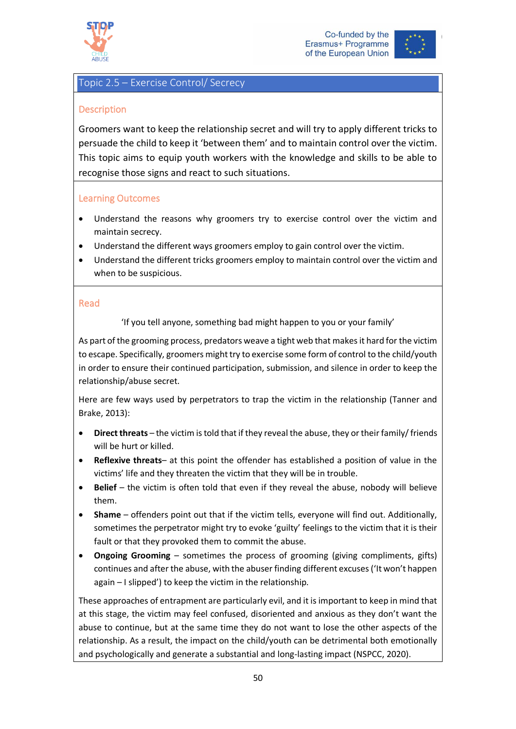## Topic 2.5 – Exercise Control/ Secrecy

### Description

Groomers want to keep the relationship secret and will try to apply different tricks to persuade the child to keep it 'between them' and to maintain control over the victim. This topic aims to equip youth workers with the knowledge and skills to be able to recognise those signs and react to such situations.

### Learning Outcomes

- Understand the reasons why groomers try to exercise control over the victim and maintain secrecy.
- Understand the different ways groomers employ to gain control over the victim.
- Understand the different tricks groomers employ to maintain control over the victim and when to be suspicious.

### Read

'If you tell anyone, something bad might happen to you or your family'

As part of the grooming process, predators weave a tight web that makes it hard for the victim to escape. Specifically, groomers might try to exercise some form of control to the child/youth in order to ensure their continued participation, submission, and silence in order to keep the relationship/abuse secret.

Here are few ways used by perpetrators to trap the victim in the relationship (Tanner and Brake, 2013):

- **Direct threats** – the victim is told that if they reveal the abuse, they or their family/ friends will be hurt or killed.
- **Reflexive threats**– at this point the offender has established a position of value in the victims' life and they threaten the victim that they will be in trouble.
- **Belief** – the victim is often told that even if they reveal the abuse, nobody will believe them.
- **Shame** – offenders point out that if the victim tells, everyone will find out. Additionally, sometimes the perpetrator might try to evoke 'guilty' feelings to the victim that it is their fault or that they provoked them to commit the abuse.
- **Ongoing Grooming** – sometimes the process of grooming (giving compliments, gifts) continues and after the abuse, with the abuser finding different excuses ('It won't happen again – I slipped') to keep the victim in the relationship.

These approaches of entrapment are particularly evil, and it is important to keep in mind that at this stage, the victim may feel confused, disoriented and anxious as they don't want the abuse to continue, but at the same time they do not want to lose the other aspects of the relationship. As a result, the impact on the child/youth can be detrimental both emotionally and psychologically and generate a substantial and long-lasting impact (NSPCC, 2020).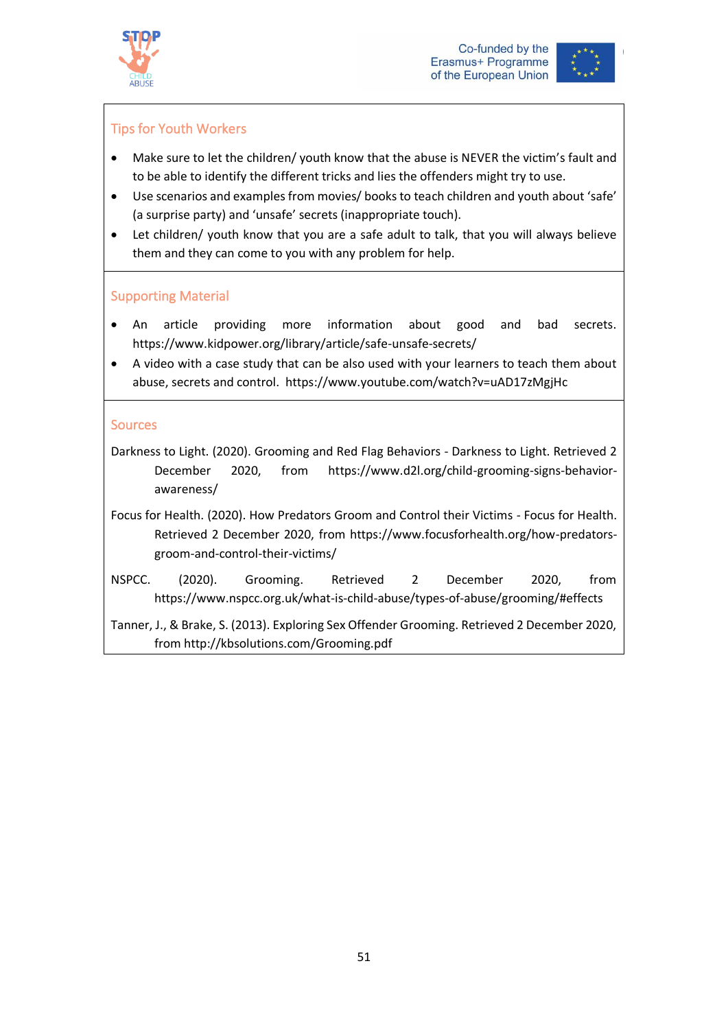### Tips for Youth Workers

- Make sure to let the children/ youth know that the abuse is NEVER the victim's fault and to be able to identify the different tricks and lies the offenders might try to use.
- Use scenarios and examples from movies/ books to teach children and youth about 'safe' (a surprise party) and 'unsafe' secrets (inappropriate touch).
- Let children/ youth know that you are a safe adult to talk, that you will always believe them and they can come to you with any problem for help.

### Supporting Material

- An article providing more information about good and bad secrets. https://www.kidpower.org/library/article/safe-unsafe-secrets/
- A video with a case study that can be also used with your learners to teach them about abuse, secrets and control. https://www.youtube.com/watch?v=uAD17zMgjHc

### Sources

Darkness to Light. (2020). Grooming and Red Flag Behaviors - Darkness to Light. Retrieved 2 December 2020, from https://www.d2l.org/child-grooming-signs-behavior-awareness/

Focus for Health. (2020). How Predators Groom and Control their Victims - Focus for Health. Retrieved 2 December 2020, from https://www.focusforhealth.org/how-predators-groom-and-control-their-victims/

NSPCC. (2020). Grooming. Retrieved 2 December 2020, from https://www.nspcc.org.uk/what-is-child-abuse/types-of-abuse/grooming/#effects

Tanner, J., & Brake, S. (2013). Exploring Sex Offender Grooming. Retrieved 2 December 2020, from http://kbsolutions.com/Grooming.pdf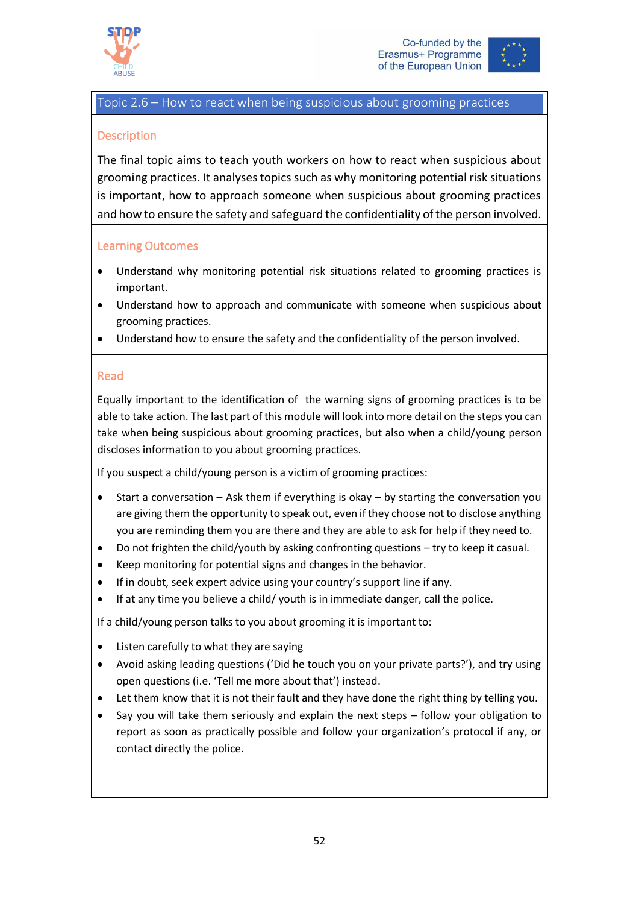## Topic 2.6 – How to react when being suspicious about grooming practices

### Description

The final topic aims to teach youth workers on how to react when suspicious about grooming practices. It analyses topics such as why monitoring potential risk situations is important, how to approach someone when suspicious about grooming practices and how to ensure the safety and safeguard the confidentiality of the person involved.

### Learning Outcomes

- Understand why monitoring potential risk situations related to grooming practices is important.
- Understand how to approach and communicate with someone when suspicious about grooming practices.
- Understand how to ensure the safety and the confidentiality of the person involved.

### Read

Equally important to the identification of the warning signs of grooming practices is to be able to take action. The last part of this module will look into more detail on the steps you can take when being suspicious about grooming practices, but also when a child/young person discloses information to you about grooming practices.

If you suspect a child/young person is a victim of grooming practices:

- Start a conversation – Ask them if everything is okay – by starting the conversation you are giving them the opportunity to speak out, even if they choose not to disclose anything you are reminding them you are there and they are able to ask for help if they need to.
- Do not frighten the child/youth by asking confronting questions – try to keep it casual.
- Keep monitoring for potential signs and changes in the behavior.
- If in doubt, seek expert advice using your country's support line if any.
- If at any time you believe a child/ youth is in immediate danger, call the police.

If a child/young person talks to you about grooming it is important to:

- Listen carefully to what they are saying
- Avoid asking leading questions ('Did he touch you on your private parts?'), and try using open questions (i.e. 'Tell me more about that') instead.
- Let them know that it is not their fault and they have done the right thing by telling you.
- Say you will take them seriously and explain the next steps – follow your obligation to report as soon as practically possible and follow your organization's protocol if any, or contact directly the police.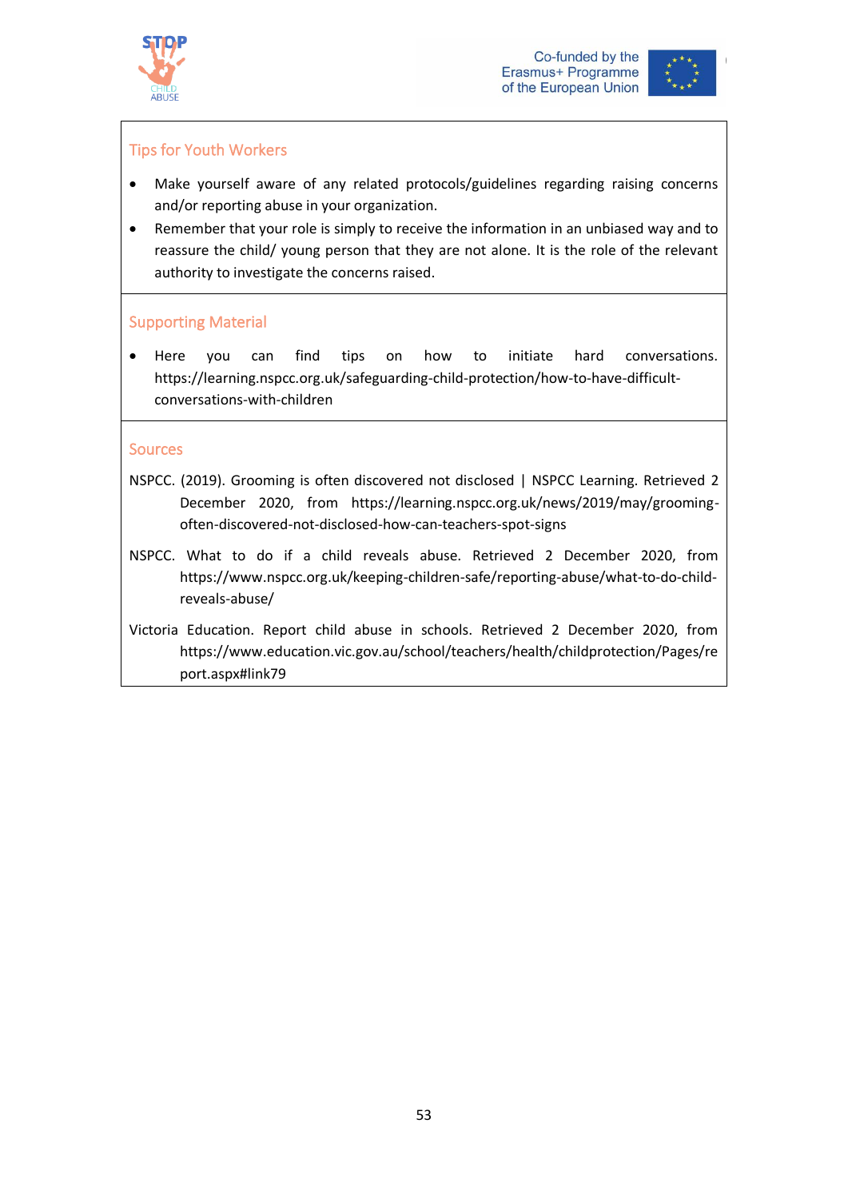### Tips for Youth Workers

- Make yourself aware of any related protocols/guidelines regarding raising concerns and/or reporting abuse in your organization.
- Remember that your role is simply to receive the information in an unbiased way and to reassure the child/ young person that they are not alone. It is the role of the relevant authority to investigate the concerns raised.

### Supporting Material

- Here you can find tips on how to initiate hard conversations. https://learning.nspcc.org.uk/safeguarding-child-protection/how-to-have-difficult-conversations-with-children

### Sources

NSPCC. (2019). Grooming is often discovered not disclosed | NSPCC Learning. Retrieved 2 December 2020, from https://learning.nspcc.org.uk/news/2019/may/grooming-often-discovered-not-disclosed-how-can-teachers-spot-signs

NSPCC. What to do if a child reveals abuse. Retrieved 2 December 2020, from https://www.nspcc.org.uk/keeping-children-safe/reporting-abuse/what-to-do-child-reveals-abuse/

Victoria Education. Report child abuse in schools. Retrieved 2 December 2020, from https://www.education.vic.gov.au/school/teachers/health/childprotection/Pages/report.aspx#link79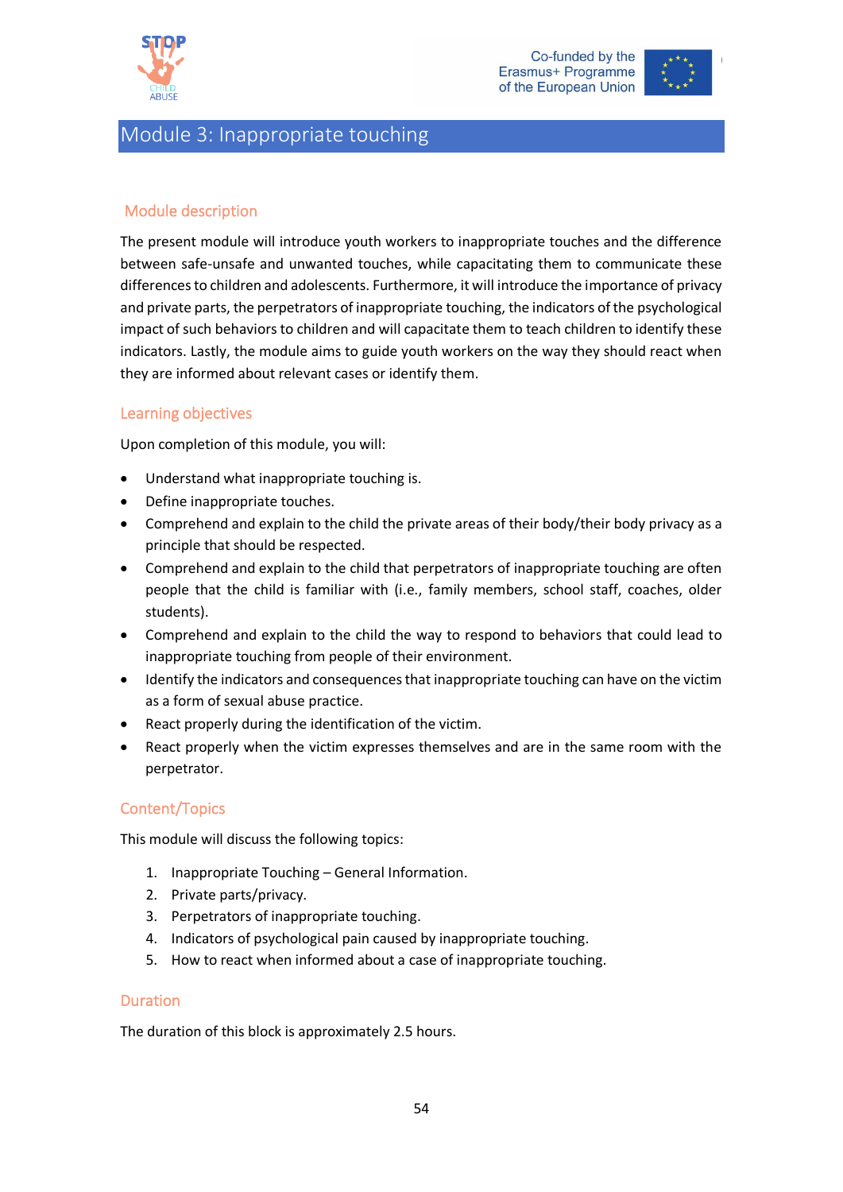# Module 3: Inappropriate touching

## Module description

The present module will introduce youth workers to inappropriate touches and the difference between safe-unsafe and unwanted touches, while capacitating them to communicate these differences to children and adolescents. Furthermore, it will introduce the importance of privacy and private parts, the perpetrators of inappropriate touching, the indicators of the psychological impact of such behaviors to children and will capacitate them to teach children to identify these indicators. Lastly, the module aims to guide youth workers on the way they should react when they are informed about relevant cases or identify them.

## Learning objectives

Upon completion of this module, you will:

- Understand what inappropriate touching is.
- Define inappropriate touches.
- Comprehend and explain to the child the private areas of their body/their body privacy as a principle that should be respected.
- Comprehend and explain to the child that perpetrators of inappropriate touching are often people that the child is familiar with (i.e., family members, school staff, coaches, older students).
- Comprehend and explain to the child the way to respond to behaviors that could lead to inappropriate touching from people of their environment.
- Identify the indicators and consequences that inappropriate touching can have on the victim as a form of sexual abuse practice.
- React properly during the identification of the victim.
- React properly when the victim expresses themselves and are in the same room with the perpetrator.

## Content/Topics

This module will discuss the following topics:

1. Inappropriate Touching – General Information.
2. Private parts/privacy.
3. Perpetrators of inappropriate touching.
4. Indicators of psychological pain caused by inappropriate touching.
5. How to react when informed about a case of inappropriate touching.

## Duration

The duration of this block is approximately 2.5 hours.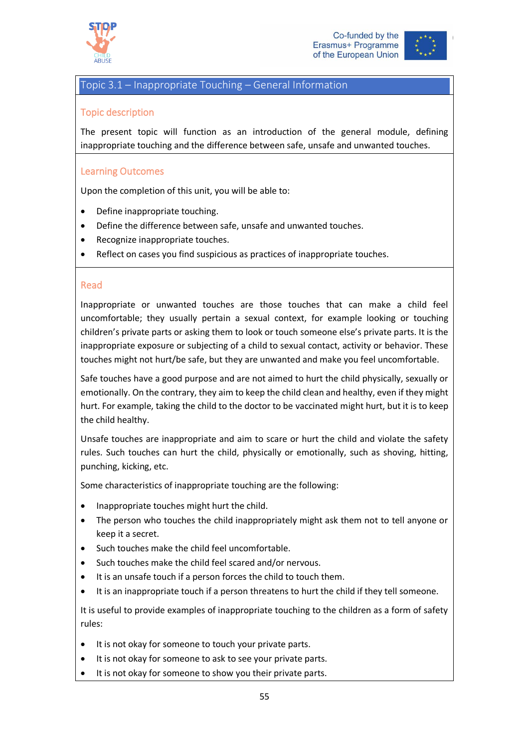## Topic 3.1 – Inappropriate Touching – General Information

### Topic description

The present topic will function as an introduction of the general module, defining inappropriate touching and the difference between safe, unsafe and unwanted touches.

### Learning Outcomes

Upon the completion of this unit, you will be able to:

- Define inappropriate touching.
- Define the difference between safe, unsafe and unwanted touches.
- Recognize inappropriate touches.
- Reflect on cases you find suspicious as practices of inappropriate touches.

### Read

Inappropriate or unwanted touches are those touches that can make a child feel uncomfortable; they usually pertain a sexual context, for example looking or touching children's private parts or asking them to look or touch someone else's private parts. It is the inappropriate exposure or subjecting of a child to sexual contact, activity or behavior. These touches might not hurt/be safe, but they are unwanted and make you feel uncomfortable.

Safe touches have a good purpose and are not aimed to hurt the child physically, sexually or emotionally. On the contrary, they aim to keep the child clean and healthy, even if they might hurt. For example, taking the child to the doctor to be vaccinated might hurt, but it is to keep the child healthy.

Unsafe touches are inappropriate and aim to scare or hurt the child and violate the safety rules. Such touches can hurt the child, physically or emotionally, such as shoving, hitting, punching, kicking, etc.

Some characteristics of inappropriate touching are the following:

- Inappropriate touches might hurt the child.
- The person who touches the child inappropriately might ask them not to tell anyone or keep it a secret.
- Such touches make the child feel uncomfortable.
- Such touches make the child feel scared and/or nervous.
- It is an unsafe touch if a person forces the child to touch them.
- It is an inappropriate touch if a person threatens to hurt the child if they tell someone.

It is useful to provide examples of inappropriate touching to the children as a form of safety rules:

- It is not okay for someone to touch your private parts.
- It is not okay for someone to ask to see your private parts.
- It is not okay for someone to show you their private parts.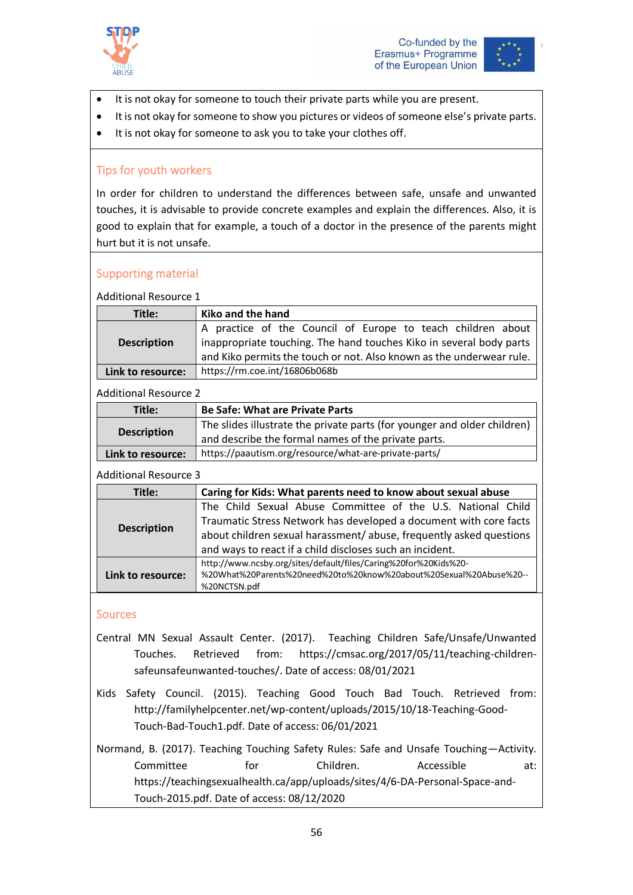- It is not okay for someone to touch their private parts while you are present.
- It is not okay for someone to show you pictures or videos of someone else's private parts.
- It is not okay for someone to ask you to take your clothes off.

## Tips for youth workers

In order for children to understand the differences between safe, unsafe and unwanted touches, it is advisable to provide concrete examples and explain the differences. Also, it is good to explain that for example, a touch of a doctor in the presence of the parents might hurt but it is not unsafe.

## Supporting material

Additional Resource 1

| **Title:** | **Kiko and the hand** |
|---|---|
| **Description** | A practice of the Council of Europe to teach children about inappropriate touching. The hand touches Kiko in several body parts and Kiko permits the touch or not. Also known as the underwear rule. |
| **Link to resource:** | https://rm.coe.int/16806b068b |

Additional Resource 2

| **Title:** | **Be Safe: What are Private Parts** |
|---|---|
| **Description** | The slides illustrate the private parts (for younger and older children) and describe the formal names of the private parts. |
| **Link to resource:** | https://paautism.org/resource/what-are-private-parts/ |

Additional Resource 3

| **Title:** | **Caring for Kids: What parents need to know about sexual abuse** |
|---|---|
| **Description** | The Child Sexual Abuse Committee of the U.S. National Child Traumatic Stress Network has developed a document with core facts about children sexual harassment/ abuse, frequently asked questions and ways to react if a child discloses such an incident. |
| **Link to resource:** | http://www.ncsby.org/sites/default/files/Caring%20for%20Kids%20-%20What%20Parents%20need%20to%20know%20about%20Sexual%20Abuse%20--%20NCTSN.pdf |

## Sources

Central MN Sexual Assault Center. (2017). Teaching Children Safe/Unsafe/Unwanted Touches. Retrieved from: https://cmsac.org/2017/05/11/teaching-children-safeunsafeunwanted-touches/. Date of access: 08/01/2021

Kids Safety Council. (2015). Teaching Good Touch Bad Touch. Retrieved from: http://familyhelpcenter.net/wp-content/uploads/2015/10/18-Teaching-Good-Touch-Bad-Touch1.pdf. Date of access: 06/01/2021

Normand, B. (2017). Teaching Touching Safety Rules: Safe and Unsafe Touching—Activity. Committee for Children. Accessible at: https://teachingsexualhealth.ca/app/uploads/sites/4/6-DA-Personal-Space-and-Touch-2015.pdf. Date of access: 08/12/2020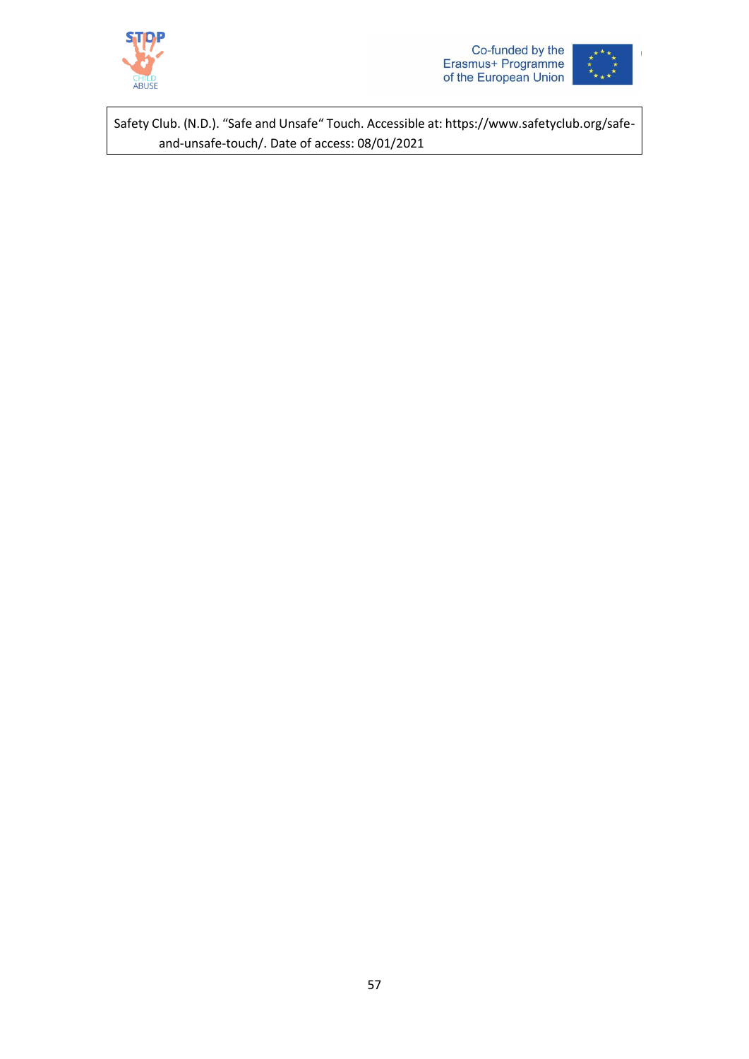Safety Club. (N.D.). “Safe and Unsafe“ Touch. Accessible at: https://www.safetyclub.org/safe-and-unsafe-touch/. Date of access: 08/01/2021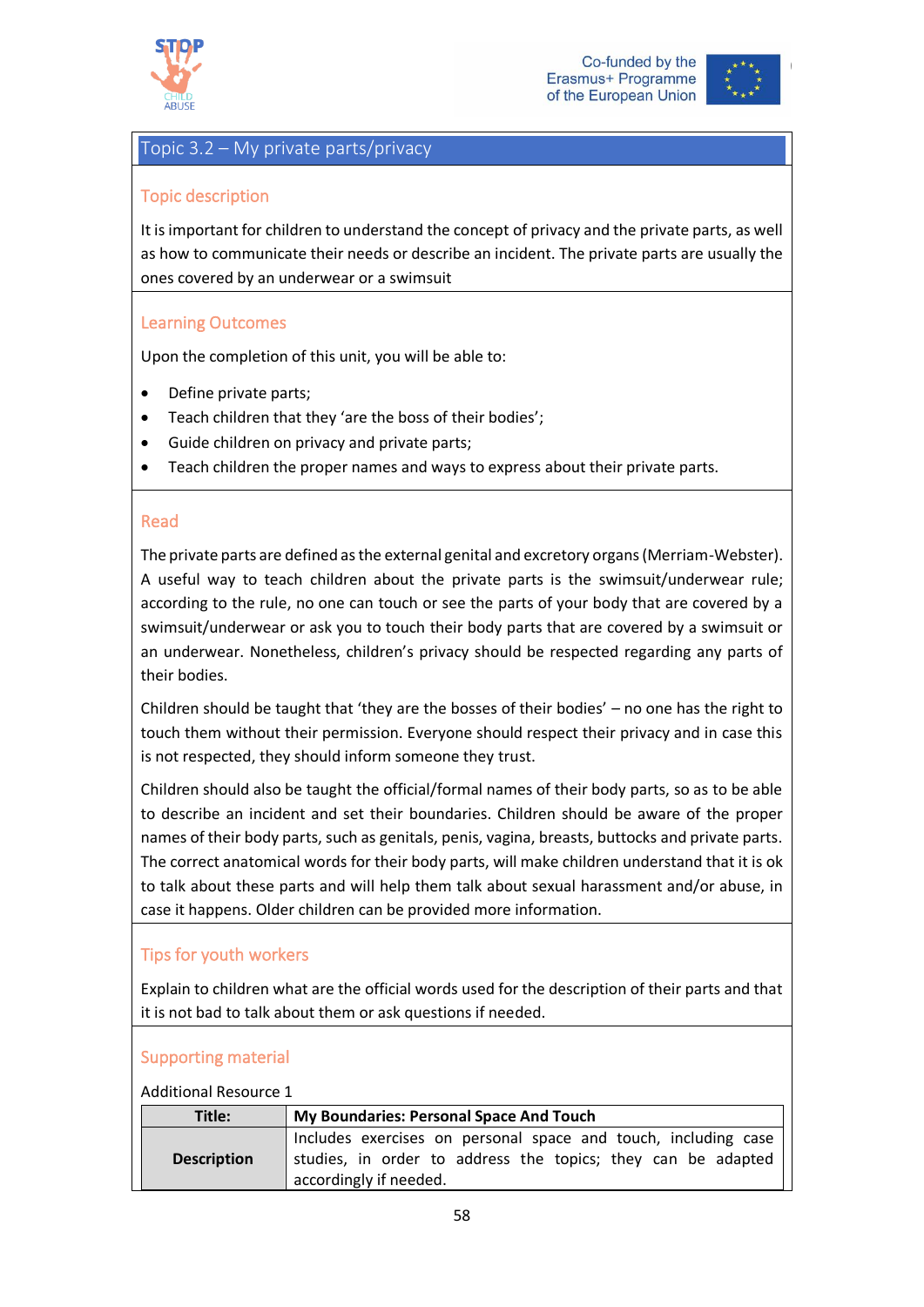## Topic 3.2 – My private parts/privacy

### Topic description

It is important for children to understand the concept of privacy and the private parts, as well as how to communicate their needs or describe an incident. The private parts are usually the ones covered by an underwear or a swimsuit

### Learning Outcomes

Upon the completion of this unit, you will be able to:

- Define private parts;
- Teach children that they 'are the boss of their bodies';
- Guide children on privacy and private parts;
- Teach children the proper names and ways to express about their private parts.

### Read

The private parts are defined as the external genital and excretory organs (Merriam-Webster). A useful way to teach children about the private parts is the swimsuit/underwear rule; according to the rule, no one can touch or see the parts of your body that are covered by a swimsuit/underwear or ask you to touch their body parts that are covered by a swimsuit or an underwear. Nonetheless, children's privacy should be respected regarding any parts of their bodies.

Children should be taught that 'they are the bosses of their bodies' – no one has the right to touch them without their permission. Everyone should respect their privacy and in case this is not respected, they should inform someone they trust.

Children should also be taught the official/formal names of their body parts, so as to be able to describe an incident and set their boundaries. Children should be aware of the proper names of their body parts, such as genitals, penis, vagina, breasts, buttocks and private parts. The correct anatomical words for their body parts, will make children understand that it is ok to talk about these parts and will help them talk about sexual harassment and/or abuse, in case it happens. Older children can be provided more information.

### Tips for youth workers

Explain to children what are the official words used for the description of their parts and that it is not bad to talk about them or ask questions if needed.

### Supporting material

Additional Resource 1

| **Title:** | **My Boundaries: Personal Space And Touch** |
|---|---|
| **Description** | Includes exercises on personal space and touch, including case studies, in order to address the topics; they can be adapted accordingly if needed. |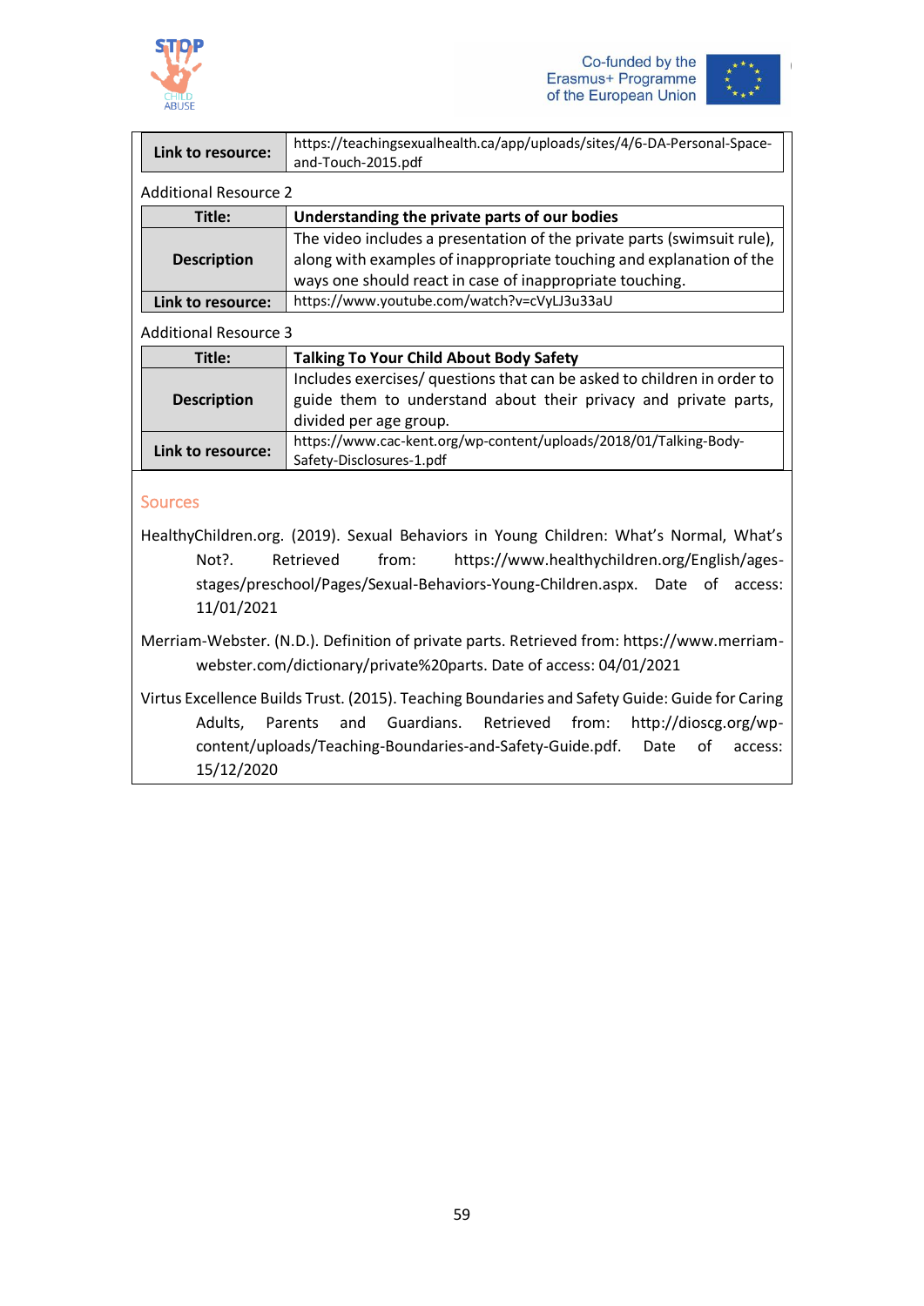| Link to resource: | https://teachingsexualhealth.ca/app/uploads/sites/4/6-DA-Personal-Space-and-Touch-2015.pdf |
|---|---|

Additional Resource 2

| Title: | Understanding the private parts of our bodies |
|---|---|
| Description | The video includes a presentation of the private parts (swimsuit rule), along with examples of inappropriate touching and explanation of the ways one should react in case of inappropriate touching. |
| Link to resource: | https://www.youtube.com/watch?v=cVyLJ3u33aU |

Additional Resource 3

| Title: | Talking To Your Child About Body Safety |
|---|---|
| Description | Includes exercises/ questions that can be asked to children in order to guide them to understand about their privacy and private parts, divided per age group. |
| Link to resource: | https://www.cac-kent.org/wp-content/uploads/2018/01/Talking-Body-Safety-Disclosures-1.pdf |

## Sources

HealthyChildren.org. (2019). Sexual Behaviors in Young Children: What's Normal, What's Not?. Retrieved from: https://www.healthychildren.org/English/ages-stages/preschool/Pages/Sexual-Behaviors-Young-Children.aspx. Date of access: 11/01/2021

Merriam-Webster. (N.D.). Definition of private parts. Retrieved from: https://www.merriam-webster.com/dictionary/private%20parts. Date of access: 04/01/2021

Virtus Excellence Builds Trust. (2015). Teaching Boundaries and Safety Guide: Guide for Caring Adults, Parents and Guardians. Retrieved from: http://dioscg.org/wp-content/uploads/Teaching-Boundaries-and-Safety-Guide.pdf. Date of access: 15/12/2020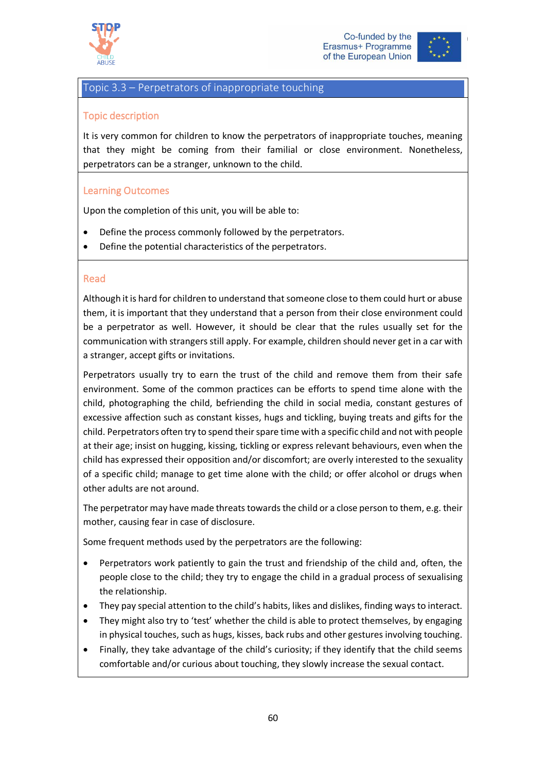## Topic 3.3 – Perpetrators of inappropriate touching

### Topic description

It is very common for children to know the perpetrators of inappropriate touches, meaning that they might be coming from their familial or close environment. Nonetheless, perpetrators can be a stranger, unknown to the child.

### Learning Outcomes

Upon the completion of this unit, you will be able to:

- Define the process commonly followed by the perpetrators.
- Define the potential characteristics of the perpetrators.

### Read

Although it is hard for children to understand that someone close to them could hurt or abuse them, it is important that they understand that a person from their close environment could be a perpetrator as well. However, it should be clear that the rules usually set for the communication with strangers still apply. For example, children should never get in a car with a stranger, accept gifts or invitations.

Perpetrators usually try to earn the trust of the child and remove them from their safe environment. Some of the common practices can be efforts to spend time alone with the child, photographing the child, befriending the child in social media, constant gestures of excessive affection such as constant kisses, hugs and tickling, buying treats and gifts for the child. Perpetrators often try to spend their spare time with a specific child and not with people at their age; insist on hugging, kissing, tickling or express relevant behaviours, even when the child has expressed their opposition and/or discomfort; are overly interested to the sexuality of a specific child; manage to get time alone with the child; or offer alcohol or drugs when other adults are not around.

The perpetrator may have made threats towards the child or a close person to them, e.g. their mother, causing fear in case of disclosure.

Some frequent methods used by the perpetrators are the following:

- Perpetrators work patiently to gain the trust and friendship of the child and, often, the people close to the child; they try to engage the child in a gradual process of sexualising the relationship.
- They pay special attention to the child's habits, likes and dislikes, finding ways to interact.
- They might also try to 'test' whether the child is able to protect themselves, by engaging in physical touches, such as hugs, kisses, back rubs and other gestures involving touching.
- Finally, they take advantage of the child's curiosity; if they identify that the child seems comfortable and/or curious about touching, they slowly increase the sexual contact.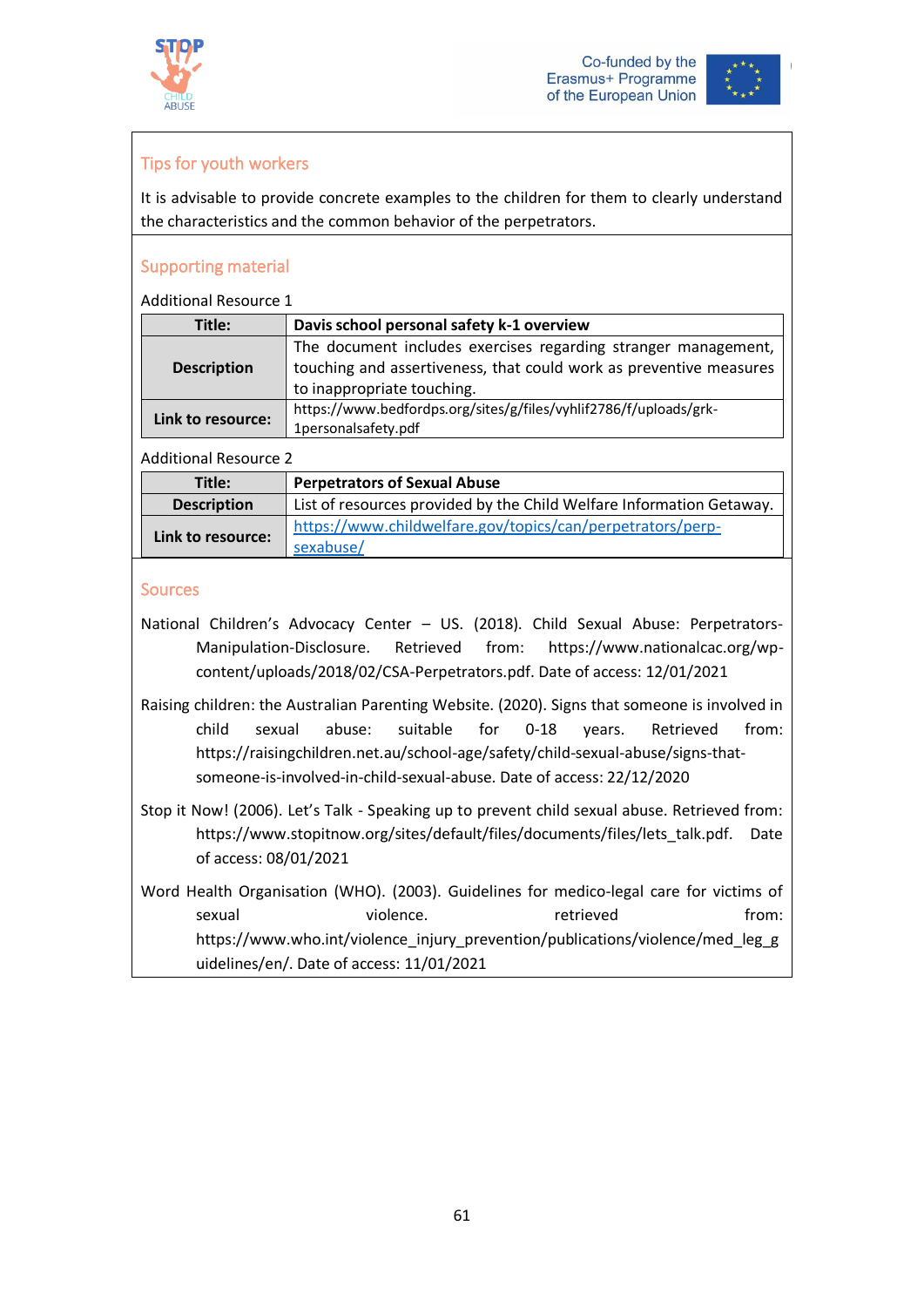## Tips for youth workers

It is advisable to provide concrete examples to the children for them to clearly understand the characteristics and the common behavior of the perpetrators.

## Supporting material

Additional Resource 1

| **Title:** | **Davis school personal safety k-1 overview** |
|---|---|
| **Description** | The document includes exercises regarding stranger management, touching and assertiveness, that could work as preventive measures to inappropriate touching. |
| **Link to resource:** | https://www.bedfordps.org/sites/g/files/vyhlif2786/f/uploads/grk-1personalsafety.pdf |

Additional Resource 2

| **Title:** | **Perpetrators of Sexual Abuse** |
|---|---|
| **Description** | List of resources provided by the Child Welfare Information Getaway. |
| **Link to resource:** | https://www.childwelfare.gov/topics/can/perpetrators/perp-sexabuse/ |

## Sources

National Children's Advocacy Center – US. (2018). Child Sexual Abuse: Perpetrators-Manipulation-Disclosure. Retrieved from: https://www.nationalcac.org/wp-content/uploads/2018/02/CSA-Perpetrators.pdf. Date of access: 12/01/2021

Raising children: the Australian Parenting Website. (2020). Signs that someone is involved in child sexual abuse: suitable for 0-18 years. Retrieved from: https://raisingchildren.net.au/school-age/safety/child-sexual-abuse/signs-that-someone-is-involved-in-child-sexual-abuse. Date of access: 22/12/2020

Stop it Now! (2006). Let's Talk - Speaking up to prevent child sexual abuse. Retrieved from: https://www.stopitnow.org/sites/default/files/documents/files/lets_talk.pdf. Date of access: 08/01/2021

Word Health Organisation (WHO). (2003). Guidelines for medico-legal care for victims of sexual violence. retrieved from: https://www.who.int/violence_injury_prevention/publications/violence/med_leg_guidelines/en/. Date of access: 11/01/2021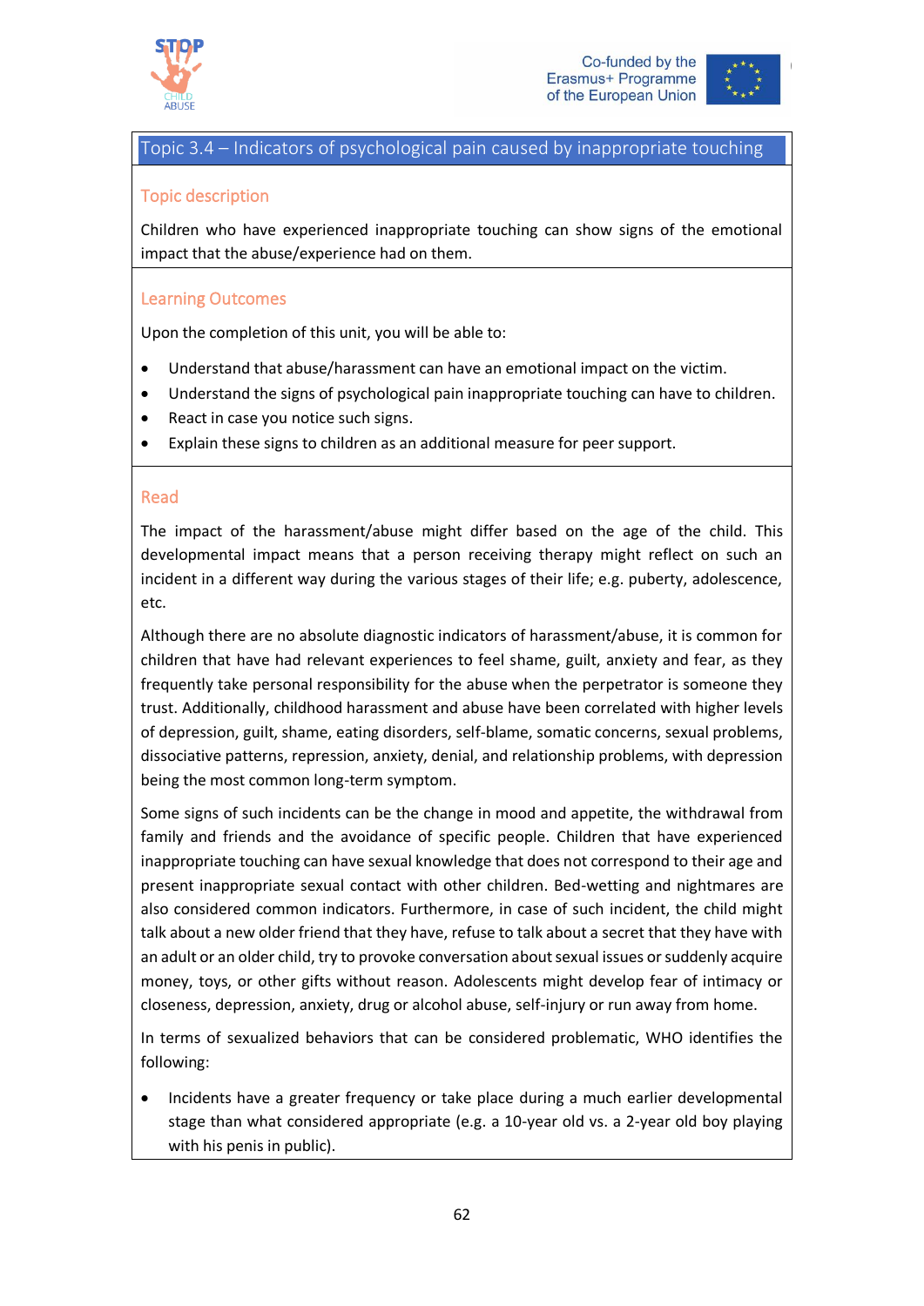## Topic 3.4 – Indicators of psychological pain caused by inappropriate touching

### Topic description

Children who have experienced inappropriate touching can show signs of the emotional impact that the abuse/experience had on them.

### Learning Outcomes

Upon the completion of this unit, you will be able to:

- Understand that abuse/harassment can have an emotional impact on the victim.
- Understand the signs of psychological pain inappropriate touching can have to children.
- React in case you notice such signs.
- Explain these signs to children as an additional measure for peer support.

### Read

The impact of the harassment/abuse might differ based on the age of the child. This developmental impact means that a person receiving therapy might reflect on such an incident in a different way during the various stages of their life; e.g. puberty, adolescence, etc.

Although there are no absolute diagnostic indicators of harassment/abuse, it is common for children that have had relevant experiences to feel shame, guilt, anxiety and fear, as they frequently take personal responsibility for the abuse when the perpetrator is someone they trust. Additionally, childhood harassment and abuse have been correlated with higher levels of depression, guilt, shame, eating disorders, self-blame, somatic concerns, sexual problems, dissociative patterns, repression, anxiety, denial, and relationship problems, with depression being the most common long-term symptom.

Some signs of such incidents can be the change in mood and appetite, the withdrawal from family and friends and the avoidance of specific people. Children that have experienced inappropriate touching can have sexual knowledge that does not correspond to their age and present inappropriate sexual contact with other children. Bed-wetting and nightmares are also considered common indicators. Furthermore, in case of such incident, the child might talk about a new older friend that they have, refuse to talk about a secret that they have with an adult or an older child, try to provoke conversation about sexual issues or suddenly acquire money, toys, or other gifts without reason. Adolescents might develop fear of intimacy or closeness, depression, anxiety, drug or alcohol abuse, self-injury or run away from home.

In terms of sexualized behaviors that can be considered problematic, WHO identifies the following:

- Incidents have a greater frequency or take place during a much earlier developmental stage than what considered appropriate (e.g. a 10-year old vs. a 2-year old boy playing with his penis in public).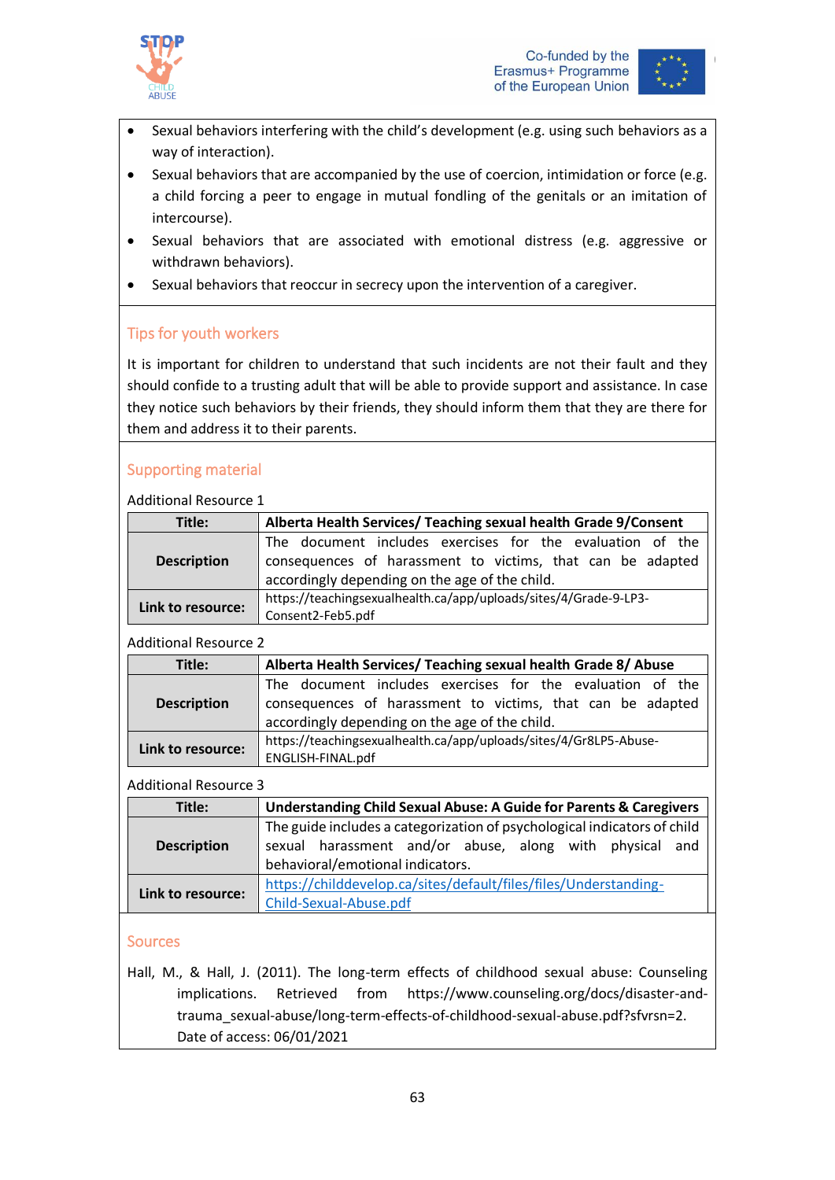- Sexual behaviors interfering with the child's development (e.g. using such behaviors as a way of interaction).
- Sexual behaviors that are accompanied by the use of coercion, intimidation or force (e.g. a child forcing a peer to engage in mutual fondling of the genitals or an imitation of intercourse).
- Sexual behaviors that are associated with emotional distress (e.g. aggressive or withdrawn behaviors).
- Sexual behaviors that reoccur in secrecy upon the intervention of a caregiver.

## Tips for youth workers

It is important for children to understand that such incidents are not their fault and they should confide to a trusting adult that will be able to provide support and assistance. In case they notice such behaviors by their friends, they should inform them that they are there for them and address it to their parents.

## Supporting material

Additional Resource 1

| **Title:** | **Alberta Health Services/ Teaching sexual health Grade 9/Consent** |
|---|---|
| **Description** | The document includes exercises for the evaluation of the consequences of harassment to victims, that can be adapted accordingly depending on the age of the child. |
| **Link to resource:** | https://teachingsexualhealth.ca/app/uploads/sites/4/Grade-9-LP3-Consent2-Feb5.pdf |

Additional Resource 2

| **Title:** | **Alberta Health Services/ Teaching sexual health Grade 8/ Abuse** |
|---|---|
| **Description** | The document includes exercises for the evaluation of the consequences of harassment to victims, that can be adapted accordingly depending on the age of the child. |
| **Link to resource:** | https://teachingsexualhealth.ca/app/uploads/sites/4/Gr8LP5-Abuse-ENGLISH-FINAL.pdf |

Additional Resource 3

| **Title:** | **Understanding Child Sexual Abuse: A Guide for Parents & Caregivers** |
|---|---|
| **Description** | The guide includes a categorization of psychological indicators of child sexual harassment and/or abuse, along with physical and behavioral/emotional indicators. |
| **Link to resource:** | https://childdevelop.ca/sites/default/files/files/Understanding-Child-Sexual-Abuse.pdf |

## Sources

Hall, M., & Hall, J. (2011). The long-term effects of childhood sexual abuse: Counseling implications. Retrieved from https://www.counseling.org/docs/disaster-and-trauma_sexual-abuse/long-term-effects-of-childhood-sexual-abuse.pdf?sfvrsn=2. Date of access: 06/01/2021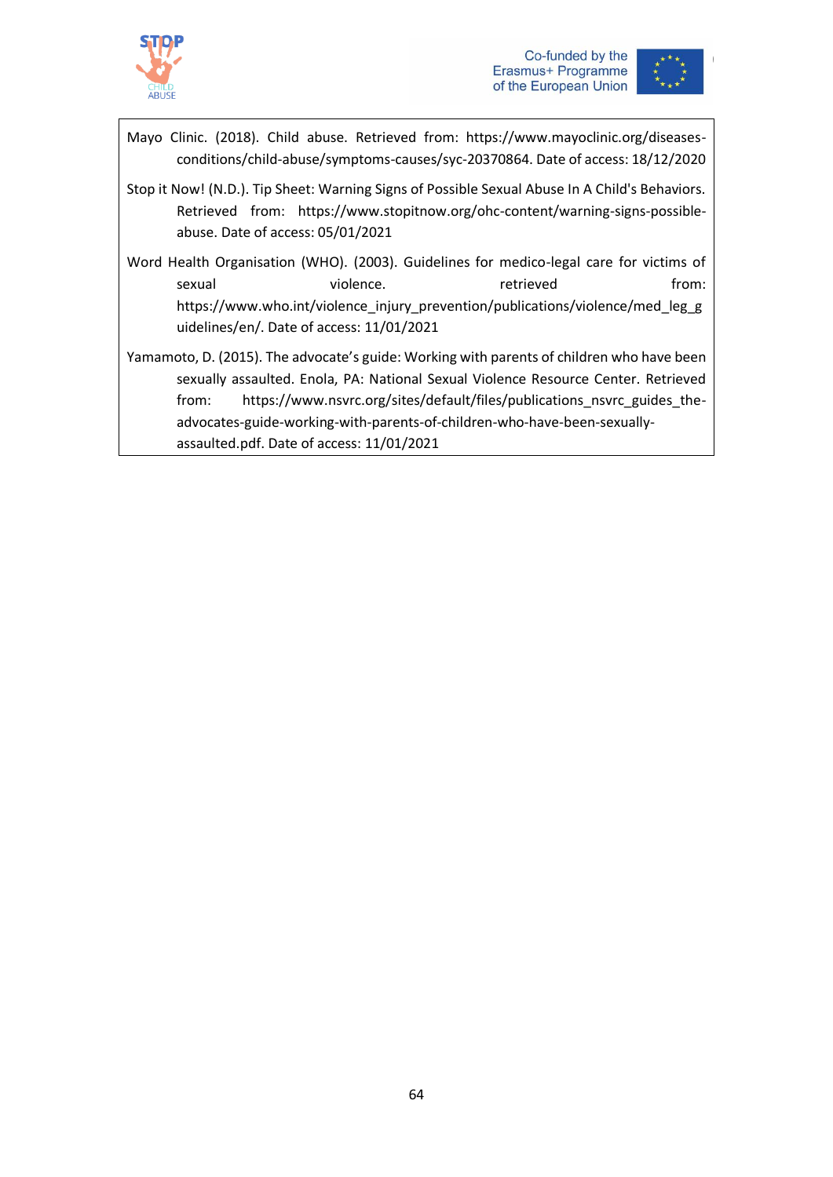Mayo Clinic. (2018). Child abuse. Retrieved from: https://www.mayoclinic.org/diseases-conditions/child-abuse/symptoms-causes/syc-20370864. Date of access: 18/12/2020

Stop it Now! (N.D.). Tip Sheet: Warning Signs of Possible Sexual Abuse In A Child's Behaviors. Retrieved from: https://www.stopitnow.org/ohc-content/warning-signs-possible-abuse. Date of access: 05/01/2021

Word Health Organisation (WHO). (2003). Guidelines for medico-legal care for victims of sexual violence. retrieved from: https://www.who.int/violence_injury_prevention/publications/violence/med_leg_guidelines/en/. Date of access: 11/01/2021

Yamamoto, D. (2015). The advocate's guide: Working with parents of children who have been sexually assaulted. Enola, PA: National Sexual Violence Resource Center. Retrieved from: https://www.nsvrc.org/sites/default/files/publications_nsvrc_guides_the-advocates-guide-working-with-parents-of-children-who-have-been-sexually-assaulted.pdf. Date of access: 11/01/2021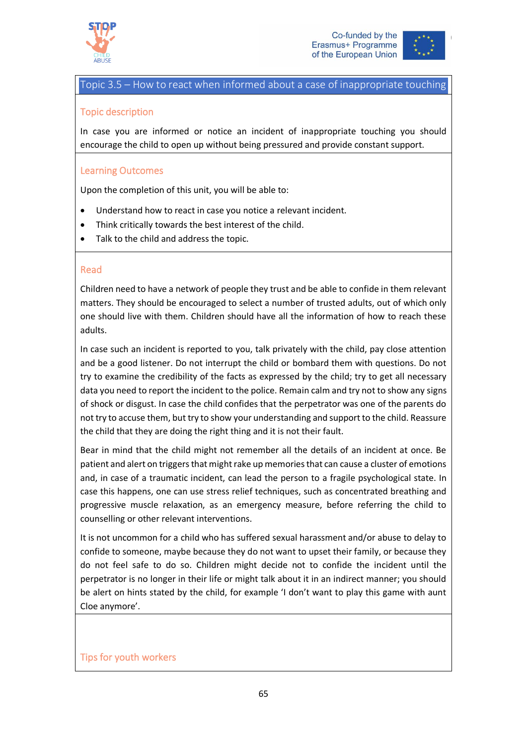## Topic 3.5 – How to react when informed about a case of inappropriate touching

### Topic description

In case you are informed or notice an incident of inappropriate touching you should encourage the child to open up without being pressured and provide constant support.

### Learning Outcomes

Upon the completion of this unit, you will be able to:

- Understand how to react in case you notice a relevant incident.
- Think critically towards the best interest of the child.
- Talk to the child and address the topic.

### Read

Children need to have a network of people they trust and be able to confide in them relevant matters. They should be encouraged to select a number of trusted adults, out of which only one should live with them. Children should have all the information of how to reach these adults.

In case such an incident is reported to you, talk privately with the child, pay close attention and be a good listener. Do not interrupt the child or bombard them with questions. Do not try to examine the credibility of the facts as expressed by the child; try to get all necessary data you need to report the incident to the police. Remain calm and try not to show any signs of shock or disgust. In case the child confides that the perpetrator was one of the parents do not try to accuse them, but try to show your understanding and support to the child. Reassure the child that they are doing the right thing and it is not their fault.

Bear in mind that the child might not remember all the details of an incident at once. Be patient and alert on triggers that might rake up memories that can cause a cluster of emotions and, in case of a traumatic incident, can lead the person to a fragile psychological state. In case this happens, one can use stress relief techniques, such as concentrated breathing and progressive muscle relaxation, as an emergency measure, before referring the child to counselling or other relevant interventions.

It is not uncommon for a child who has suffered sexual harassment and/or abuse to delay to confide to someone, maybe because they do not want to upset their family, or because they do not feel safe to do so. Children might decide not to confide the incident until the perpetrator is no longer in their life or might talk about it in an indirect manner; you should be alert on hints stated by the child, for example 'I don't want to play this game with aunt Cloe anymore'.

### Tips for youth workers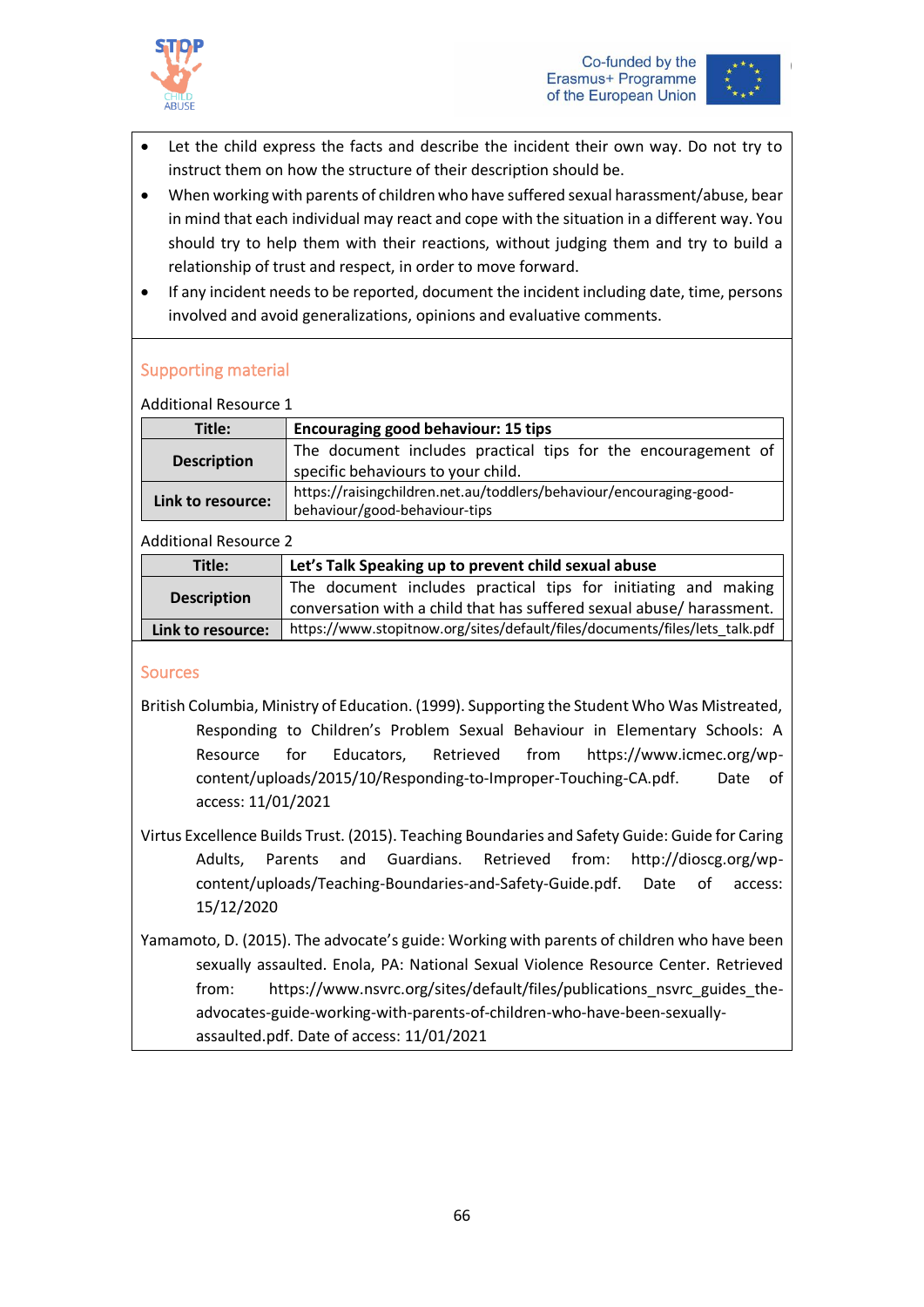- Let the child express the facts and describe the incident their own way. Do not try to instruct them on how the structure of their description should be.
- When working with parents of children who have suffered sexual harassment/abuse, bear in mind that each individual may react and cope with the situation in a different way. You should try to help them with their reactions, without judging them and try to build a relationship of trust and respect, in order to move forward.
- If any incident needs to be reported, document the incident including date, time, persons involved and avoid generalizations, opinions and evaluative comments.

## Supporting material

Additional Resource 1

| Title: | Encouraging good behaviour: 15 tips |
|---|---|
| Description | The document includes practical tips for the encouragement of specific behaviours to your child. |
| Link to resource: | https://raisingchildren.net.au/toddlers/behaviour/encouraging-good-behaviour/good-behaviour-tips |

Additional Resource 2

| Title: | Let's Talk Speaking up to prevent child sexual abuse |
|---|---|
| Description | The document includes practical tips for initiating and making conversation with a child that has suffered sexual abuse/ harassment. |
| Link to resource: | https://www.stopitnow.org/sites/default/files/documents/files/lets_talk.pdf |

## Sources

British Columbia, Ministry of Education. (1999). Supporting the Student Who Was Mistreated, Responding to Children's Problem Sexual Behaviour in Elementary Schools: A Resource for Educators, Retrieved from https://www.icmec.org/wp-content/uploads/2015/10/Responding-to-Improper-Touching-CA.pdf. Date of access: 11/01/2021

Virtus Excellence Builds Trust. (2015). Teaching Boundaries and Safety Guide: Guide for Caring Adults, Parents and Guardians. Retrieved from: http://dioscg.org/wp-content/uploads/Teaching-Boundaries-and-Safety-Guide.pdf. Date of access: 15/12/2020

Yamamoto, D. (2015). The advocate's guide: Working with parents of children who have been sexually assaulted. Enola, PA: National Sexual Violence Resource Center. Retrieved from: https://www.nsvrc.org/sites/default/files/publications_nsvrc_guides_the-advocates-guide-working-with-parents-of-children-who-have-been-sexually-assaulted.pdf. Date of access: 11/01/2021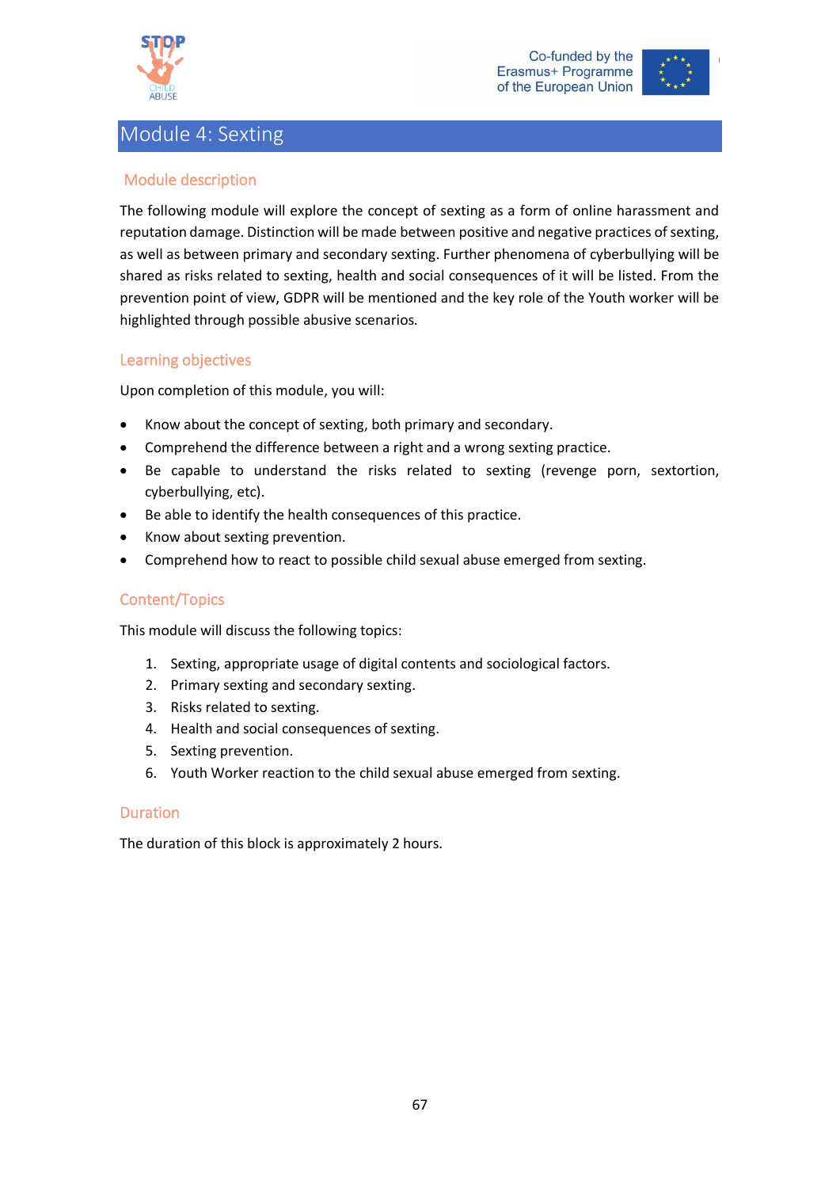# Module 4: Sexting

## Module description

The following module will explore the concept of sexting as a form of online harassment and reputation damage. Distinction will be made between positive and negative practices of sexting, as well as between primary and secondary sexting. Further phenomena of cyberbullying will be shared as risks related to sexting, health and social consequences of it will be listed. From the prevention point of view, GDPR will be mentioned and the key role of the Youth worker will be highlighted through possible abusive scenarios.

## Learning objectives

Upon completion of this module, you will:

- Know about the concept of sexting, both primary and secondary.
- Comprehend the difference between a right and a wrong sexting practice.
- Be capable to understand the risks related to sexting (revenge porn, sextortion, cyberbullying, etc).
- Be able to identify the health consequences of this practice.
- Know about sexting prevention.
- Comprehend how to react to possible child sexual abuse emerged from sexting.

## Content/Topics

This module will discuss the following topics:

1. Sexting, appropriate usage of digital contents and sociological factors.
2. Primary sexting and secondary sexting.
3. Risks related to sexting.
4. Health and social consequences of sexting.
5. Sexting prevention.
6. Youth Worker reaction to the child sexual abuse emerged from sexting.

## Duration

The duration of this block is approximately 2 hours.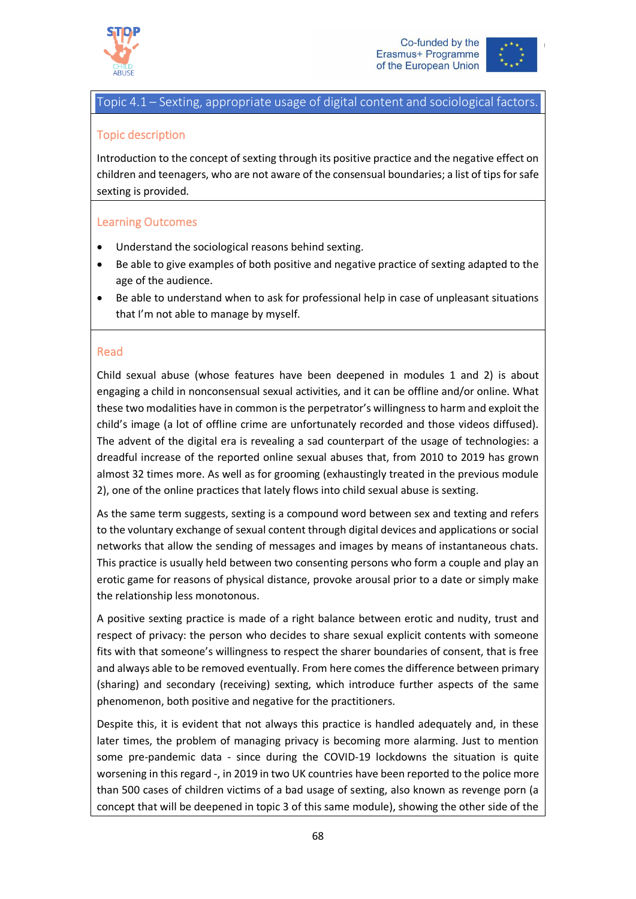## Topic 4.1 – Sexting, appropriate usage of digital content and sociological factors.

### Topic description

Introduction to the concept of sexting through its positive practice and the negative effect on children and teenagers, who are not aware of the consensual boundaries; a list of tips for safe sexting is provided.

### Learning Outcomes

- Understand the sociological reasons behind sexting.
- Be able to give examples of both positive and negative practice of sexting adapted to the age of the audience.
- Be able to understand when to ask for professional help in case of unpleasant situations that I'm not able to manage by myself.

### Read

Child sexual abuse (whose features have been deepened in modules 1 and 2) is about engaging a child in nonconsensual sexual activities, and it can be offline and/or online. What these two modalities have in common is the perpetrator's willingness to harm and exploit the child's image (a lot of offline crime are unfortunately recorded and those videos diffused). The advent of the digital era is revealing a sad counterpart of the usage of technologies: a dreadful increase of the reported online sexual abuses that, from 2010 to 2019 has grown almost 32 times more. As well as for grooming (exhaustingly treated in the previous module 2), one of the online practices that lately flows into child sexual abuse is sexting.

As the same term suggests, sexting is a compound word between sex and texting and refers to the voluntary exchange of sexual content through digital devices and applications or social networks that allow the sending of messages and images by means of instantaneous chats. This practice is usually held between two consenting persons who form a couple and play an erotic game for reasons of physical distance, provoke arousal prior to a date or simply make the relationship less monotonous.

A positive sexting practice is made of a right balance between erotic and nudity, trust and respect of privacy: the person who decides to share sexual explicit contents with someone fits with that someone's willingness to respect the sharer boundaries of consent, that is free and always able to be removed eventually. From here comes the difference between primary (sharing) and secondary (receiving) sexting, which introduce further aspects of the same phenomenon, both positive and negative for the practitioners.

Despite this, it is evident that not always this practice is handled adequately and, in these later times, the problem of managing privacy is becoming more alarming. Just to mention some pre-pandemic data - since during the COVID-19 lockdowns the situation is quite worsening in this regard -, in 2019 in two UK countries have been reported to the police more than 500 cases of children victims of a bad usage of sexting, also known as revenge porn (a concept that will be deepened in topic 3 of this same module), showing the other side of the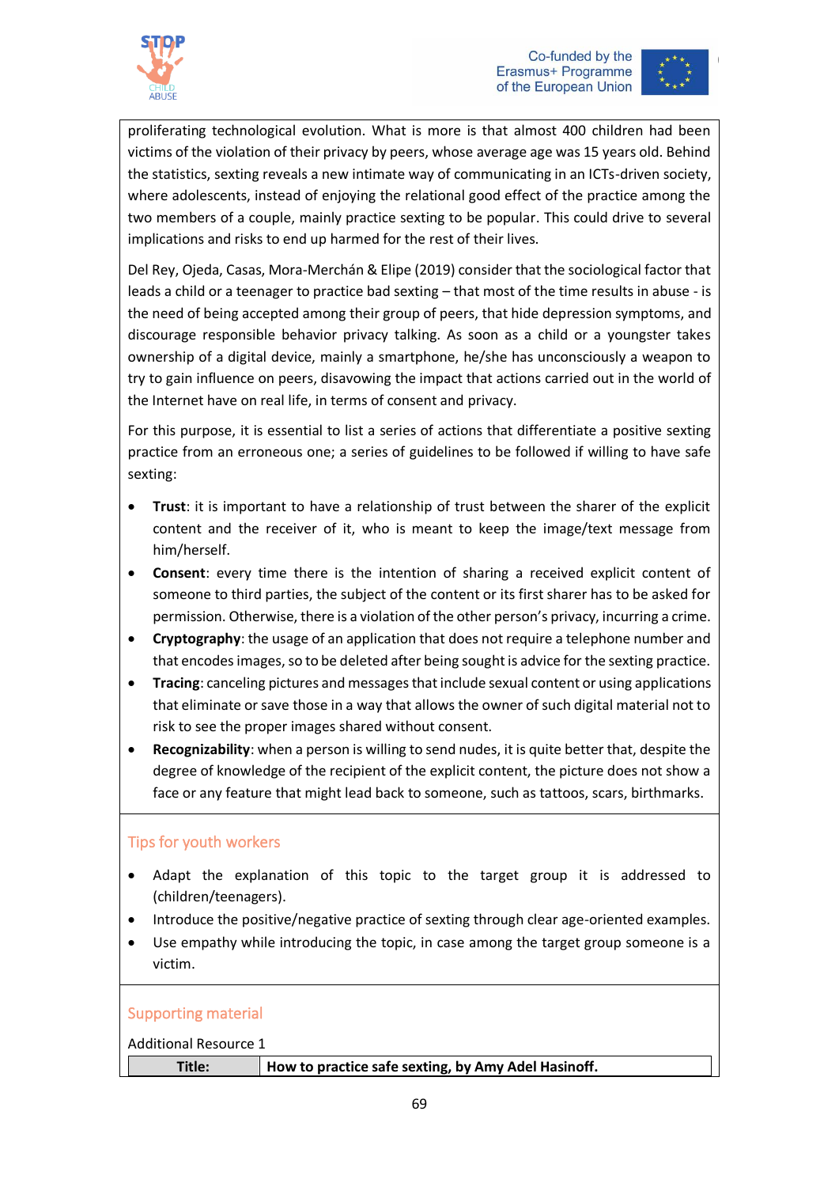proliferating technological evolution. What is more is that almost 400 children had been victims of the violation of their privacy by peers, whose average age was 15 years old. Behind the statistics, sexting reveals a new intimate way of communicating in an ICTs-driven society, where adolescents, instead of enjoying the relational good effect of the practice among the two members of a couple, mainly practice sexting to be popular. This could drive to several implications and risks to end up harmed for the rest of their lives.

Del Rey, Ojeda, Casas, Mora-Merchán & Elipe (2019) consider that the sociological factor that leads a child or a teenager to practice bad sexting – that most of the time results in abuse - is the need of being accepted among their group of peers, that hide depression symptoms, and discourage responsible behavior privacy talking. As soon as a child or a youngster takes ownership of a digital device, mainly a smartphone, he/she has unconsciously a weapon to try to gain influence on peers, disavowing the impact that actions carried out in the world of the Internet have on real life, in terms of consent and privacy.

For this purpose, it is essential to list a series of actions that differentiate a positive sexting practice from an erroneous one; a series of guidelines to be followed if willing to have safe sexting:

- **Trust**: it is important to have a relationship of trust between the sharer of the explicit content and the receiver of it, who is meant to keep the image/text message from him/herself.
- **Consent**: every time there is the intention of sharing a received explicit content of someone to third parties, the subject of the content or its first sharer has to be asked for permission. Otherwise, there is a violation of the other person's privacy, incurring a crime.
- **Cryptography**: the usage of an application that does not require a telephone number and that encodes images, so to be deleted after being sought is advice for the sexting practice.
- **Tracing**: canceling pictures and messages that include sexual content or using applications that eliminate or save those in a way that allows the owner of such digital material not to risk to see the proper images shared without consent.
- **Recognizability**: when a person is willing to send nudes, it is quite better that, despite the degree of knowledge of the recipient of the explicit content, the picture does not show a face or any feature that might lead back to someone, such as tattoos, scars, birthmarks.

## Tips for youth workers

- Adapt the explanation of this topic to the target group it is addressed to (children/teenagers).
- Introduce the positive/negative practice of sexting through clear age-oriented examples.
- Use empathy while introducing the topic, in case among the target group someone is a victim.

## Supporting material

Additional Resource 1

| **Title:** | **How to practice safe sexting, by Amy Adel Hasinoff.** |
|---|---|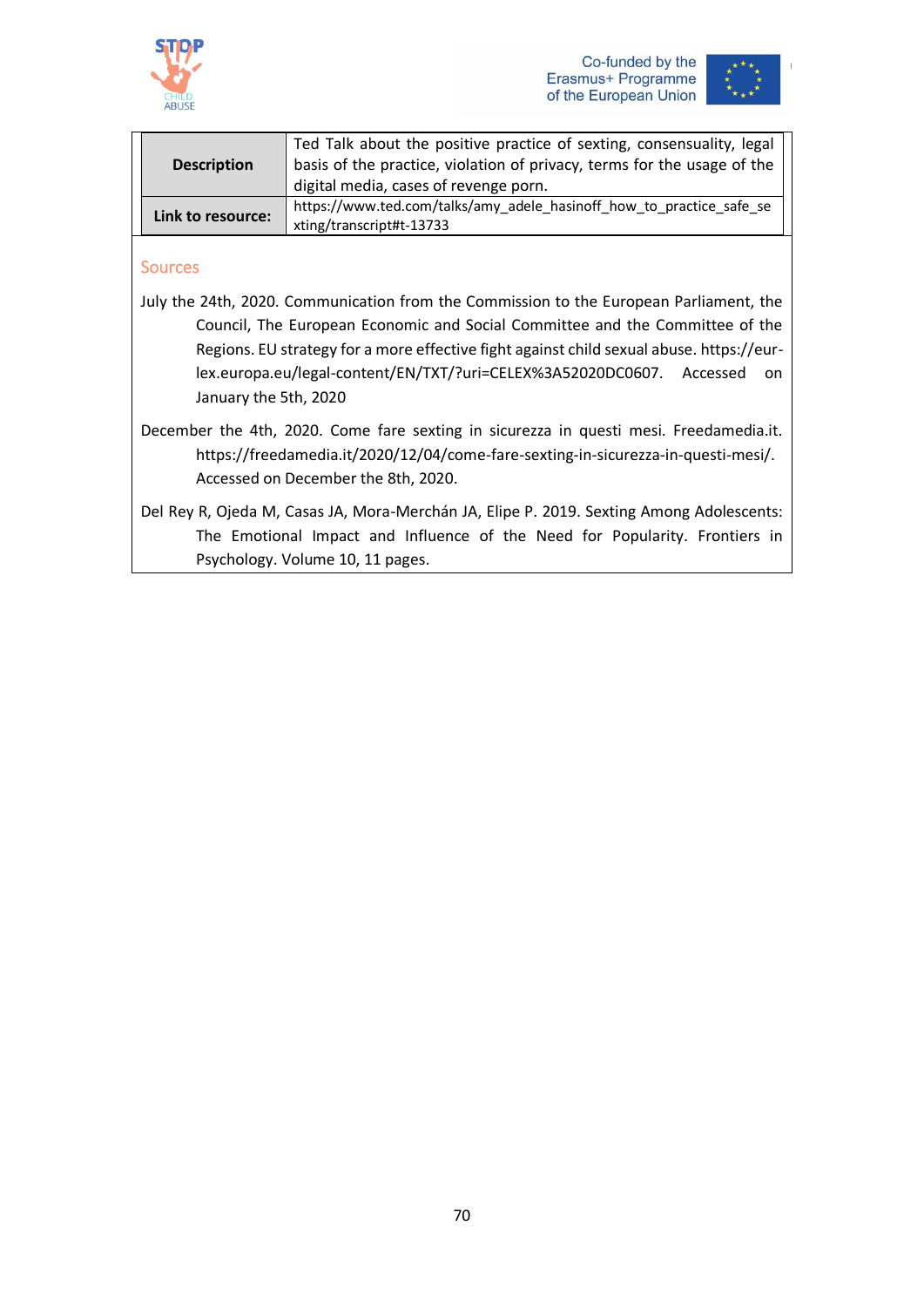| Description | Ted Talk about the positive practice of sexting, consensuality, legal basis of the practice, violation of privacy, terms for the usage of the digital media, cases of revenge porn. |
|---|---|
| Link to resource: | https://www.ted.com/talks/amy_adele_hasinoff_how_to_practice_safe_sexting/transcript#t-13733 |

## Sources

July the 24th, 2020. Communication from the Commission to the European Parliament, the Council, The European Economic and Social Committee and the Committee of the Regions. EU strategy for a more effective fight against child sexual abuse. https://eur-lex.europa.eu/legal-content/EN/TXT/?uri=CELEX%3A52020DC0607. Accessed on January the 5th, 2020

December the 4th, 2020. Come fare sexting in sicurezza in questi mesi. Freedamedia.it. https://freedamedia.it/2020/12/04/come-fare-sexting-in-sicurezza-in-questi-mesi/. Accessed on December the 8th, 2020.

Del Rey R, Ojeda M, Casas JA, Mora-Merchán JA, Elipe P. 2019. Sexting Among Adolescents: The Emotional Impact and Influence of the Need for Popularity. Frontiers in Psychology. Volume 10, 11 pages.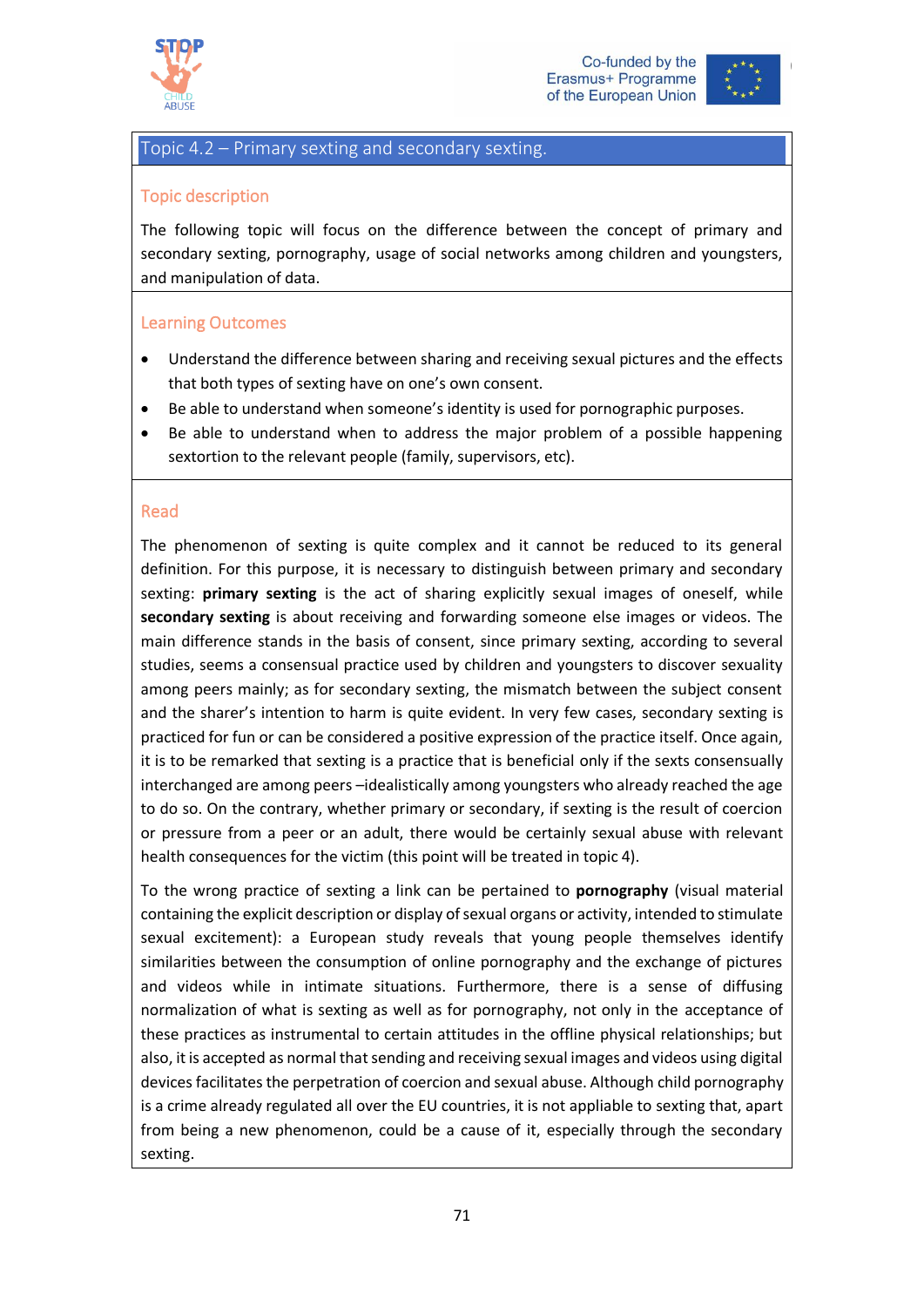## Topic 4.2 – Primary sexting and secondary sexting.

### Topic description

The following topic will focus on the difference between the concept of primary and secondary sexting, pornography, usage of social networks among children and youngsters, and manipulation of data.

### Learning Outcomes

- Understand the difference between sharing and receiving sexual pictures and the effects that both types of sexting have on one's own consent.
- Be able to understand when someone's identity is used for pornographic purposes.
- Be able to understand when to address the major problem of a possible happening sextortion to the relevant people (family, supervisors, etc).

### Read

The phenomenon of sexting is quite complex and it cannot be reduced to its general definition. For this purpose, it is necessary to distinguish between primary and secondary sexting: **primary sexting** is the act of sharing explicitly sexual images of oneself, while **secondary sexting** is about receiving and forwarding someone else images or videos. The main difference stands in the basis of consent, since primary sexting, according to several studies, seems a consensual practice used by children and youngsters to discover sexuality among peers mainly; as for secondary sexting, the mismatch between the subject consent and the sharer's intention to harm is quite evident. In very few cases, secondary sexting is practiced for fun or can be considered a positive expression of the practice itself. Once again, it is to be remarked that sexting is a practice that is beneficial only if the sexts consensually interchanged are among peers –idealistically among youngsters who already reached the age to do so. On the contrary, whether primary or secondary, if sexting is the result of coercion or pressure from a peer or an adult, there would be certainly sexual abuse with relevant health consequences for the victim (this point will be treated in topic 4).

To the wrong practice of sexting a link can be pertained to **pornography** (visual material containing the explicit description or display of sexual organs or activity, intended to stimulate sexual excitement): a European study reveals that young people themselves identify similarities between the consumption of online pornography and the exchange of pictures and videos while in intimate situations. Furthermore, there is a sense of diffusing normalization of what is sexting as well as for pornography, not only in the acceptance of these practices as instrumental to certain attitudes in the offline physical relationships; but also, it is accepted as normal that sending and receiving sexual images and videos using digital devices facilitates the perpetration of coercion and sexual abuse. Although child pornography is a crime already regulated all over the EU countries, it is not appliable to sexting that, apart from being a new phenomenon, could be a cause of it, especially through the secondary sexting.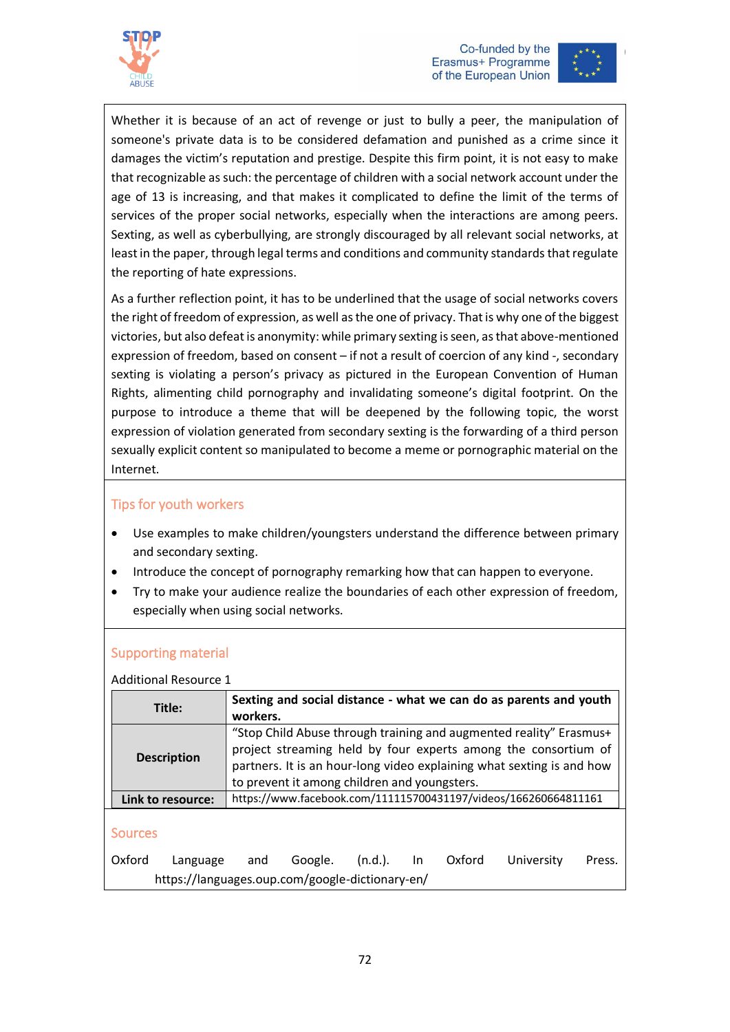Whether it is because of an act of revenge or just to bully a peer, the manipulation of someone's private data is to be considered defamation and punished as a crime since it damages the victim's reputation and prestige. Despite this firm point, it is not easy to make that recognizable as such: the percentage of children with a social network account under the age of 13 is increasing, and that makes it complicated to define the limit of the terms of services of the proper social networks, especially when the interactions are among peers. Sexting, as well as cyberbullying, are strongly discouraged by all relevant social networks, at least in the paper, through legal terms and conditions and community standards that regulate the reporting of hate expressions.

As a further reflection point, it has to be underlined that the usage of social networks covers the right of freedom of expression, as well as the one of privacy. That is why one of the biggest victories, but also defeat is anonymity: while primary sexting is seen, as that above-mentioned expression of freedom, based on consent – if not a result of coercion of any kind -, secondary sexting is violating a person's privacy as pictured in the European Convention of Human Rights, alimenting child pornography and invalidating someone's digital footprint. On the purpose to introduce a theme that will be deepened by the following topic, the worst expression of violation generated from secondary sexting is the forwarding of a third person sexually explicit content so manipulated to become a meme or pornographic material on the Internet.

## Tips for youth workers

- Use examples to make children/youngsters understand the difference between primary and secondary sexting.
- Introduce the concept of pornography remarking how that can happen to everyone.
- Try to make your audience realize the boundaries of each other expression of freedom, especially when using social networks.

## Supporting material

Additional Resource 1

| **Title:** | **Sexting and social distance - what we can do as parents and youth workers.** |
|---|---|
| **Description** | "Stop Child Abuse through training and augmented reality" Erasmus+ project streaming held by four experts among the consortium of partners. It is an hour-long video explaining what sexting is and how to prevent it among children and youngsters. |
| **Link to resource:** | https://www.facebook.com/111115700431197/videos/166260664811161 |

## Sources

Oxford Language and Google. (n.d.). In Oxford University Press. https://languages.oup.com/google-dictionary-en/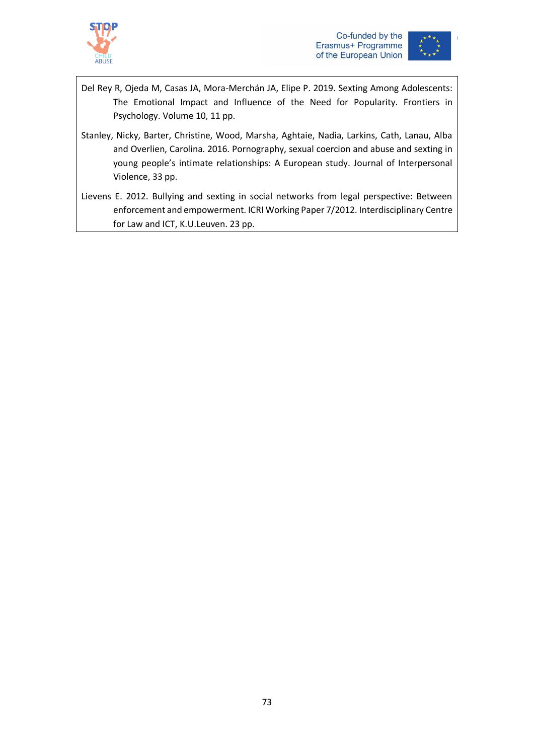Del Rey R, Ojeda M, Casas JA, Mora-Merchán JA, Elipe P. 2019. Sexting Among Adolescents: The Emotional Impact and Influence of the Need for Popularity. Frontiers in Psychology. Volume 10, 11 pp.

Stanley, Nicky, Barter, Christine, Wood, Marsha, Aghtaie, Nadia, Larkins, Cath, Lanau, Alba and Overlien, Carolina. 2016. Pornography, sexual coercion and abuse and sexting in young people's intimate relationships: A European study. Journal of Interpersonal Violence, 33 pp.

Lievens E. 2012. Bullying and sexting in social networks from legal perspective: Between enforcement and empowerment. ICRI Working Paper 7/2012. Interdisciplinary Centre for Law and ICT, K.U.Leuven. 23 pp.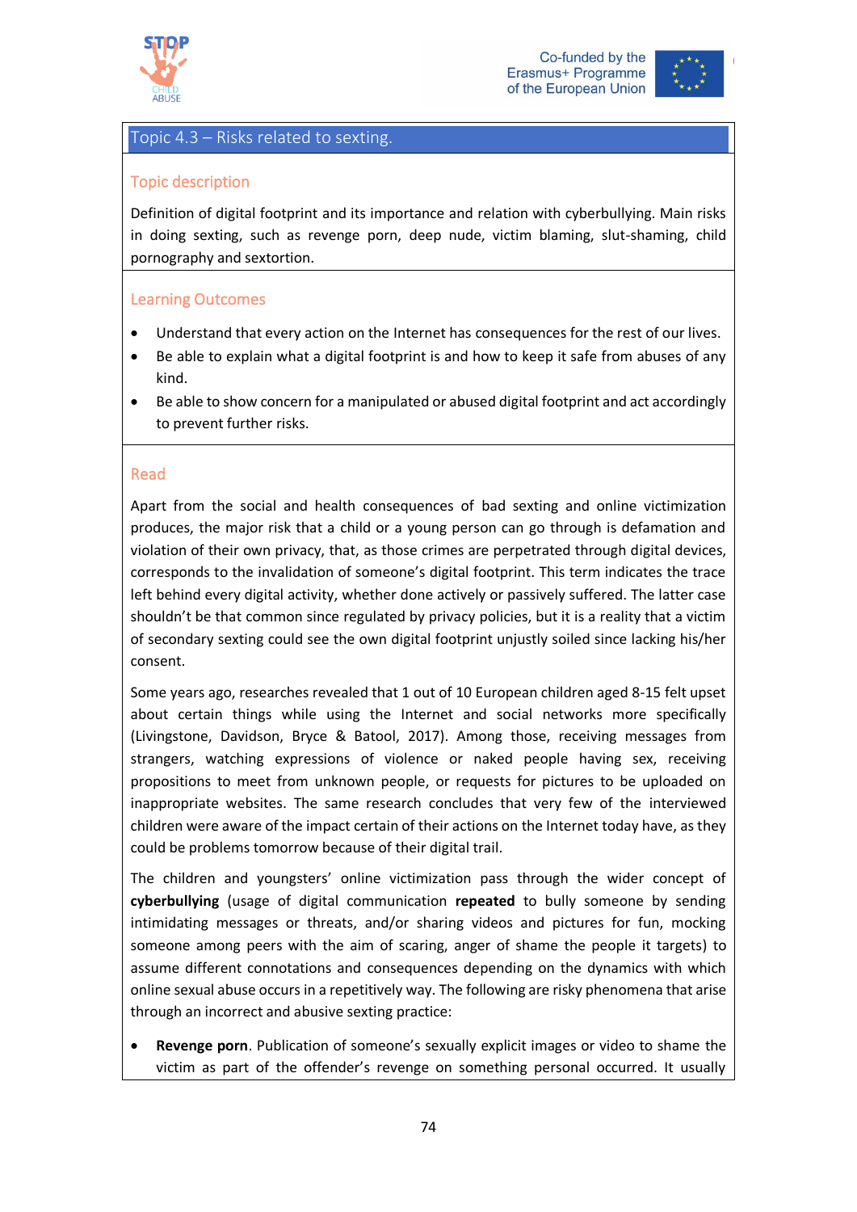## Topic 4.3 – Risks related to sexting.

### Topic description

Definition of digital footprint and its importance and relation with cyberbullying. Main risks in doing sexting, such as revenge porn, deep nude, victim blaming, slut-shaming, child pornography and sextortion.

### Learning Outcomes

- Understand that every action on the Internet has consequences for the rest of our lives.
- Be able to explain what a digital footprint is and how to keep it safe from abuses of any kind.
- Be able to show concern for a manipulated or abused digital footprint and act accordingly to prevent further risks.

### Read

Apart from the social and health consequences of bad sexting and online victimization produces, the major risk that a child or a young person can go through is defamation and violation of their own privacy, that, as those crimes are perpetrated through digital devices, corresponds to the invalidation of someone's digital footprint. This term indicates the trace left behind every digital activity, whether done actively or passively suffered. The latter case shouldn't be that common since regulated by privacy policies, but it is a reality that a victim of secondary sexting could see the own digital footprint unjustly soiled since lacking his/her consent.

Some years ago, researches revealed that 1 out of 10 European children aged 8-15 felt upset about certain things while using the Internet and social networks more specifically (Livingstone, Davidson, Bryce & Batool, 2017). Among those, receiving messages from strangers, watching expressions of violence or naked people having sex, receiving propositions to meet from unknown people, or requests for pictures to be uploaded on inappropriate websites. The same research concludes that very few of the interviewed children were aware of the impact certain of their actions on the Internet today have, as they could be problems tomorrow because of their digital trail.

The children and youngsters' online victimization pass through the wider concept of **cyberbullying** (usage of digital communication **repeated** to bully someone by sending intimidating messages or threats, and/or sharing videos and pictures for fun, mocking someone among peers with the aim of scaring, anger of shame the people it targets) to assume different connotations and consequences depending on the dynamics with which online sexual abuse occurs in a repetitively way. The following are risky phenomena that arise through an incorrect and abusive sexting practice:

- **Revenge porn**. Publication of someone's sexually explicit images or video to shame the victim as part of the offender's revenge on something personal occurred. It usually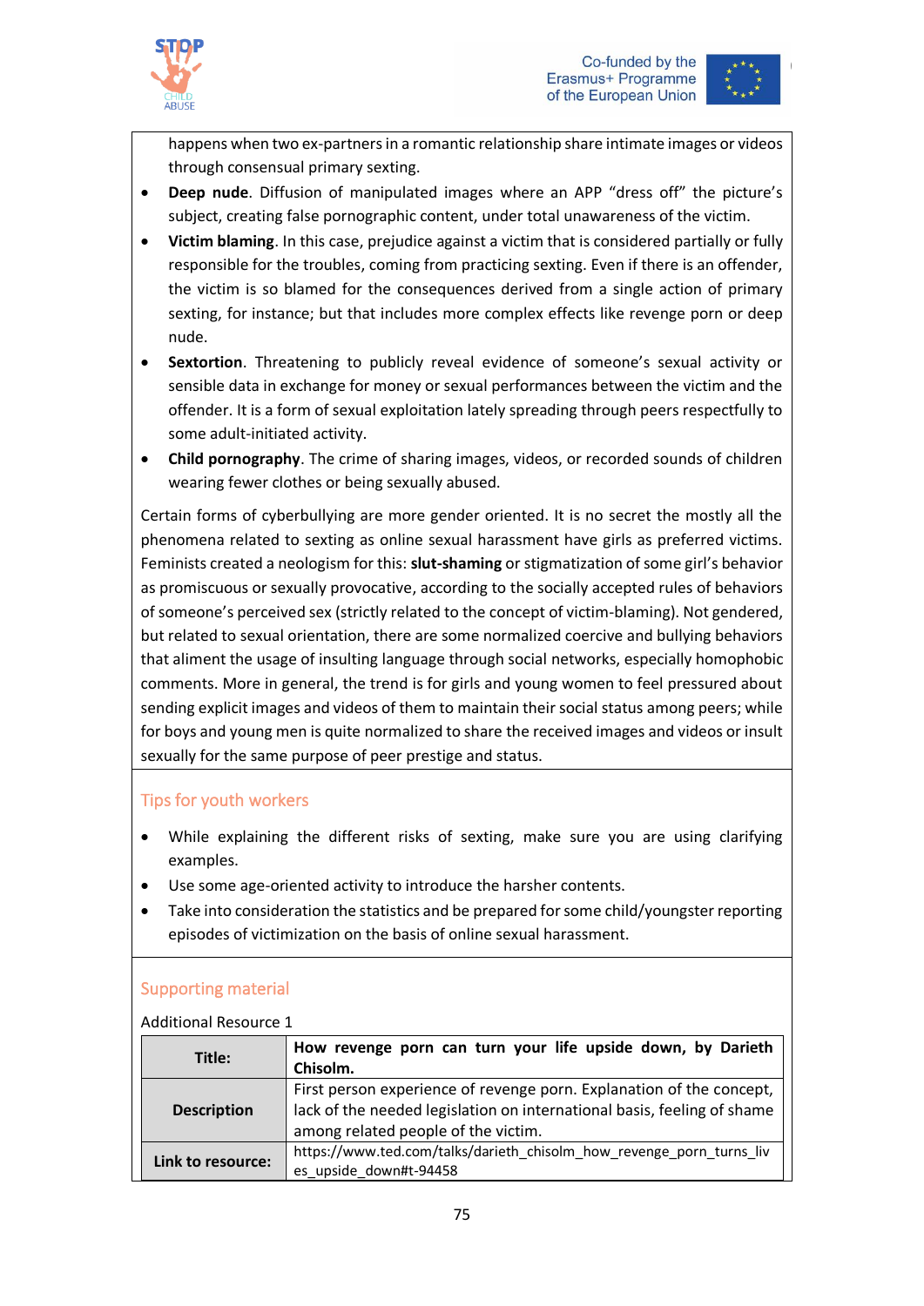happens when two ex-partners in a romantic relationship share intimate images or videos through consensual primary sexting.

- **Deep nude**. Diffusion of manipulated images where an APP "dress off" the picture's subject, creating false pornographic content, under total unawareness of the victim.
- **Victim blaming**. In this case, prejudice against a victim that is considered partially or fully responsible for the troubles, coming from practicing sexting. Even if there is an offender, the victim is so blamed for the consequences derived from a single action of primary sexting, for instance; but that includes more complex effects like revenge porn or deep nude.
- **Sextortion**. Threatening to publicly reveal evidence of someone's sexual activity or sensible data in exchange for money or sexual performances between the victim and the offender. It is a form of sexual exploitation lately spreading through peers respectfully to some adult-initiated activity.
- **Child pornography**. The crime of sharing images, videos, or recorded sounds of children wearing fewer clothes or being sexually abused.

Certain forms of cyberbullying are more gender oriented. It is no secret the mostly all the phenomena related to sexting as online sexual harassment have girls as preferred victims. Feminists created a neologism for this: **slut-shaming** or stigmatization of some girl's behavior as promiscuous or sexually provocative, according to the socially accepted rules of behaviors of someone's perceived sex (strictly related to the concept of victim-blaming). Not gendered, but related to sexual orientation, there are some normalized coercive and bullying behaviors that aliment the usage of insulting language through social networks, especially homophobic comments. More in general, the trend is for girls and young women to feel pressured about sending explicit images and videos of them to maintain their social status among peers; while for boys and young men is quite normalized to share the received images and videos or insult sexually for the same purpose of peer prestige and status.

## Tips for youth workers

- While explaining the different risks of sexting, make sure you are using clarifying examples.
- Use some age-oriented activity to introduce the harsher contents.
- Take into consideration the statistics and be prepared for some child/youngster reporting episodes of victimization on the basis of online sexual harassment.

## Supporting material

Additional Resource 1

| **Title:** | **How revenge porn can turn your life upside down, by Darieth Chisolm.** |
|---|---|
| **Description** | First person experience of revenge porn. Explanation of the concept, lack of the needed legislation on international basis, feeling of shame among related people of the victim. |
| **Link to resource:** | https://www.ted.com/talks/darieth_chisolm_how_revenge_porn_turns_lives_upside_down#t-94458 |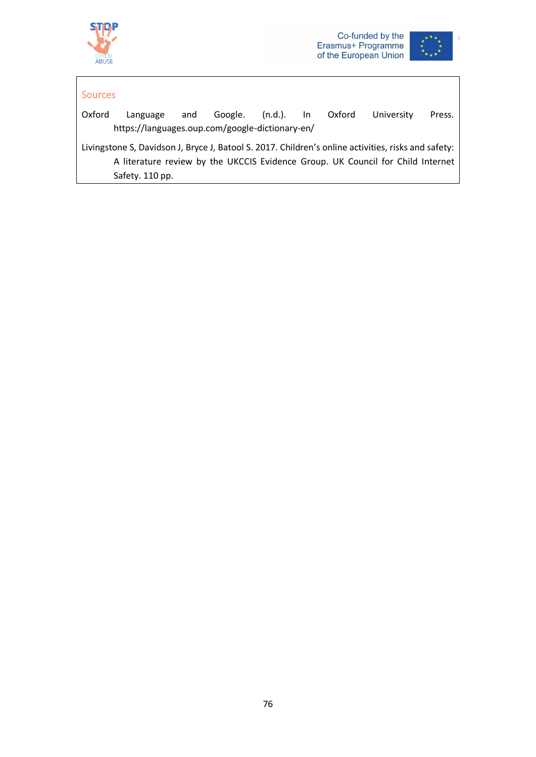### Sources

Oxford Language and Google. (n.d.). In Oxford University Press. https://languages.oup.com/google-dictionary-en/

Livingstone S, Davidson J, Bryce J, Batool S. 2017. Children's online activities, risks and safety: A literature review by the UKCCIS Evidence Group. UK Council for Child Internet Safety. 110 pp.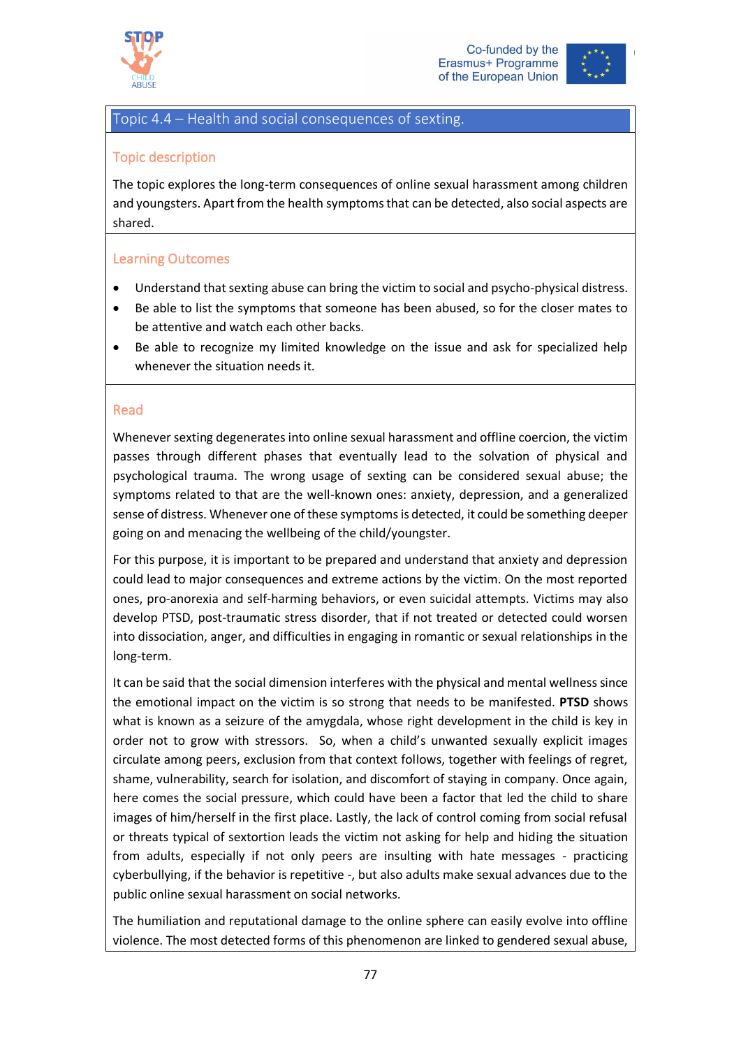## Topic 4.4 – Health and social consequences of sexting.

### Topic description

The topic explores the long-term consequences of online sexual harassment among children and youngsters. Apart from the health symptoms that can be detected, also social aspects are shared.

### Learning Outcomes

- Understand that sexting abuse can bring the victim to social and psycho-physical distress.
- Be able to list the symptoms that someone has been abused, so for the closer mates to be attentive and watch each other backs.
- Be able to recognize my limited knowledge on the issue and ask for specialized help whenever the situation needs it.

### Read

Whenever sexting degenerates into online sexual harassment and offline coercion, the victim passes through different phases that eventually lead to the solvation of physical and psychological trauma. The wrong usage of sexting can be considered sexual abuse; the symptoms related to that are the well-known ones: anxiety, depression, and a generalized sense of distress. Whenever one of these symptoms is detected, it could be something deeper going on and menacing the wellbeing of the child/youngster.

For this purpose, it is important to be prepared and understand that anxiety and depression could lead to major consequences and extreme actions by the victim. On the most reported ones, pro-anorexia and self-harming behaviors, or even suicidal attempts. Victims may also develop PTSD, post-traumatic stress disorder, that if not treated or detected could worsen into dissociation, anger, and difficulties in engaging in romantic or sexual relationships in the long-term.

It can be said that the social dimension interferes with the physical and mental wellness since the emotional impact on the victim is so strong that needs to be manifested. **PTSD** shows what is known as a seizure of the amygdala, whose right development in the child is key in order not to grow with stressors. So, when a child's unwanted sexually explicit images circulate among peers, exclusion from that context follows, together with feelings of regret, shame, vulnerability, search for isolation, and discomfort of staying in company. Once again, here comes the social pressure, which could have been a factor that led the child to share images of him/herself in the first place. Lastly, the lack of control coming from social refusal or threats typical of sextortion leads the victim not asking for help and hiding the situation from adults, especially if not only peers are insulting with hate messages - practicing cyberbullying, if the behavior is repetitive -, but also adults make sexual advances due to the public online sexual harassment on social networks.

The humiliation and reputational damage to the online sphere can easily evolve into offline violence. The most detected forms of this phenomenon are linked to gendered sexual abuse,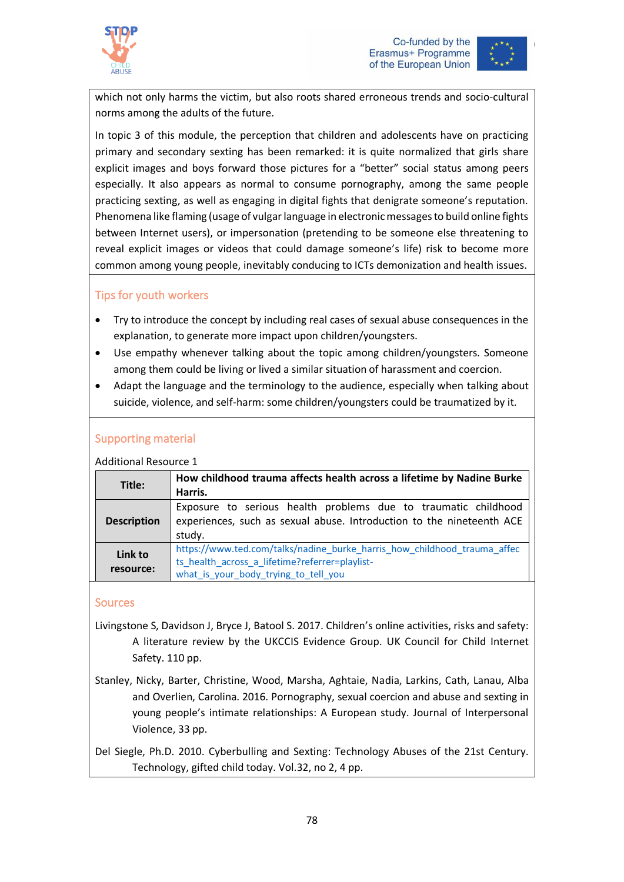which not only harms the victim, but also roots shared erroneous trends and socio-cultural norms among the adults of the future.

In topic 3 of this module, the perception that children and adolescents have on practicing primary and secondary sexting has been remarked: it is quite normalized that girls share explicit images and boys forward those pictures for a "better" social status among peers especially. It also appears as normal to consume pornography, among the same people practicing sexting, as well as engaging in digital fights that denigrate someone's reputation. Phenomena like flaming (usage of vulgar language in electronic messages to build online fights between Internet users), or impersonation (pretending to be someone else threatening to reveal explicit images or videos that could damage someone's life) risk to become more common among young people, inevitably conducing to ICTs demonization and health issues.

## Tips for youth workers

- Try to introduce the concept by including real cases of sexual abuse consequences in the explanation, to generate more impact upon children/youngsters.
- Use empathy whenever talking about the topic among children/youngsters. Someone among them could be living or lived a similar situation of harassment and coercion.
- Adapt the language and the terminology to the audience, especially when talking about suicide, violence, and self-harm: some children/youngsters could be traumatized by it.

## Supporting material

Additional Resource 1

| | |
|---|---|
| **Title:** | **How childhood trauma affects health across a lifetime by Nadine Burke Harris.** |
| **Description** | Exposure to serious health problems due to traumatic childhood experiences, such as sexual abuse. Introduction to the nineteenth ACE study. |
| **Link to resource:** | https://www.ted.com/talks/nadine_burke_harris_how_childhood_trauma_affects_health_across_a_lifetime?referrer=playlist-what_is_your_body_trying_to_tell_you |

## Sources

Livingstone S, Davidson J, Bryce J, Batool S. 2017. Children's online activities, risks and safety: A literature review by the UKCCIS Evidence Group. UK Council for Child Internet Safety. 110 pp.

Stanley, Nicky, Barter, Christine, Wood, Marsha, Aghtaie, Nadia, Larkins, Cath, Lanau, Alba and Overlien, Carolina. 2016. Pornography, sexual coercion and abuse and sexting in young people's intimate relationships: A European study. Journal of Interpersonal Violence, 33 pp.

Del Siegle, Ph.D. 2010. Cyberbulling and Sexting: Technology Abuses of the 21st Century. Technology, gifted child today. Vol.32, no 2, 4 pp.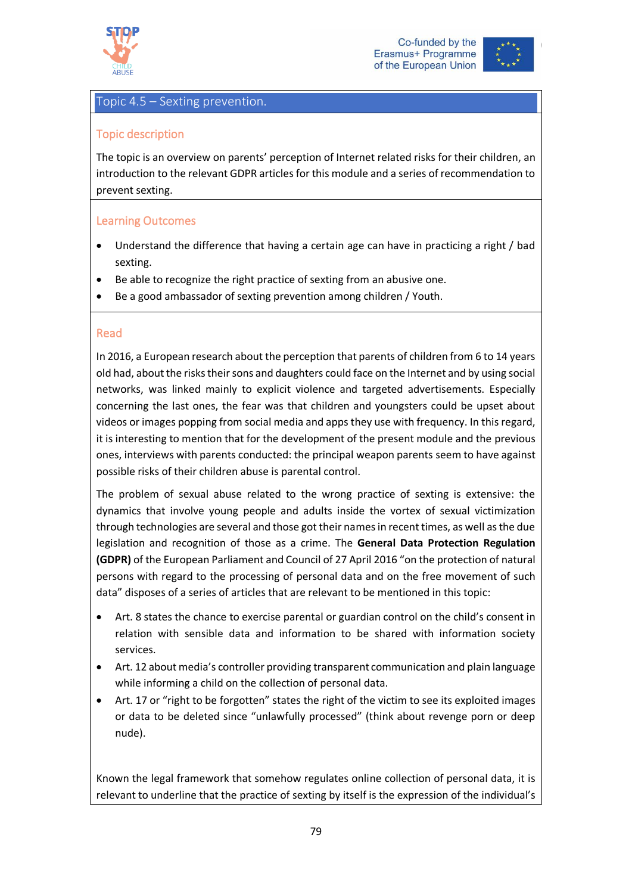## Topic 4.5 – Sexting prevention.

### Topic description

The topic is an overview on parents' perception of Internet related risks for their children, an introduction to the relevant GDPR articles for this module and a series of recommendation to prevent sexting.

### Learning Outcomes

- Understand the difference that having a certain age can have in practicing a right / bad sexting.
- Be able to recognize the right practice of sexting from an abusive one.
- Be a good ambassador of sexting prevention among children / Youth.

### Read

In 2016, a European research about the perception that parents of children from 6 to 14 years old had, about the risks their sons and daughters could face on the Internet and by using social networks, was linked mainly to explicit violence and targeted advertisements. Especially concerning the last ones, the fear was that children and youngsters could be upset about videos or images popping from social media and apps they use with frequency. In this regard, it is interesting to mention that for the development of the present module and the previous ones, interviews with parents conducted: the principal weapon parents seem to have against possible risks of their children abuse is parental control.

The problem of sexual abuse related to the wrong practice of sexting is extensive: the dynamics that involve young people and adults inside the vortex of sexual victimization through technologies are several and those got their names in recent times, as well as the due legislation and recognition of those as a crime. The **General Data Protection Regulation (GDPR)** of the European Parliament and Council of 27 April 2016 "on the protection of natural persons with regard to the processing of personal data and on the free movement of such data" disposes of a series of articles that are relevant to be mentioned in this topic:

- Art. 8 states the chance to exercise parental or guardian control on the child's consent in relation with sensible data and information to be shared with information society services.
- Art. 12 about media's controller providing transparent communication and plain language while informing a child on the collection of personal data.
- Art. 17 or "right to be forgotten" states the right of the victim to see its exploited images or data to be deleted since "unlawfully processed" (think about revenge porn or deep nude).

Known the legal framework that somehow regulates online collection of personal data, it is relevant to underline that the practice of sexting by itself is the expression of the individual's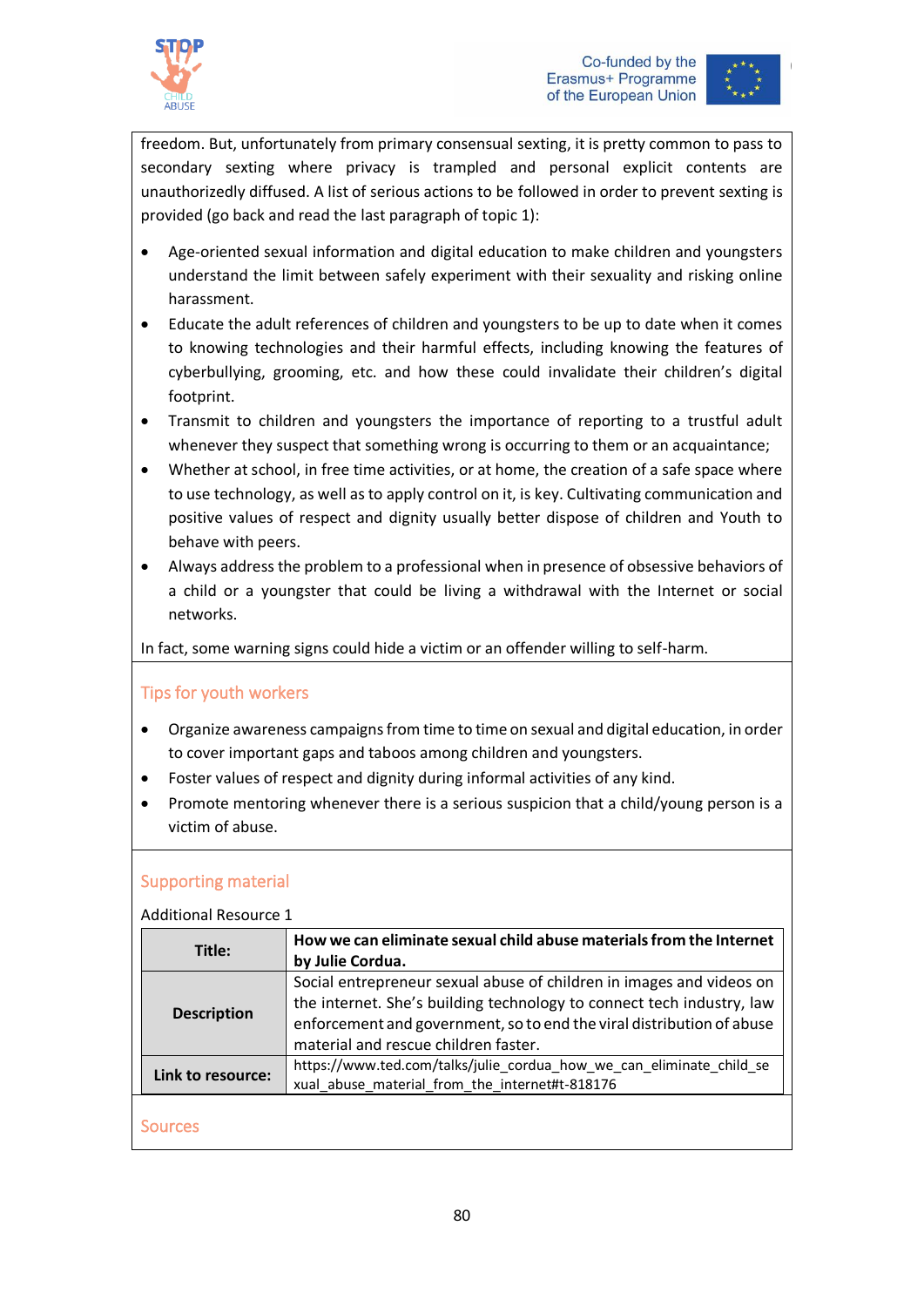freedom. But, unfortunately from primary consensual sexting, it is pretty common to pass to secondary sexting where privacy is trampled and personal explicit contents are unauthorizedly diffused. A list of serious actions to be followed in order to prevent sexting is provided (go back and read the last paragraph of topic 1):

- Age-oriented sexual information and digital education to make children and youngsters understand the limit between safely experiment with their sexuality and risking online harassment.
- Educate the adult references of children and youngsters to be up to date when it comes to knowing technologies and their harmful effects, including knowing the features of cyberbullying, grooming, etc. and how these could invalidate their children's digital footprint.
- Transmit to children and youngsters the importance of reporting to a trustful adult whenever they suspect that something wrong is occurring to them or an acquaintance;
- Whether at school, in free time activities, or at home, the creation of a safe space where to use technology, as well as to apply control on it, is key. Cultivating communication and positive values of respect and dignity usually better dispose of children and Youth to behave with peers.
- Always address the problem to a professional when in presence of obsessive behaviors of a child or a youngster that could be living a withdrawal with the Internet or social networks.

In fact, some warning signs could hide a victim or an offender willing to self-harm.

## Tips for youth workers

- Organize awareness campaigns from time to time on sexual and digital education, in order to cover important gaps and taboos among children and youngsters.
- Foster values of respect and dignity during informal activities of any kind.
- Promote mentoring whenever there is a serious suspicion that a child/young person is a victim of abuse.

## Supporting material

Additional Resource 1

| **Title:** | **How we can eliminate sexual child abuse materials from the Internet by Julie Cordua.** |
|---|---|
| **Description** | Social entrepreneur sexual abuse of children in images and videos on the internet. She's building technology to connect tech industry, law enforcement and government, so to end the viral distribution of abuse material and rescue children faster. |
| **Link to resource:** | https://www.ted.com/talks/julie_cordua_how_we_can_eliminate_child_sexual_abuse_material_from_the_internet#t-818176 |

## Sources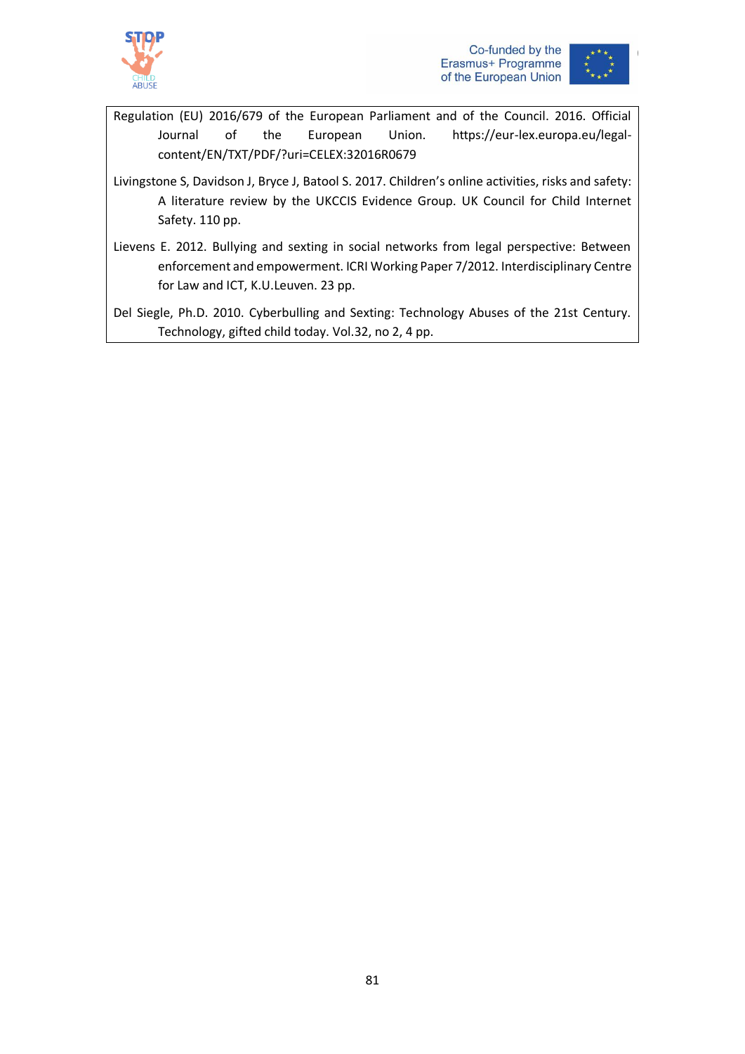Regulation (EU) 2016/679 of the European Parliament and of the Council. 2016. Official Journal of the European Union. https://eur-lex.europa.eu/legal-content/EN/TXT/PDF/?uri=CELEX:32016R0679

Livingstone S, Davidson J, Bryce J, Batool S. 2017. Children's online activities, risks and safety: A literature review by the UKCCIS Evidence Group. UK Council for Child Internet Safety. 110 pp.

Lievens E. 2012. Bullying and sexting in social networks from legal perspective: Between enforcement and empowerment. ICRI Working Paper 7/2012. Interdisciplinary Centre for Law and ICT, K.U.Leuven. 23 pp.

Del Siegle, Ph.D. 2010. Cyberbulling and Sexting: Technology Abuses of the 21st Century. Technology, gifted child today. Vol.32, no 2, 4 pp.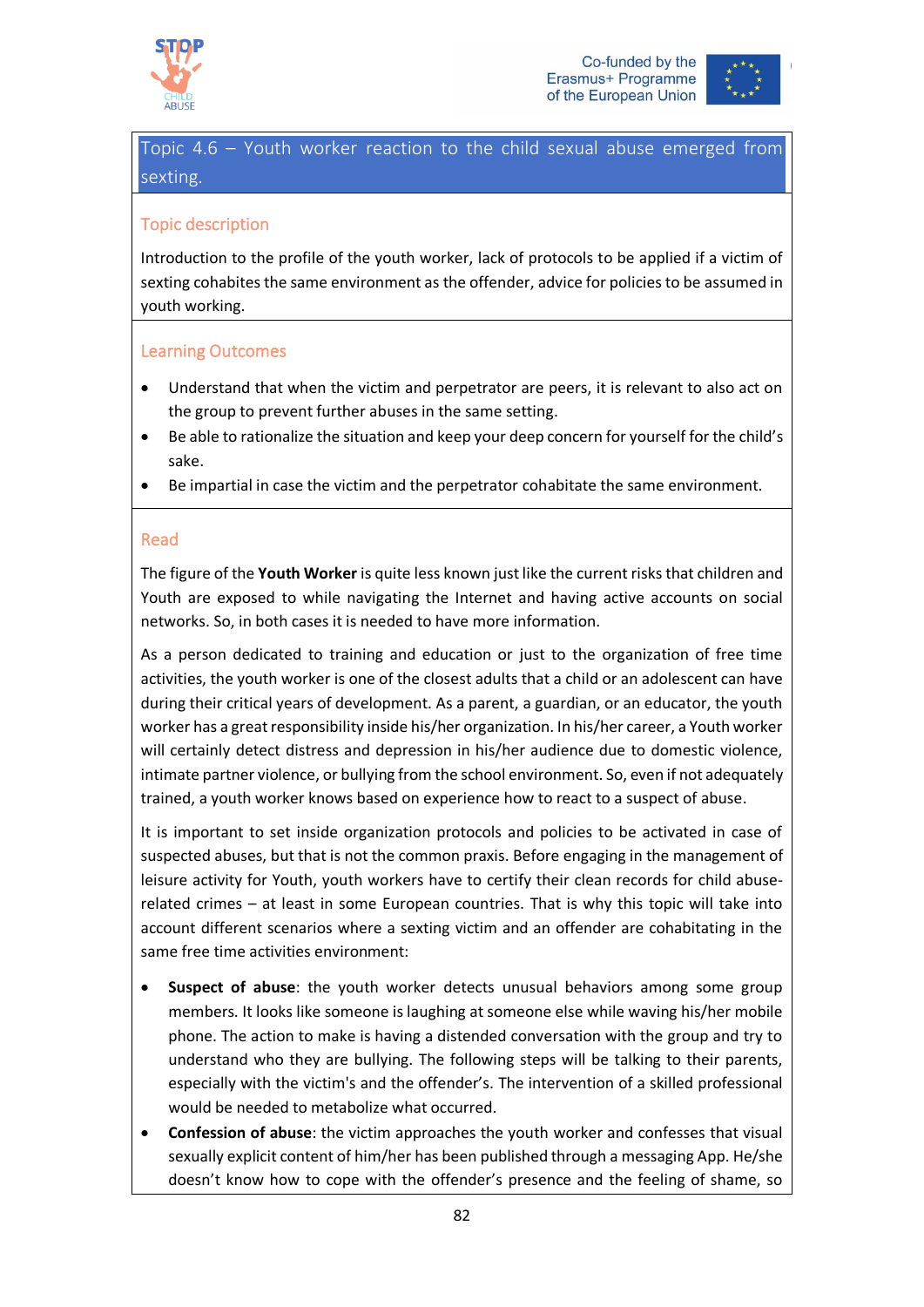## Topic 4.6 – Youth worker reaction to the child sexual abuse emerged from sexting.

### Topic description

Introduction to the profile of the youth worker, lack of protocols to be applied if a victim of sexting cohabites the same environment as the offender, advice for policies to be assumed in youth working.

### Learning Outcomes

- Understand that when the victim and perpetrator are peers, it is relevant to also act on the group to prevent further abuses in the same setting.
- Be able to rationalize the situation and keep your deep concern for yourself for the child's sake.
- Be impartial in case the victim and the perpetrator cohabitate the same environment.

### Read

The figure of the **Youth Worker** is quite less known just like the current risks that children and Youth are exposed to while navigating the Internet and having active accounts on social networks. So, in both cases it is needed to have more information.

As a person dedicated to training and education or just to the organization of free time activities, the youth worker is one of the closest adults that a child or an adolescent can have during their critical years of development. As a parent, a guardian, or an educator, the youth worker has a great responsibility inside his/her organization. In his/her career, a Youth worker will certainly detect distress and depression in his/her audience due to domestic violence, intimate partner violence, or bullying from the school environment. So, even if not adequately trained, a youth worker knows based on experience how to react to a suspect of abuse.

It is important to set inside organization protocols and policies to be activated in case of suspected abuses, but that is not the common praxis. Before engaging in the management of leisure activity for Youth, youth workers have to certify their clean records for child abuse-related crimes – at least in some European countries. That is why this topic will take into account different scenarios where a sexting victim and an offender are cohabitating in the same free time activities environment:

- **Suspect of abuse**: the youth worker detects unusual behaviors among some group members. It looks like someone is laughing at someone else while waving his/her mobile phone. The action to make is having a distended conversation with the group and try to understand who they are bullying. The following steps will be talking to their parents, especially with the victim's and the offender's. The intervention of a skilled professional would be needed to metabolize what occurred.
- **Confession of abuse**: the victim approaches the youth worker and confesses that visual sexually explicit content of him/her has been published through a messaging App. He/she doesn't know how to cope with the offender's presence and the feeling of shame, so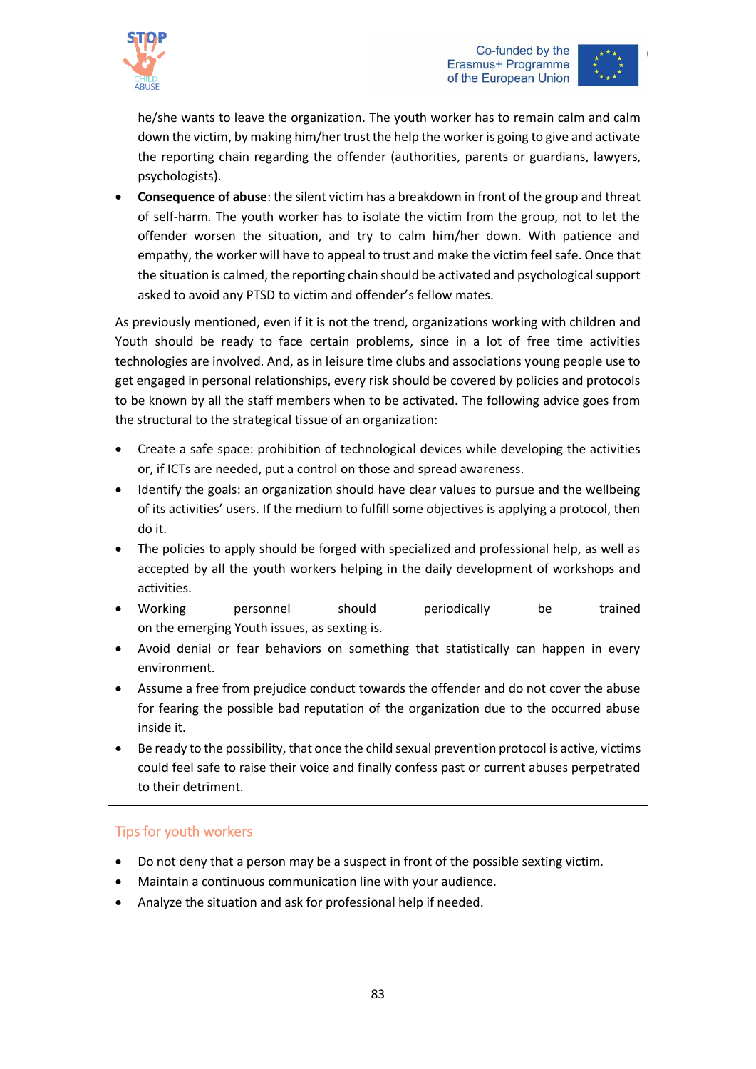he/she wants to leave the organization. The youth worker has to remain calm and calm down the victim, by making him/her trust the help the worker is going to give and activate the reporting chain regarding the offender (authorities, parents or guardians, lawyers, psychologists).

- **Consequence of abuse**: the silent victim has a breakdown in front of the group and threat of self-harm. The youth worker has to isolate the victim from the group, not to let the offender worsen the situation, and try to calm him/her down. With patience and empathy, the worker will have to appeal to trust and make the victim feel safe. Once that the situation is calmed, the reporting chain should be activated and psychological support asked to avoid any PTSD to victim and offender's fellow mates.

As previously mentioned, even if it is not the trend, organizations working with children and Youth should be ready to face certain problems, since in a lot of free time activities technologies are involved. And, as in leisure time clubs and associations young people use to get engaged in personal relationships, every risk should be covered by policies and protocols to be known by all the staff members when to be activated. The following advice goes from the structural to the strategical tissue of an organization:

- Create a safe space: prohibition of technological devices while developing the activities or, if ICTs are needed, put a control on those and spread awareness.
- Identify the goals: an organization should have clear values to pursue and the wellbeing of its activities' users. If the medium to fulfill some objectives is applying a protocol, then do it.
- The policies to apply should be forged with specialized and professional help, as well as accepted by all the youth workers helping in the daily development of workshops and activities.
- Working personnel should periodically be trained on the emerging Youth issues, as sexting is.
- Avoid denial or fear behaviors on something that statistically can happen in every environment.
- Assume a free from prejudice conduct towards the offender and do not cover the abuse for fearing the possible bad reputation of the organization due to the occurred abuse inside it.
- Be ready to the possibility, that once the child sexual prevention protocol is active, victims could feel safe to raise their voice and finally confess past or current abuses perpetrated to their detriment.

## Tips for youth workers

- Do not deny that a person may be a suspect in front of the possible sexting victim.
- Maintain a continuous communication line with your audience.
- Analyze the situation and ask for professional help if needed.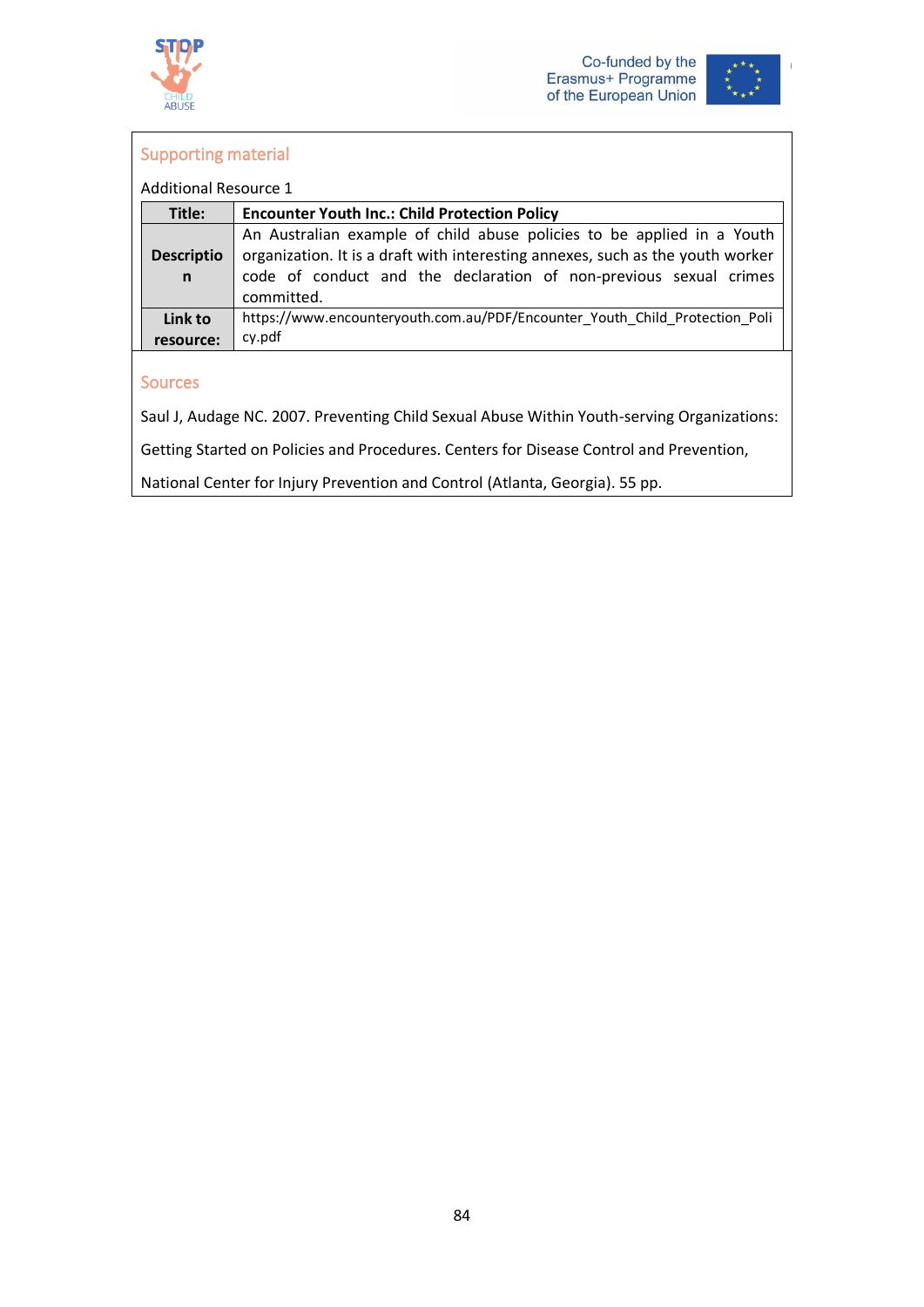## Supporting material

Additional Resource 1

| | |
|---|---|
| **Title:** | **Encounter Youth Inc.: Child Protection Policy** |
| **Description** | An Australian example of child abuse policies to be applied in a Youth organization. It is a draft with interesting annexes, such as the youth worker code of conduct and the declaration of non-previous sexual crimes committed. |
| **Link to resource:** | https://www.encounteryouth.com.au/PDF/Encounter_Youth_Child_Protection_Policy.pdf |

## Sources

Saul J, Audage NC. 2007. Preventing Child Sexual Abuse Within Youth-serving Organizations: Getting Started on Policies and Procedures. Centers for Disease Control and Prevention, National Center for Injury Prevention and Control (Atlanta, Georgia). 55 pp.